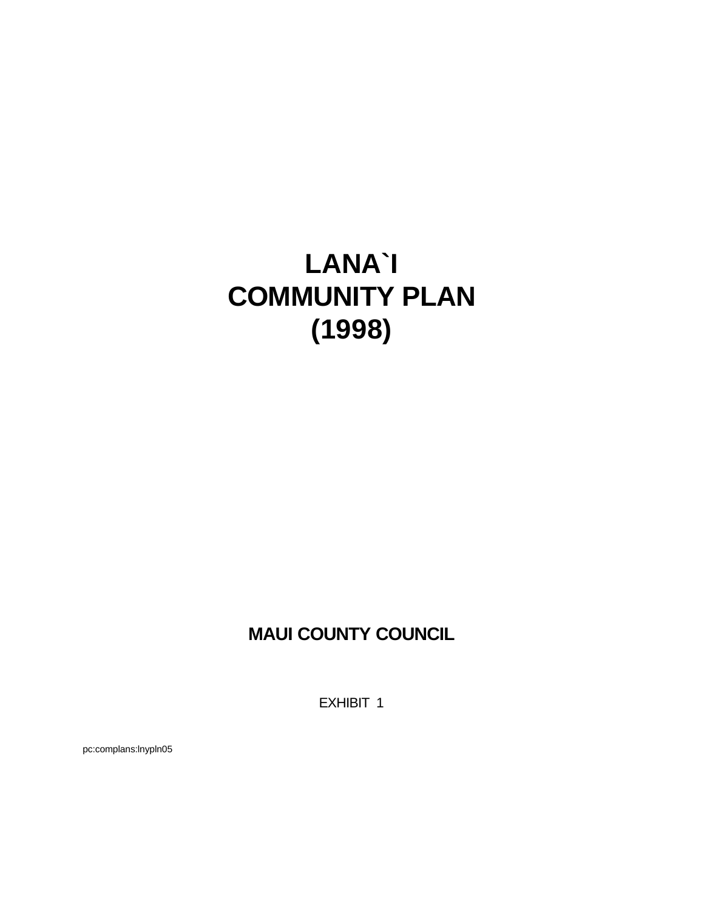# LANA`I COMMUNITY PLAN (1998)

**MAUI COUNTY COUNCIL**

EXHIBIT 1

pc:complans:lnypln05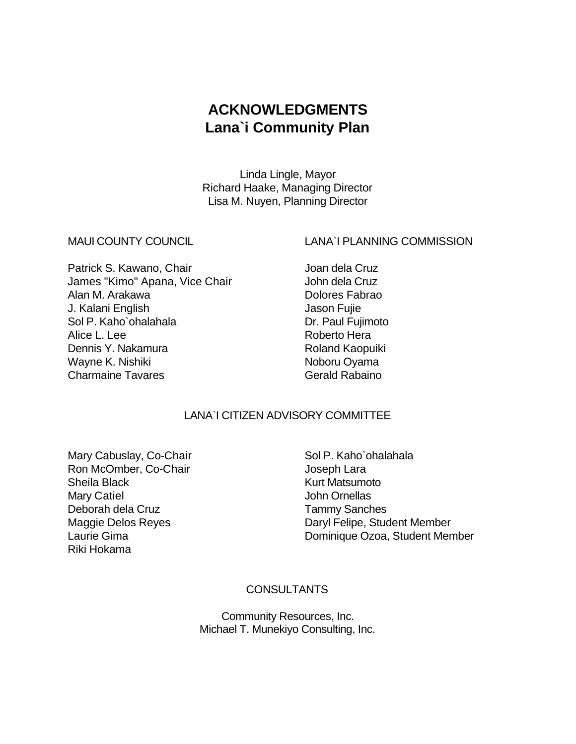# ACKNOWLEDGMENTS
# Lana`i Community Plan

Linda Lingle, Mayor
Richard Haake, Managing Director
Lisa M. Nuyen, Planning Director

MAUI COUNTY COUNCIL

Patrick S. Kawano, Chair
James "Kimo" Apana, Vice Chair
Alan M. Arakawa
J. Kalani English
Sol P. Kaho`ohalahala
Alice L. Lee
Dennis Y. Nakamura
Wayne K. Nishiki
Charmaine Tavares

LANA`I PLANNING COMMISSION

Joan dela Cruz
John dela Cruz
Dolores Fabrao
Jason Fujie
Dr. Paul Fujimoto
Roberto Hera
Roland Kaopuiki
Noboru Oyama
Gerald Rabaino

LANA`I CITIZEN ADVISORY COMMITTEE

Mary Cabuslay, Co-Chair
Ron McOmber, Co-Chair
Sheila Black
Mary Catiel
Deborah dela Cruz
Maggie Delos Reyes
Laurie Gima
Riki Hokama
Sol P. Kaho`ohalahala
Joseph Lara
Kurt Matsumoto
John Ornellas
Tammy Sanches
Daryl Felipe, Student Member
Dominique Ozoa, Student Member

CONSULTANTS

Community Resources, Inc.
Michael T. Munekiyo Consulting, Inc.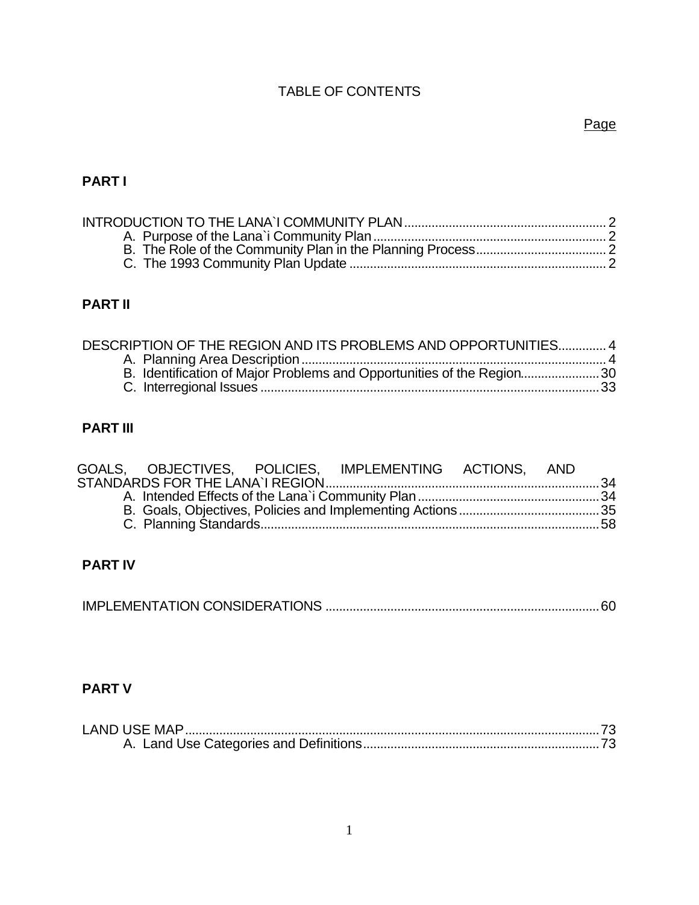# TABLE OF CONTENTS

Page

## PART I

INTRODUCTION TO THE LANA`I COMMUNITY PLAN .......... 2
- A. Purpose of the Lana`i Community Plan .......... 2
- B. The Role of the Community Plan in the Planning Process .......... 2
- C. The 1993 Community Plan Update .......... 2

## PART II

DESCRIPTION OF THE REGION AND ITS PROBLEMS AND OPPORTUNITIES .......... 4
- A. Planning Area Description .......... 4
- B. Identification of Major Problems and Opportunities of the Region .......... 30
- C. Interregional Issues .......... 33

## PART III

GOALS, OBJECTIVES, POLICIES, IMPLEMENTING ACTIONS, AND STANDARDS FOR THE LANA`I REGION .......... 34
- A. Intended Effects of the Lana`i Community Plan .......... 34
- B. Goals, Objectives, Policies and Implementing Actions .......... 35
- C. Planning Standards .......... 58

## PART IV

IMPLEMENTATION CONSIDERATIONS .......... 60

## PART V

LAND USE MAP .......... 73
- A. Land Use Categories and Definitions .......... 73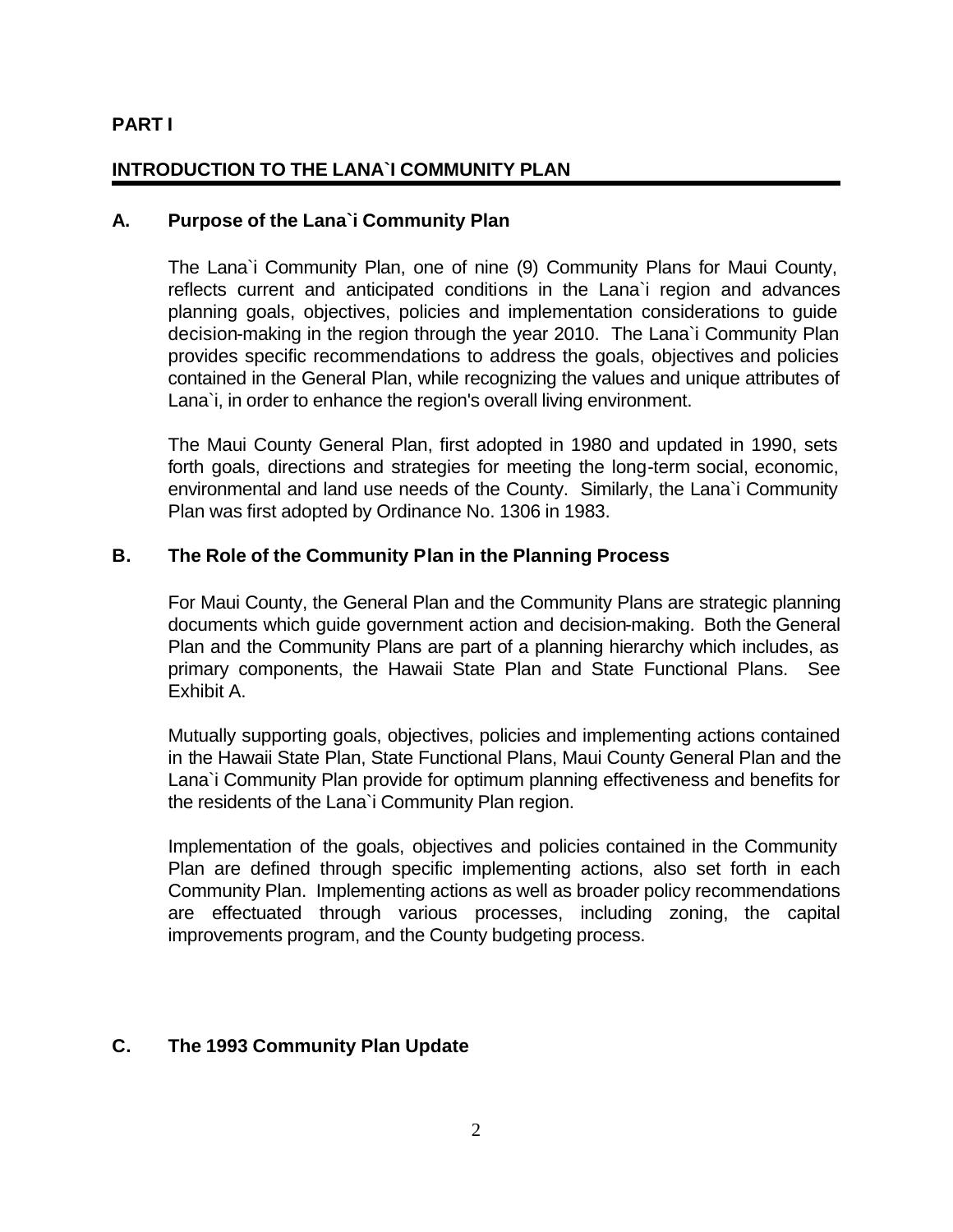# PART I

## INTRODUCTION TO THE LANA`I COMMUNITY PLAN

### A. Purpose of the Lana`i Community Plan

The Lana`i Community Plan, one of nine (9) Community Plans for Maui County, reflects current and anticipated conditions in the Lana`i region and advances planning goals, objectives, policies and implementation considerations to guide decision-making in the region through the year 2010. The Lana`i Community Plan provides specific recommendations to address the goals, objectives and policies contained in the General Plan, while recognizing the values and unique attributes of Lana`i, in order to enhance the region's overall living environment.

The Maui County General Plan, first adopted in 1980 and updated in 1990, sets forth goals, directions and strategies for meeting the long-term social, economic, environmental and land use needs of the County. Similarly, the Lana`i Community Plan was first adopted by Ordinance No. 1306 in 1983.

### B. The Role of the Community Plan in the Planning Process

For Maui County, the General Plan and the Community Plans are strategic planning documents which guide government action and decision-making. Both the General Plan and the Community Plans are part of a planning hierarchy which includes, as primary components, the Hawaii State Plan and State Functional Plans. See Exhibit A.

Mutually supporting goals, objectives, policies and implementing actions contained in the Hawaii State Plan, State Functional Plans, Maui County General Plan and the Lana`i Community Plan provide for optimum planning effectiveness and benefits for the residents of the Lana`i Community Plan region.

Implementation of the goals, objectives and policies contained in the Community Plan are defined through specific implementing actions, also set forth in each Community Plan. Implementing actions as well as broader policy recommendations are effectuated through various processes, including zoning, the capital improvements program, and the County budgeting process.

### C. The 1993 Community Plan Update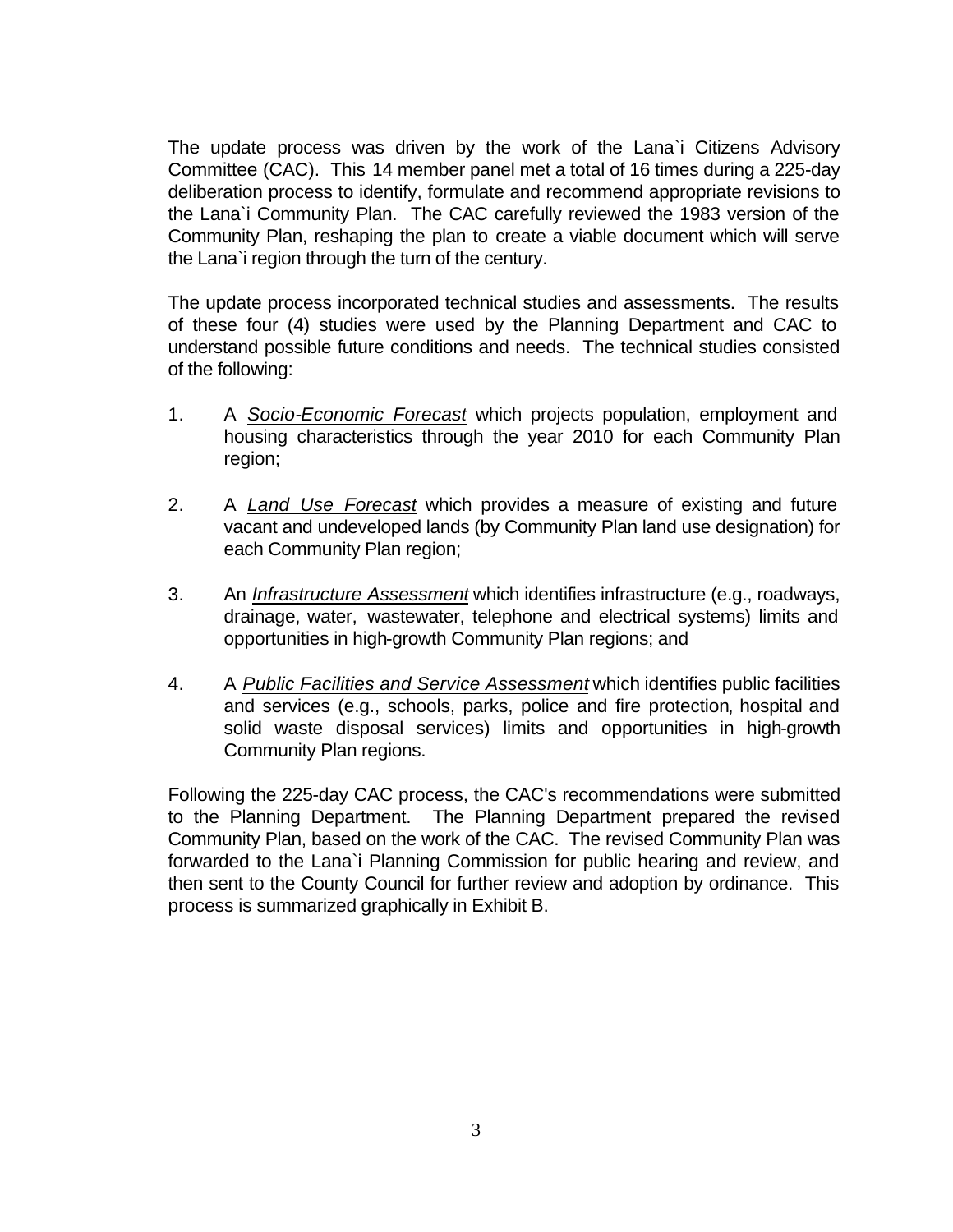The update process was driven by the work of the Lana`i Citizens Advisory Committee (CAC). This 14 member panel met a total of 16 times during a 225-day deliberation process to identify, formulate and recommend appropriate revisions to the Lana`i Community Plan. The CAC carefully reviewed the 1983 version of the Community Plan, reshaping the plan to create a viable document which will serve the Lana`i region through the turn of the century.

The update process incorporated technical studies and assessments. The results of these four (4) studies were used by the Planning Department and CAC to understand possible future conditions and needs. The technical studies consisted of the following:

1. A *Socio-Economic Forecast* which projects population, employment and housing characteristics through the year 2010 for each Community Plan region;

2. A *Land Use Forecast* which provides a measure of existing and future vacant and undeveloped lands (by Community Plan land use designation) for each Community Plan region;

3. An *Infrastructure Assessment* which identifies infrastructure (e.g., roadways, drainage, water, wastewater, telephone and electrical systems) limits and opportunities in high-growth Community Plan regions; and

4. A *Public Facilities and Service Assessment* which identifies public facilities and services (e.g., schools, parks, police and fire protection, hospital and solid waste disposal services) limits and opportunities in high-growth Community Plan regions.

Following the 225-day CAC process, the CAC's recommendations were submitted to the Planning Department. The Planning Department prepared the revised Community Plan, based on the work of the CAC. The revised Community Plan was forwarded to the Lana`i Planning Commission for public hearing and review, and then sent to the County Council for further review and adoption by ordinance. This process is summarized graphically in Exhibit B.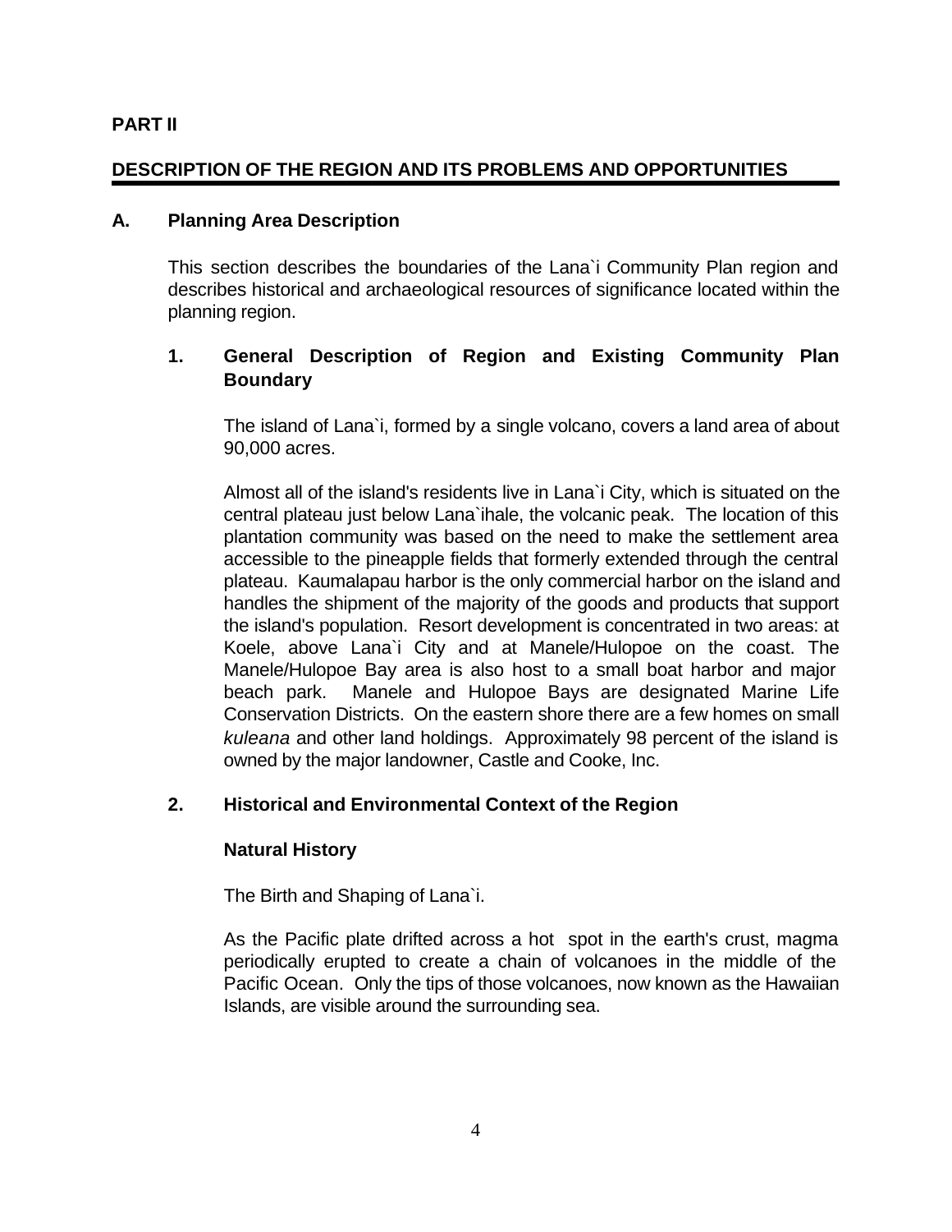# PART II

## DESCRIPTION OF THE REGION AND ITS PROBLEMS AND OPPORTUNITIES

### A. Planning Area Description

This section describes the boundaries of the Lana`i Community Plan region and describes historical and archaeological resources of significance located within the planning region.

#### 1. General Description of Region and Existing Community Plan Boundary

The island of Lana`i, formed by a single volcano, covers a land area of about 90,000 acres.

Almost all of the island's residents live in Lana`i City, which is situated on the central plateau just below Lana`ihale, the volcanic peak. The location of this plantation community was based on the need to make the settlement area accessible to the pineapple fields that formerly extended through the central plateau. Kaumalapau harbor is the only commercial harbor on the island and handles the shipment of the majority of the goods and products that support the island's population. Resort development is concentrated in two areas: at Koele, above Lana`i City and at Manele/Hulopoe on the coast. The Manele/Hulopoe Bay area is also host to a small boat harbor and major beach park. Manele and Hulopoe Bays are designated Marine Life Conservation Districts. On the eastern shore there are a few homes on small *kuleana* and other land holdings. Approximately 98 percent of the island is owned by the major landowner, Castle and Cooke, Inc.

#### 2. Historical and Environmental Context of the Region

**Natural History**

The Birth and Shaping of Lana`i.

As the Pacific plate drifted across a hot spot in the earth's crust, magma periodically erupted to create a chain of volcanoes in the middle of the Pacific Ocean. Only the tips of those volcanoes, now known as the Hawaiian Islands, are visible around the surrounding sea.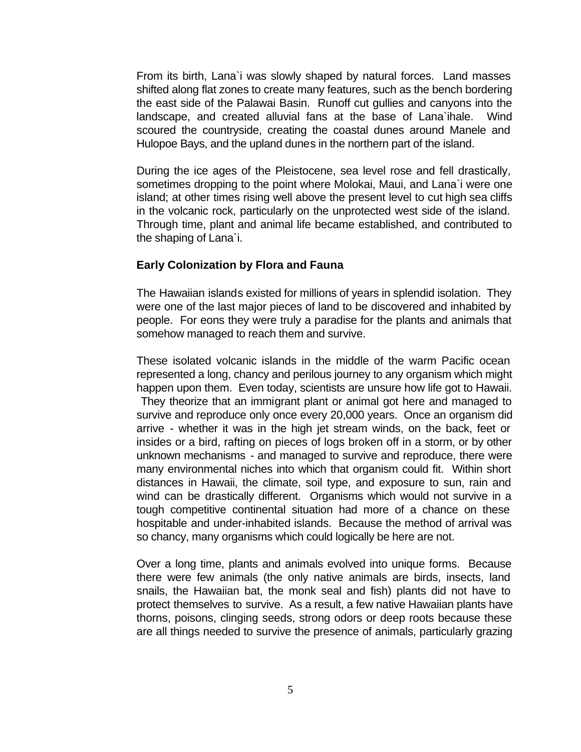From its birth, Lana`i was slowly shaped by natural forces. Land masses shifted along flat zones to create many features, such as the bench bordering the east side of the Palawai Basin. Runoff cut gullies and canyons into the landscape, and created alluvial fans at the base of Lana`ihale. Wind scoured the countryside, creating the coastal dunes around Manele and Hulopoe Bays, and the upland dunes in the northern part of the island.

During the ice ages of the Pleistocene, sea level rose and fell drastically, sometimes dropping to the point where Molokai, Maui, and Lana`i were one island; at other times rising well above the present level to cut high sea cliffs in the volcanic rock, particularly on the unprotected west side of the island. Through time, plant and animal life became established, and contributed to the shaping of Lana`i.

**Early Colonization by Flora and Fauna**

The Hawaiian islands existed for millions of years in splendid isolation. They were one of the last major pieces of land to be discovered and inhabited by people. For eons they were truly a paradise for the plants and animals that somehow managed to reach them and survive.

These isolated volcanic islands in the middle of the warm Pacific ocean represented a long, chancy and perilous journey to any organism which might happen upon them. Even today, scientists are unsure how life got to Hawaii. They theorize that an immigrant plant or animal got here and managed to survive and reproduce only once every 20,000 years. Once an organism did arrive - whether it was in the high jet stream winds, on the back, feet or insides or a bird, rafting on pieces of logs broken off in a storm, or by other unknown mechanisms - and managed to survive and reproduce, there were many environmental niches into which that organism could fit. Within short distances in Hawaii, the climate, soil type, and exposure to sun, rain and wind can be drastically different. Organisms which would not survive in a tough competitive continental situation had more of a chance on these hospitable and under-inhabited islands. Because the method of arrival was so chancy, many organisms which could logically be here are not.

Over a long time, plants and animals evolved into unique forms. Because there were few animals (the only native animals are birds, insects, land snails, the Hawaiian bat, the monk seal and fish) plants did not have to protect themselves to survive. As a result, a few native Hawaiian plants have thorns, poisons, clinging seeds, strong odors or deep roots because these are all things needed to survive the presence of animals, particularly grazing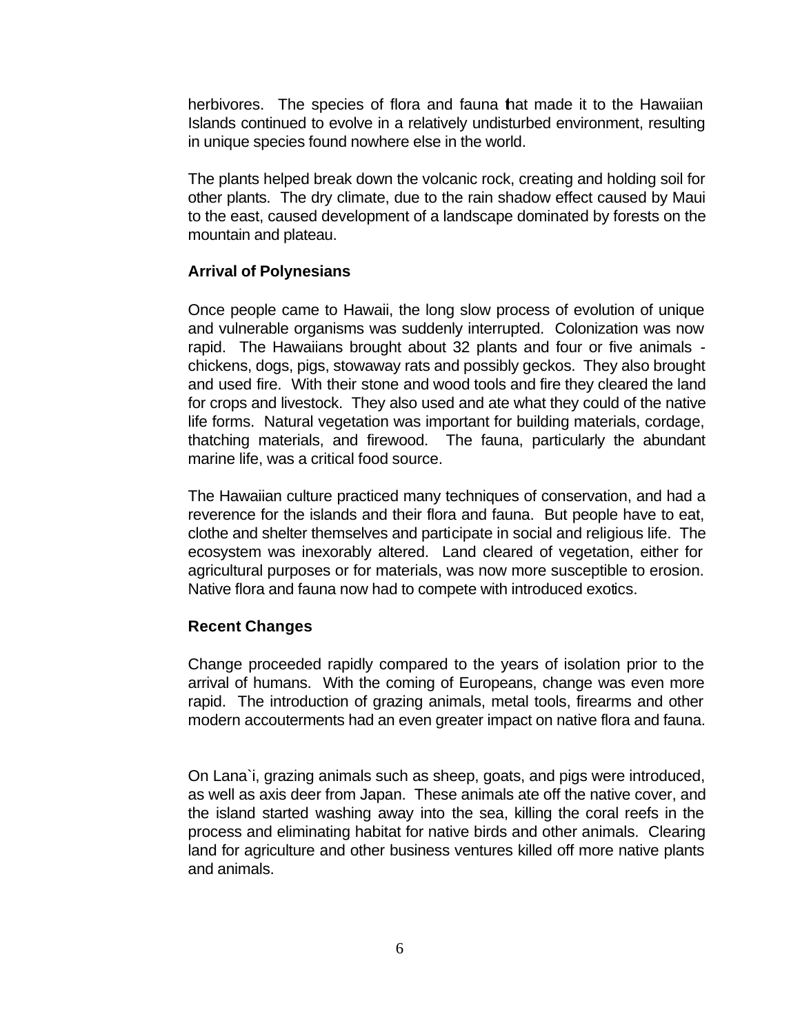herbivores. The species of flora and fauna that made it to the Hawaiian Islands continued to evolve in a relatively undisturbed environment, resulting in unique species found nowhere else in the world.

The plants helped break down the volcanic rock, creating and holding soil for other plants. The dry climate, due to the rain shadow effect caused by Maui to the east, caused development of a landscape dominated by forests on the mountain and plateau.

### Arrival of Polynesians

Once people came to Hawaii, the long slow process of evolution of unique and vulnerable organisms was suddenly interrupted. Colonization was now rapid. The Hawaiians brought about 32 plants and four or five animals - chickens, dogs, pigs, stowaway rats and possibly geckos. They also brought and used fire. With their stone and wood tools and fire they cleared the land for crops and livestock. They also used and ate what they could of the native life forms. Natural vegetation was important for building materials, cordage, thatching materials, and firewood. The fauna, particularly the abundant marine life, was a critical food source.

The Hawaiian culture practiced many techniques of conservation, and had a reverence for the islands and their flora and fauna. But people have to eat, clothe and shelter themselves and participate in social and religious life. The ecosystem was inexorably altered. Land cleared of vegetation, either for agricultural purposes or for materials, was now more susceptible to erosion. Native flora and fauna now had to compete with introduced exotics.

### Recent Changes

Change proceeded rapidly compared to the years of isolation prior to the arrival of humans. With the coming of Europeans, change was even more rapid. The introduction of grazing animals, metal tools, firearms and other modern accouterments had an even greater impact on native flora and fauna.

On Lana`i, grazing animals such as sheep, goats, and pigs were introduced, as well as axis deer from Japan. These animals ate off the native cover, and the island started washing away into the sea, killing the coral reefs in the process and eliminating habitat for native birds and other animals. Clearing land for agriculture and other business ventures killed off more native plants and animals.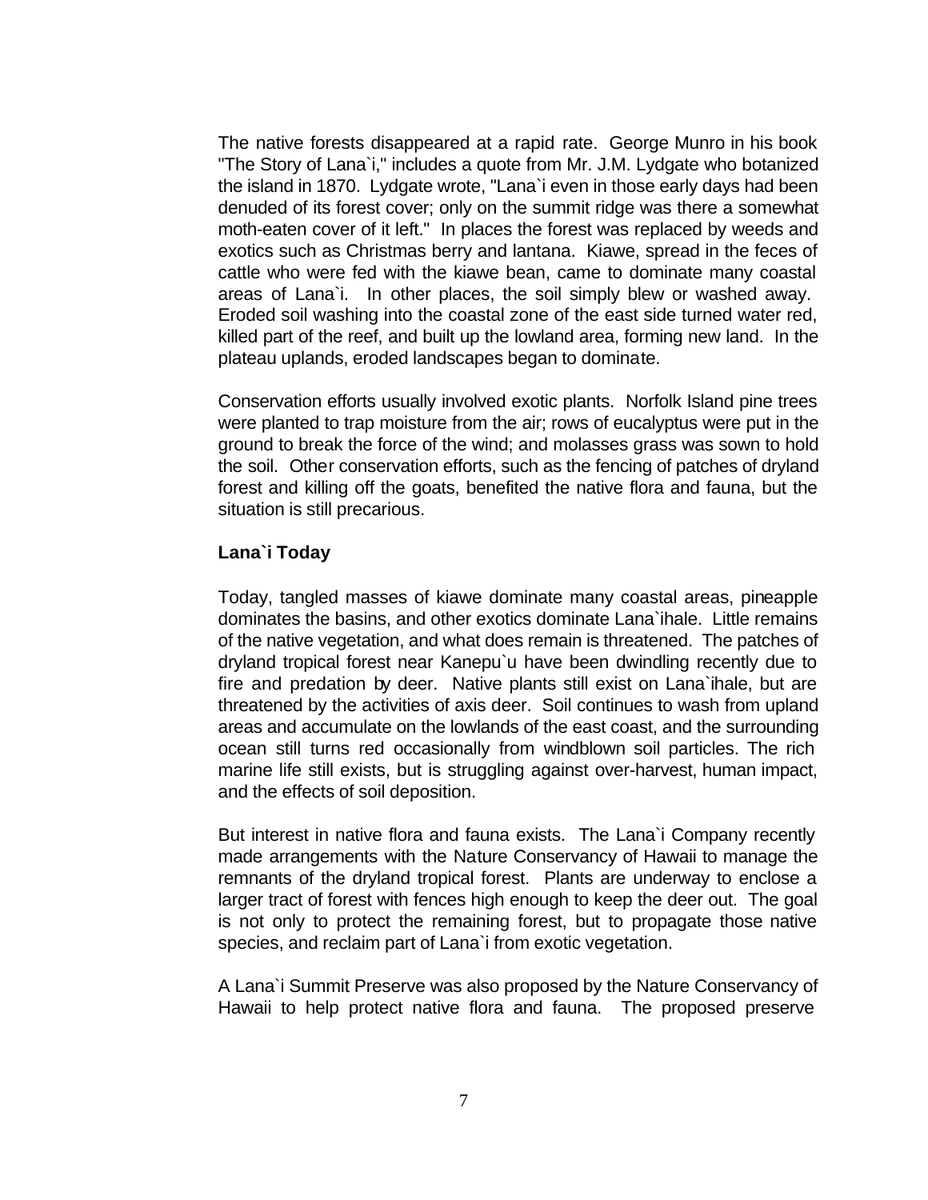The native forests disappeared at a rapid rate. George Munro in his book "The Story of Lana`i," includes a quote from Mr. J.M. Lydgate who botanized the island in 1870. Lydgate wrote, "Lana`i even in those early days had been denuded of its forest cover; only on the summit ridge was there a somewhat moth-eaten cover of it left." In places the forest was replaced by weeds and exotics such as Christmas berry and lantana. Kiawe, spread in the feces of cattle who were fed with the kiawe bean, came to dominate many coastal areas of Lana`i. In other places, the soil simply blew or washed away. Eroded soil washing into the coastal zone of the east side turned water red, killed part of the reef, and built up the lowland area, forming new land. In the plateau uplands, eroded landscapes began to dominate.

Conservation efforts usually involved exotic plants. Norfolk Island pine trees were planted to trap moisture from the air; rows of eucalyptus were put in the ground to break the force of the wind; and molasses grass was sown to hold the soil. Other conservation efforts, such as the fencing of patches of dryland forest and killing off the goats, benefited the native flora and fauna, but the situation is still precarious.

**Lana`i Today**

Today, tangled masses of kiawe dominate many coastal areas, pineapple dominates the basins, and other exotics dominate Lana`ihale. Little remains of the native vegetation, and what does remain is threatened. The patches of dryland tropical forest near Kanepu`u have been dwindling recently due to fire and predation by deer. Native plants still exist on Lana`ihale, but are threatened by the activities of axis deer. Soil continues to wash from upland areas and accumulate on the lowlands of the east coast, and the surrounding ocean still turns red occasionally from windblown soil particles. The rich marine life still exists, but is struggling against over-harvest, human impact, and the effects of soil deposition.

But interest in native flora and fauna exists. The Lana`i Company recently made arrangements with the Nature Conservancy of Hawaii to manage the remnants of the dryland tropical forest. Plants are underway to enclose a larger tract of forest with fences high enough to keep the deer out. The goal is not only to protect the remaining forest, but to propagate those native species, and reclaim part of Lana`i from exotic vegetation.

A Lana`i Summit Preserve was also proposed by the Nature Conservancy of Hawaii to help protect native flora and fauna. The proposed preserve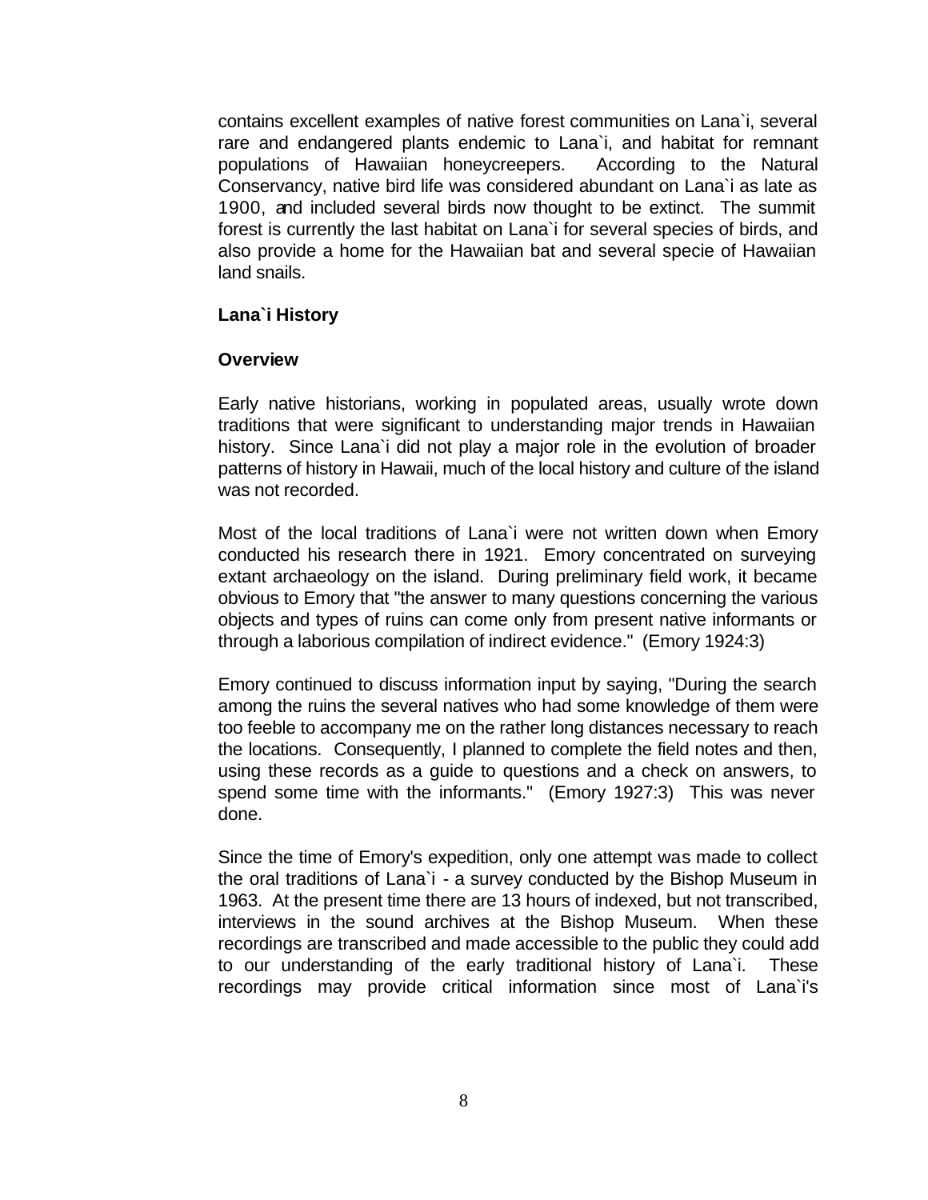contains excellent examples of native forest communities on Lana`i, several rare and endangered plants endemic to Lana`i, and habitat for remnant populations of Hawaiian honeycreepers. According to the Natural Conservancy, native bird life was considered abundant on Lana`i as late as 1900, and included several birds now thought to be extinct. The summit forest is currently the last habitat on Lana`i for several species of birds, and also provide a home for the Hawaiian bat and several specie of Hawaiian land snails.

## Lana`i History

### Overview

Early native historians, working in populated areas, usually wrote down traditions that were significant to understanding major trends in Hawaiian history. Since Lana`i did not play a major role in the evolution of broader patterns of history in Hawaii, much of the local history and culture of the island was not recorded.

Most of the local traditions of Lana`i were not written down when Emory conducted his research there in 1921. Emory concentrated on surveying extant archaeology on the island. During preliminary field work, it became obvious to Emory that "the answer to many questions concerning the various objects and types of ruins can come only from present native informants or through a laborious compilation of indirect evidence." (Emory 1924:3)

Emory continued to discuss information input by saying, "During the search among the ruins the several natives who had some knowledge of them were too feeble to accompany me on the rather long distances necessary to reach the locations. Consequently, I planned to complete the field notes and then, using these records as a guide to questions and a check on answers, to spend some time with the informants." (Emory 1927:3) This was never done.

Since the time of Emory's expedition, only one attempt was made to collect the oral traditions of Lana`i - a survey conducted by the Bishop Museum in 1963. At the present time there are 13 hours of indexed, but not transcribed, interviews in the sound archives at the Bishop Museum. When these recordings are transcribed and made accessible to the public they could add to our understanding of the early traditional history of Lana`i. These recordings may provide critical information since most of Lana`i's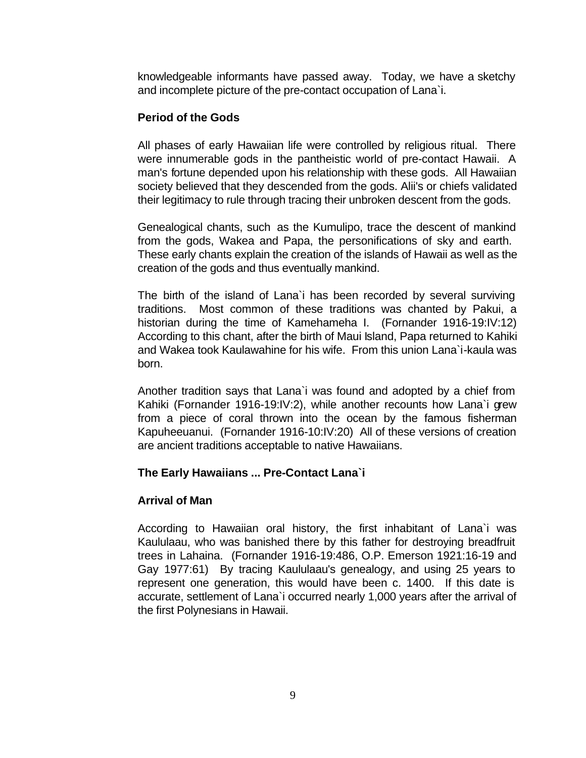knowledgeable informants have passed away. Today, we have a sketchy and incomplete picture of the pre-contact occupation of Lana`i.

**Period of the Gods**

All phases of early Hawaiian life were controlled by religious ritual. There were innumerable gods in the pantheistic world of pre-contact Hawaii. A man's fortune depended upon his relationship with these gods. All Hawaiian society believed that they descended from the gods. Alii's or chiefs validated their legitimacy to rule through tracing their unbroken descent from the gods.

Genealogical chants, such as the Kumulipo, trace the descent of mankind from the gods, Wakea and Papa, the personifications of sky and earth. These early chants explain the creation of the islands of Hawaii as well as the creation of the gods and thus eventually mankind.

The birth of the island of Lana`i has been recorded by several surviving traditions. Most common of these traditions was chanted by Pakui, a historian during the time of Kamehameha I. (Fornander 1916-19:IV:12) According to this chant, after the birth of Maui Island, Papa returned to Kahiki and Wakea took Kaulawahine for his wife. From this union Lana`i-kaula was born.

Another tradition says that Lana`i was found and adopted by a chief from Kahiki (Fornander 1916-19:IV:2), while another recounts how Lana`i grew from a piece of coral thrown into the ocean by the famous fisherman Kapuheeuanui. (Fornander 1916-10:IV:20) All of these versions of creation are ancient traditions acceptable to native Hawaiians.

**The Early Hawaiians ... Pre-Contact Lana`i**

**Arrival of Man**

According to Hawaiian oral history, the first inhabitant of Lana`i was Kaululaau, who was banished there by this father for destroying breadfruit trees in Lahaina. (Fornander 1916-19:486, O.P. Emerson 1921:16-19 and Gay 1977:61) By tracing Kaululaau's genealogy, and using 25 years to represent one generation, this would have been c. 1400. If this date is accurate, settlement of Lana`i occurred nearly 1,000 years after the arrival of the first Polynesians in Hawaii.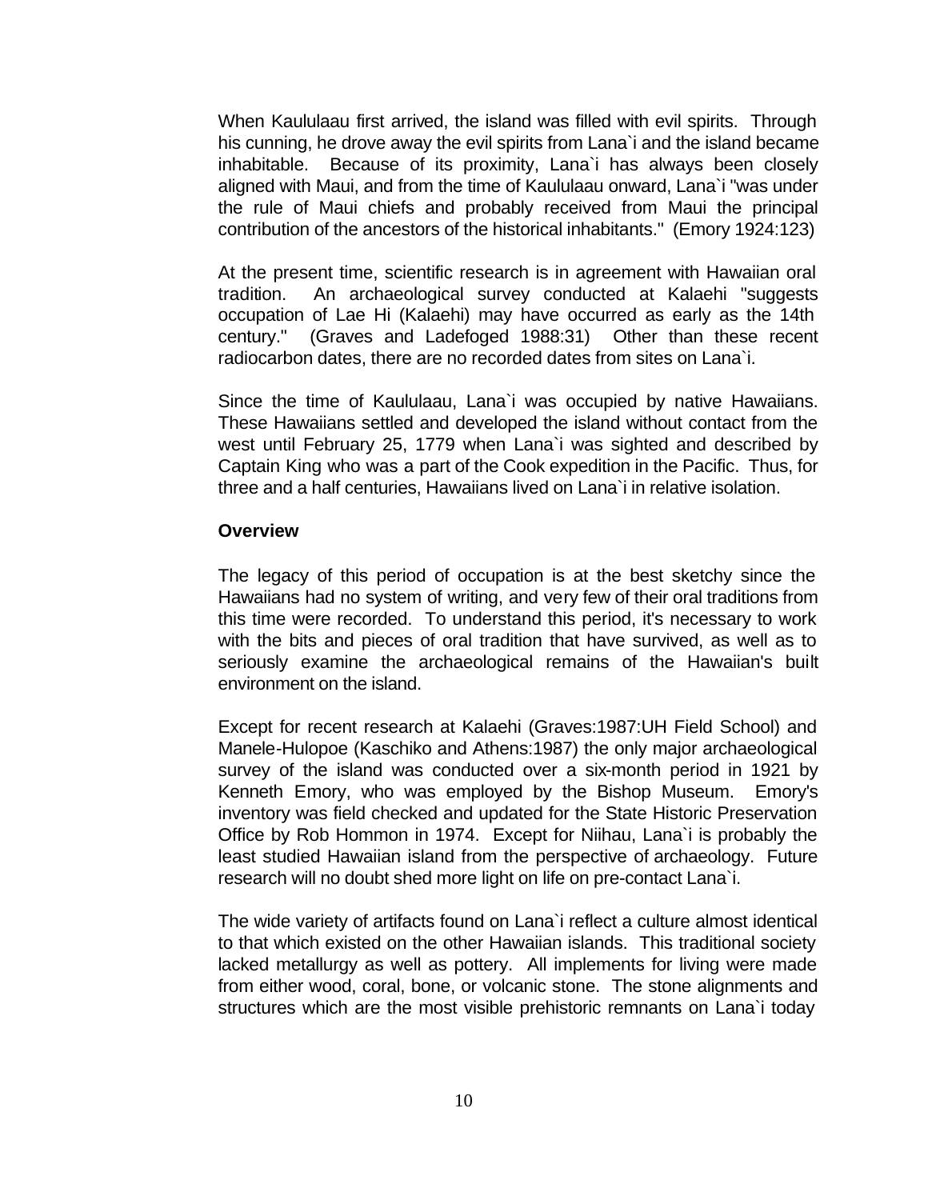When Kaululaau first arrived, the island was filled with evil spirits. Through his cunning, he drove away the evil spirits from Lana`i and the island became inhabitable. Because of its proximity, Lana`i has always been closely aligned with Maui, and from the time of Kaululaau onward, Lana`i "was under the rule of Maui chiefs and probably received from Maui the principal contribution of the ancestors of the historical inhabitants." (Emory 1924:123)

At the present time, scientific research is in agreement with Hawaiian oral tradition. An archaeological survey conducted at Kalaehi "suggests occupation of Lae Hi (Kalaehi) may have occurred as early as the 14th century." (Graves and Ladefoged 1988:31) Other than these recent radiocarbon dates, there are no recorded dates from sites on Lana`i.

Since the time of Kaululaau, Lana`i was occupied by native Hawaiians. These Hawaiians settled and developed the island without contact from the west until February 25, 1779 when Lana`i was sighted and described by Captain King who was a part of the Cook expedition in the Pacific. Thus, for three and a half centuries, Hawaiians lived on Lana`i in relative isolation.

**Overview**

The legacy of this period of occupation is at the best sketchy since the Hawaiians had no system of writing, and very few of their oral traditions from this time were recorded. To understand this period, it's necessary to work with the bits and pieces of oral tradition that have survived, as well as to seriously examine the archaeological remains of the Hawaiian's built environment on the island.

Except for recent research at Kalaehi (Graves:1987:UH Field School) and Manele-Hulopoe (Kaschiko and Athens:1987) the only major archaeological survey of the island was conducted over a six-month period in 1921 by Kenneth Emory, who was employed by the Bishop Museum. Emory's inventory was field checked and updated for the State Historic Preservation Office by Rob Hommon in 1974. Except for Niihau, Lana`i is probably the least studied Hawaiian island from the perspective of archaeology. Future research will no doubt shed more light on life on pre-contact Lana`i.

The wide variety of artifacts found on Lana`i reflect a culture almost identical to that which existed on the other Hawaiian islands. This traditional society lacked metallurgy as well as pottery. All implements for living were made from either wood, coral, bone, or volcanic stone. The stone alignments and structures which are the most visible prehistoric remnants on Lana`i today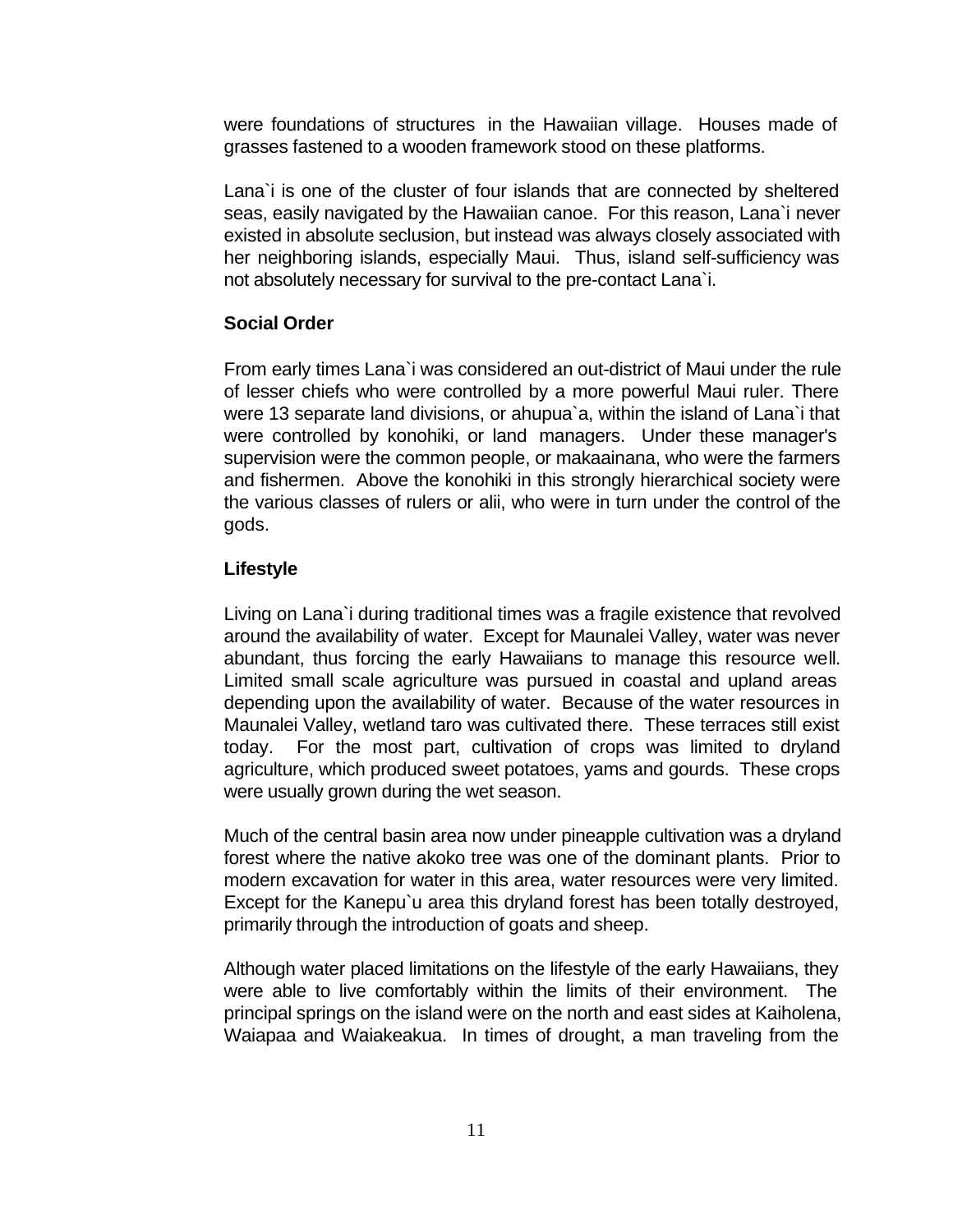were foundations of structures in the Hawaiian village. Houses made of grasses fastened to a wooden framework stood on these platforms.

Lana`i is one of the cluster of four islands that are connected by sheltered seas, easily navigated by the Hawaiian canoe. For this reason, Lana`i never existed in absolute seclusion, but instead was always closely associated with her neighboring islands, especially Maui. Thus, island self-sufficiency was not absolutely necessary for survival to the pre-contact Lana`i.

**Social Order**

From early times Lana`i was considered an out-district of Maui under the rule of lesser chiefs who were controlled by a more powerful Maui ruler. There were 13 separate land divisions, or ahupua`a, within the island of Lana`i that were controlled by konohiki, or land managers. Under these manager's supervision were the common people, or makaainana, who were the farmers and fishermen. Above the konohiki in this strongly hierarchical society were the various classes of rulers or alii, who were in turn under the control of the gods.

**Lifestyle**

Living on Lana`i during traditional times was a fragile existence that revolved around the availability of water. Except for Maunalei Valley, water was never abundant, thus forcing the early Hawaiians to manage this resource well. Limited small scale agriculture was pursued in coastal and upland areas depending upon the availability of water. Because of the water resources in Maunalei Valley, wetland taro was cultivated there. These terraces still exist today. For the most part, cultivation of crops was limited to dryland agriculture, which produced sweet potatoes, yams and gourds. These crops were usually grown during the wet season.

Much of the central basin area now under pineapple cultivation was a dryland forest where the native akoko tree was one of the dominant plants. Prior to modern excavation for water in this area, water resources were very limited. Except for the Kanepu`u area this dryland forest has been totally destroyed, primarily through the introduction of goats and sheep.

Although water placed limitations on the lifestyle of the early Hawaiians, they were able to live comfortably within the limits of their environment. The principal springs on the island were on the north and east sides at Kaiholena, Waiapaa and Waiakeakua. In times of drought, a man traveling from the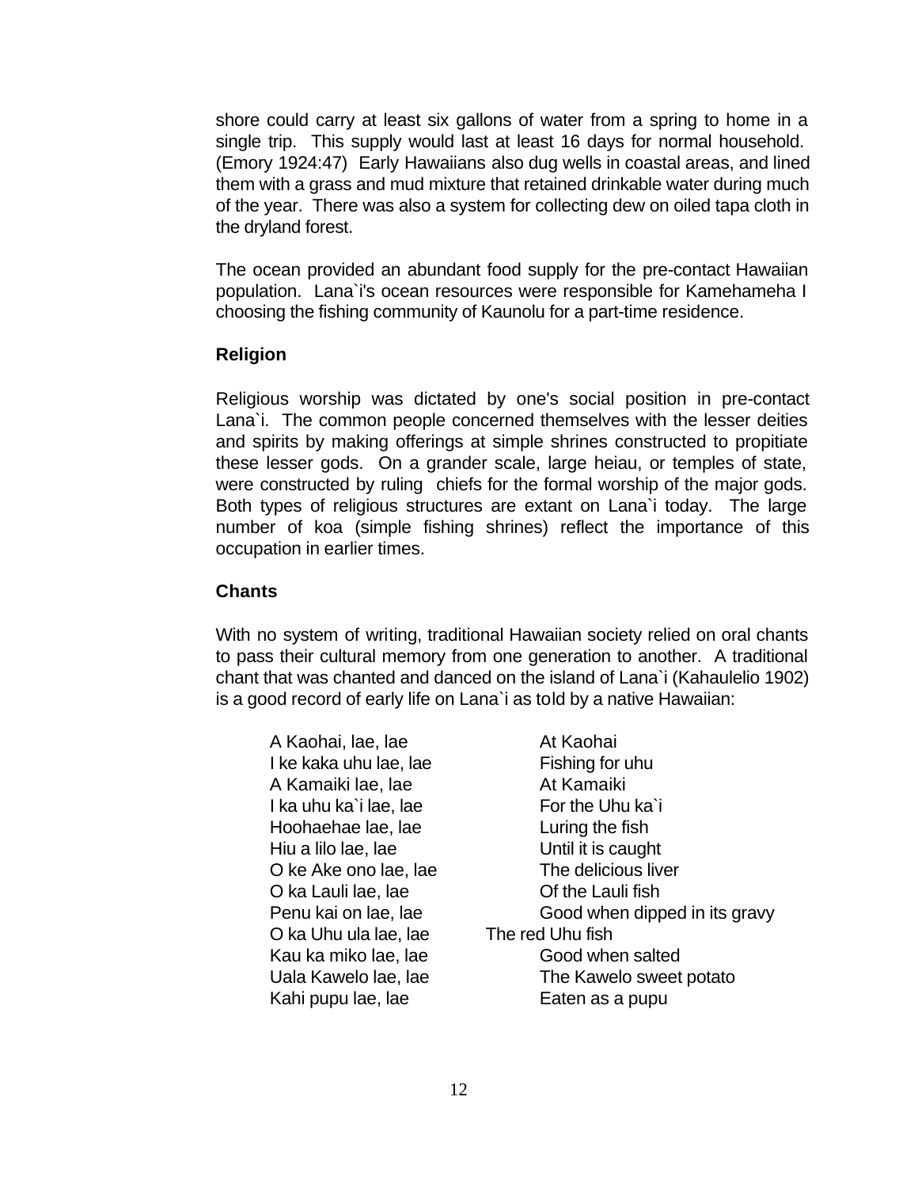shore could carry at least six gallons of water from a spring to home in a single trip. This supply would last at least 16 days for normal household. (Emory 1924:47) Early Hawaiians also dug wells in coastal areas, and lined them with a grass and mud mixture that retained drinkable water during much of the year. There was also a system for collecting dew on oiled tapa cloth in the dryland forest.

The ocean provided an abundant food supply for the pre-contact Hawaiian population. Lana`i's ocean resources were responsible for Kamehameha I choosing the fishing community of Kaunolu for a part-time residence.

### Religion

Religious worship was dictated by one's social position in pre-contact Lana`i. The common people concerned themselves with the lesser deities and spirits by making offerings at simple shrines constructed to propitiate these lesser gods. On a grander scale, large heiau, or temples of state, were constructed by ruling chiefs for the formal worship of the major gods. Both types of religious structures are extant on Lana`i today. The large number of koa (simple fishing shrines) reflect the importance of this occupation in earlier times.

### Chants

With no system of writing, traditional Hawaiian society relied on oral chants to pass their cultural memory from one generation to another. A traditional chant that was chanted and danced on the island of Lana`i (Kahaulelio 1902) is a good record of early life on Lana`i as told by a native Hawaiian:

| | |
|---|---|
| A Kaohai, lae, lae | At Kaohai |
| I ke kaka uhu lae, lae | Fishing for uhu |
| A Kamaiki lae, lae | At Kamaiki |
| I ka uhu ka`i lae, lae | For the Uhu ka`i |
| Hoohaehae lae, lae | Luring the fish |
| Hiu a lilo lae, lae | Until it is caught |
| O ke Ake ono lae, lae | The delicious liver |
| O ka Lauli lae, lae | Of the Lauli fish |
| Penu kai on lae, lae | Good when dipped in its gravy |
| O ka Uhu ula lae, lae | The red Uhu fish |
| Kau ka miko lae, lae | Good when salted |
| Uala Kawelo lae, lae | The Kawelo sweet potato |
| Kahi pupu lae, lae | Eaten as a pupu |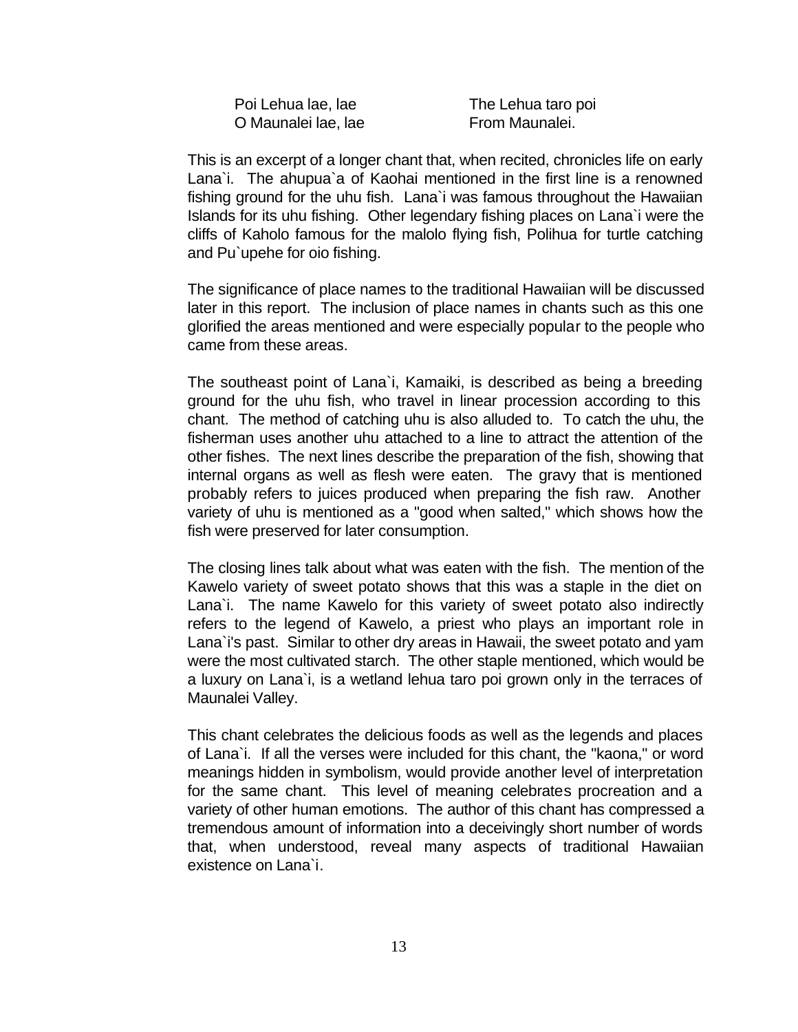| Poi Lehua lae, lae | The Lehua taro poi |
| --- | --- |
| O Maunalei lae, lae | From Maunalei. |

This is an excerpt of a longer chant that, when recited, chronicles life on early Lana`i. The ahupua`a of Kaohai mentioned in the first line is a renowned fishing ground for the uhu fish. Lana`i was famous throughout the Hawaiian Islands for its uhu fishing. Other legendary fishing places on Lana`i were the cliffs of Kaholo famous for the malolo flying fish, Polihua for turtle catching and Pu`upehe for oio fishing.

The significance of place names to the traditional Hawaiian will be discussed later in this report. The inclusion of place names in chants such as this one glorified the areas mentioned and were especially popular to the people who came from these areas.

The southeast point of Lana`i, Kamaiki, is described as being a breeding ground for the uhu fish, who travel in linear procession according to this chant. The method of catching uhu is also alluded to. To catch the uhu, the fisherman uses another uhu attached to a line to attract the attention of the other fishes. The next lines describe the preparation of the fish, showing that internal organs as well as flesh were eaten. The gravy that is mentioned probably refers to juices produced when preparing the fish raw. Another variety of uhu is mentioned as a "good when salted," which shows how the fish were preserved for later consumption.

The closing lines talk about what was eaten with the fish. The mention of the Kawelo variety of sweet potato shows that this was a staple in the diet on Lana`i. The name Kawelo for this variety of sweet potato also indirectly refers to the legend of Kawelo, a priest who plays an important role in Lana`i's past. Similar to other dry areas in Hawaii, the sweet potato and yam were the most cultivated starch. The other staple mentioned, which would be a luxury on Lana`i, is a wetland lehua taro poi grown only in the terraces of Maunalei Valley.

This chant celebrates the delicious foods as well as the legends and places of Lana`i. If all the verses were included for this chant, the "kaona," or word meanings hidden in symbolism, would provide another level of interpretation for the same chant. This level of meaning celebrates procreation and a variety of other human emotions. The author of this chant has compressed a tremendous amount of information into a deceivingly short number of words that, when understood, reveal many aspects of traditional Hawaiian existence on Lana`i.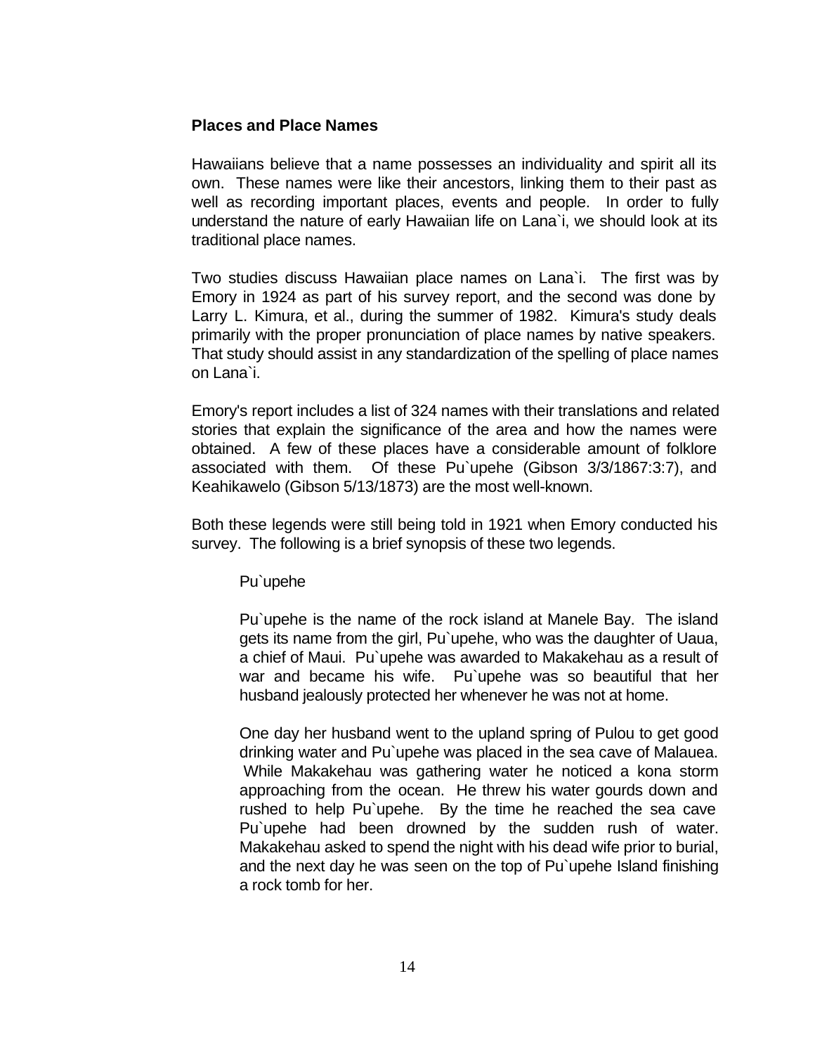## Places and Place Names

Hawaiians believe that a name possesses an individuality and spirit all its own. These names were like their ancestors, linking them to their past as well as recording important places, events and people. In order to fully understand the nature of early Hawaiian life on Lana`i, we should look at its traditional place names.

Two studies discuss Hawaiian place names on Lana`i. The first was by Emory in 1924 as part of his survey report, and the second was done by Larry L. Kimura, et al., during the summer of 1982. Kimura's study deals primarily with the proper pronunciation of place names by native speakers. That study should assist in any standardization of the spelling of place names on Lana`i.

Emory's report includes a list of 324 names with their translations and related stories that explain the significance of the area and how the names were obtained. A few of these places have a considerable amount of folklore associated with them. Of these Pu`upehe (Gibson 3/3/1867:3:7), and Keahikawelo (Gibson 5/13/1873) are the most well-known.

Both these legends were still being told in 1921 when Emory conducted his survey. The following is a brief synopsis of these two legends.

> Pu`upehe
>
> Pu`upehe is the name of the rock island at Manele Bay. The island gets its name from the girl, Pu`upehe, who was the daughter of Uaua, a chief of Maui. Pu`upehe was awarded to Makakehau as a result of war and became his wife. Pu`upehe was so beautiful that her husband jealously protected her whenever he was not at home.
>
> One day her husband went to the upland spring of Pulou to get good drinking water and Pu`upehe was placed in the sea cave of Malauea. While Makakehau was gathering water he noticed a kona storm approaching from the ocean. He threw his water gourds down and rushed to help Pu`upehe. By the time he reached the sea cave Pu`upehe had been drowned by the sudden rush of water. Makakehau asked to spend the night with his dead wife prior to burial, and the next day he was seen on the top of Pu`upehe Island finishing a rock tomb for her.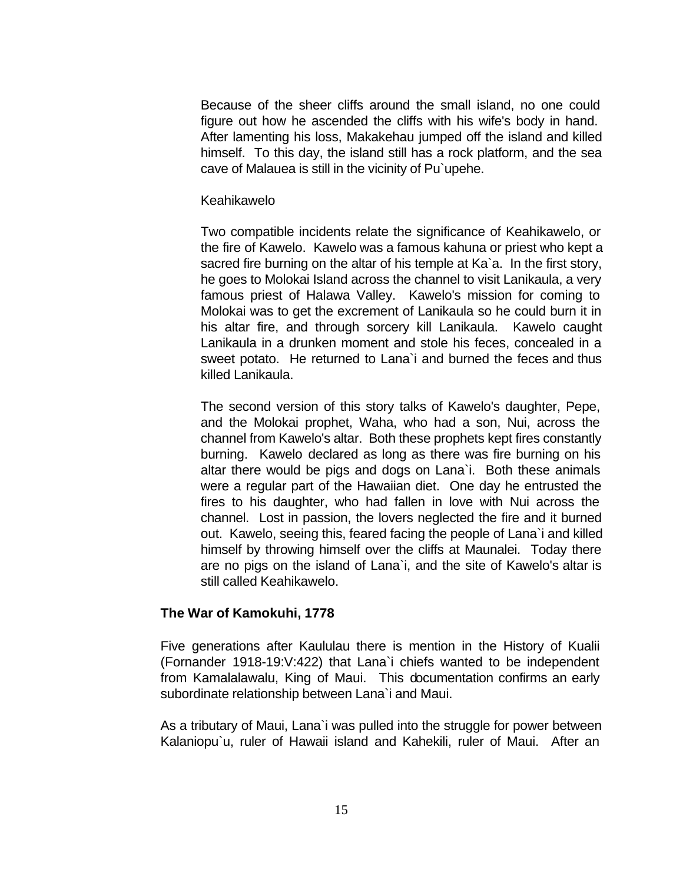Because of the sheer cliffs around the small island, no one could figure out how he ascended the cliffs with his wife's body in hand. After lamenting his loss, Makakehau jumped off the island and killed himself. To this day, the island still has a rock platform, and the sea cave of Malauea is still in the vicinity of Pu`upehe.

Keahikawelo

Two compatible incidents relate the significance of Keahikawelo, or the fire of Kawelo. Kawelo was a famous kahuna or priest who kept a sacred fire burning on the altar of his temple at Ka`a. In the first story, he goes to Molokai Island across the channel to visit Lanikaula, a very famous priest of Halawa Valley. Kawelo's mission for coming to Molokai was to get the excrement of Lanikaula so he could burn it in his altar fire, and through sorcery kill Lanikaula. Kawelo caught Lanikaula in a drunken moment and stole his feces, concealed in a sweet potato. He returned to Lana`i and burned the feces and thus killed Lanikaula.

The second version of this story talks of Kawelo's daughter, Pepe, and the Molokai prophet, Waha, who had a son, Nui, across the channel from Kawelo's altar. Both these prophets kept fires constantly burning. Kawelo declared as long as there was fire burning on his altar there would be pigs and dogs on Lana`i. Both these animals were a regular part of the Hawaiian diet. One day he entrusted the fires to his daughter, who had fallen in love with Nui across the channel. Lost in passion, the lovers neglected the fire and it burned out. Kawelo, seeing this, feared facing the people of Lana`i and killed himself by throwing himself over the cliffs at Maunalei. Today there are no pigs on the island of Lana`i, and the site of Kawelo's altar is still called Keahikawelo.

**The War of Kamokuhi, 1778**

Five generations after Kaululau there is mention in the History of Kualii (Fornander 1918-19:V:422) that Lana`i chiefs wanted to be independent from Kamalalawalu, King of Maui. This documentation confirms an early subordinate relationship between Lana`i and Maui.

As a tributary of Maui, Lana`i was pulled into the struggle for power between Kalaniopu`u, ruler of Hawaii island and Kahekili, ruler of Maui. After an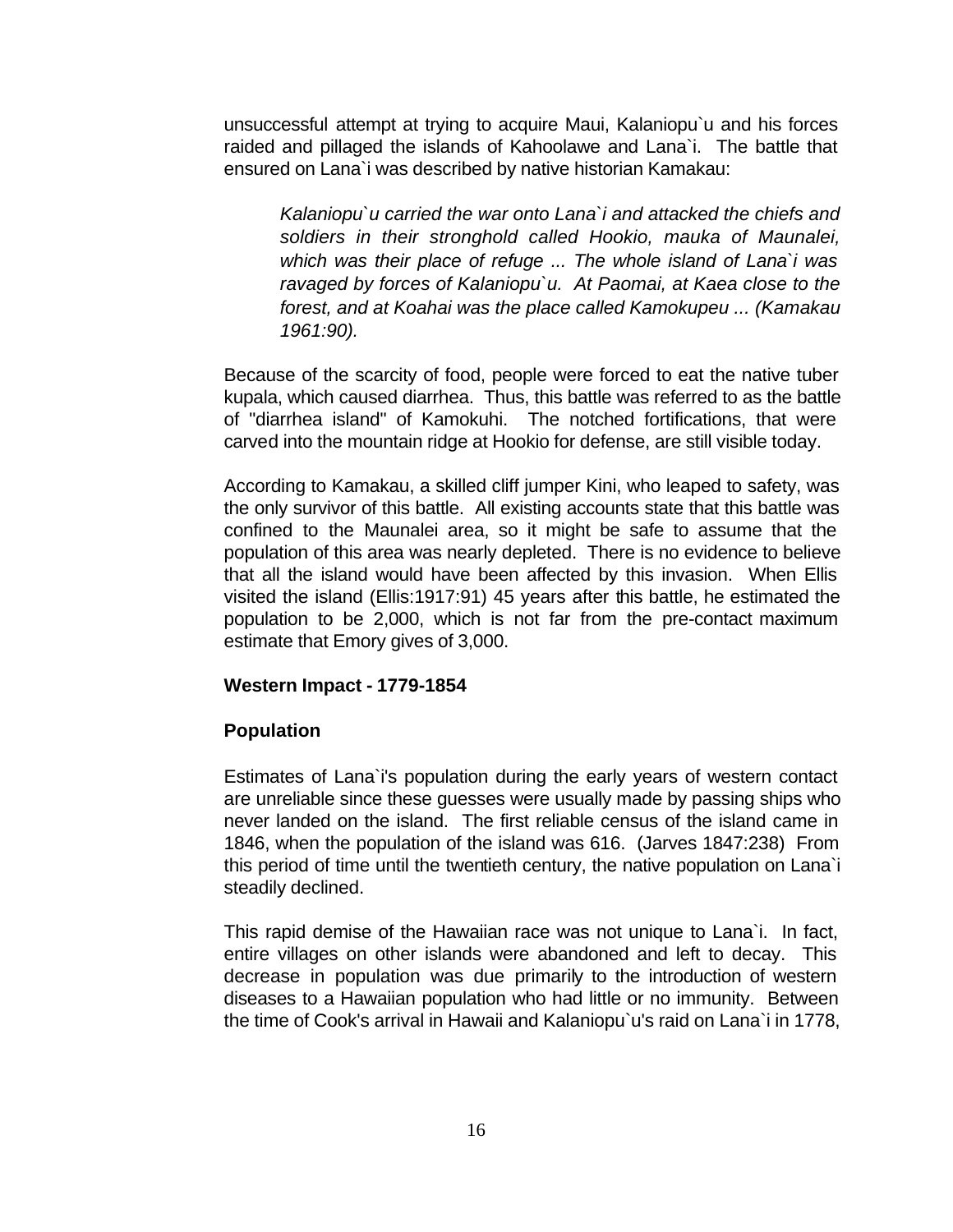unsuccessful attempt at trying to acquire Maui, Kalaniopu`u and his forces raided and pillaged the islands of Kahoolawe and Lana`i. The battle that ensured on Lana`i was described by native historian Kamakau:

> *Kalaniopu`u carried the war onto Lana`i and attacked the chiefs and soldiers in their stronghold called Hookio, mauka of Maunalei, which was their place of refuge ... The whole island of Lana`i was ravaged by forces of Kalaniopu`u. At Paomai, at Kaea close to the forest, and at Koahai was the place called Kamokupeu ... (Kamakau 1961:90).*

Because of the scarcity of food, people were forced to eat the native tuber kupala, which caused diarrhea. Thus, this battle was referred to as the battle of "diarrhea island" of Kamokuhi. The notched fortifications, that were carved into the mountain ridge at Hookio for defense, are still visible today.

According to Kamakau, a skilled cliff jumper Kini, who leaped to safety, was the only survivor of this battle. All existing accounts state that this battle was confined to the Maunalei area, so it might be safe to assume that the population of this area was nearly depleted. There is no evidence to believe that all the island would have been affected by this invasion. When Ellis visited the island (Ellis:1917:91) 45 years after this battle, he estimated the population to be 2,000, which is not far from the pre-contact maximum estimate that Emory gives of 3,000.

**Western Impact - 1779-1854**

**Population**

Estimates of Lana`i's population during the early years of western contact are unreliable since these guesses were usually made by passing ships who never landed on the island. The first reliable census of the island came in 1846, when the population of the island was 616. (Jarves 1847:238) From this period of time until the twentieth century, the native population on Lana`i steadily declined.

This rapid demise of the Hawaiian race was not unique to Lana`i. In fact, entire villages on other islands were abandoned and left to decay. This decrease in population was due primarily to the introduction of western diseases to a Hawaiian population who had little or no immunity. Between the time of Cook's arrival in Hawaii and Kalaniopu`u's raid on Lana`i in 1778,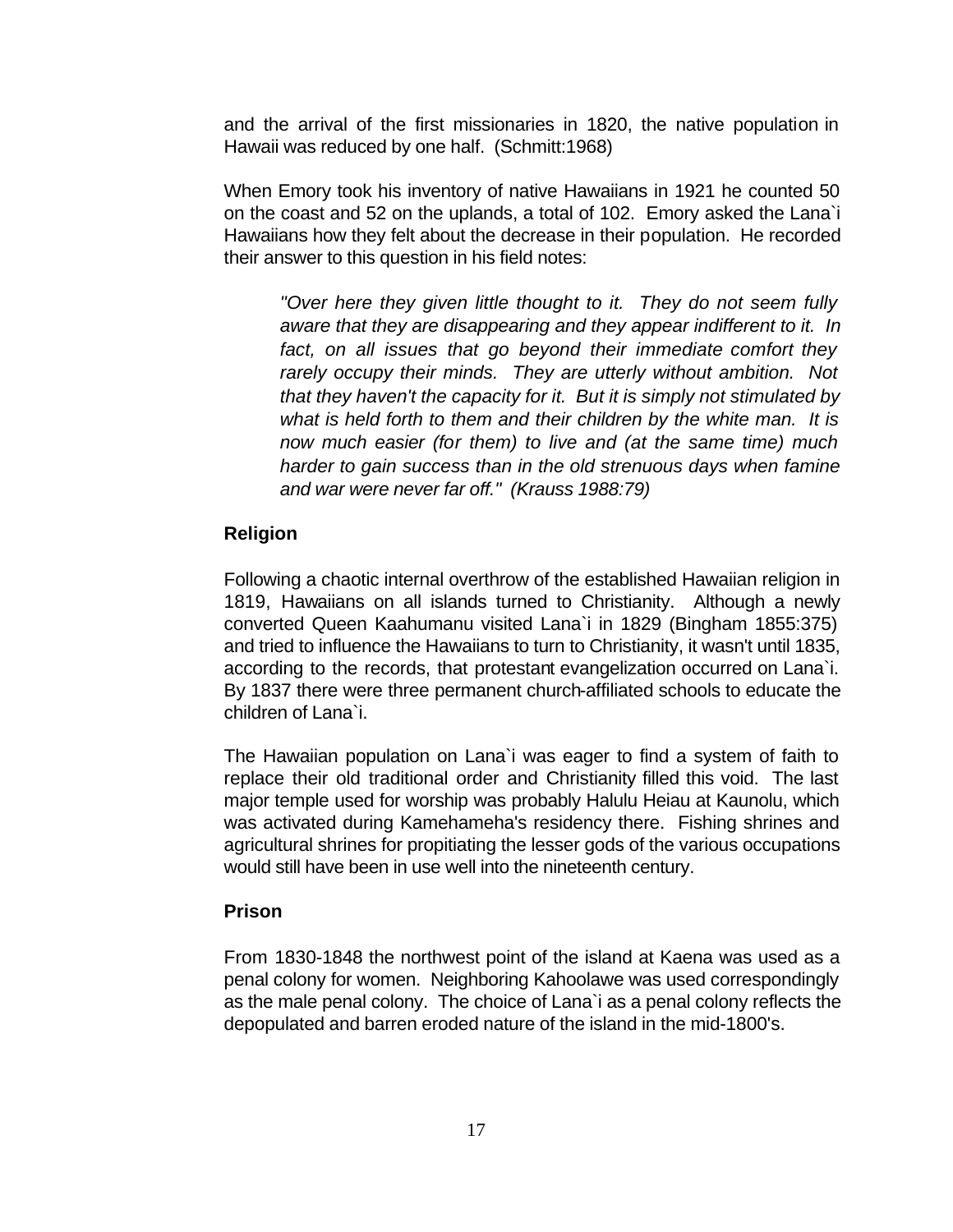and the arrival of the first missionaries in 1820, the native population in Hawaii was reduced by one half. (Schmitt:1968)

When Emory took his inventory of native Hawaiians in 1921 he counted 50 on the coast and 52 on the uplands, a total of 102. Emory asked the Lana`i Hawaiians how they felt about the decrease in their population. He recorded their answer to this question in his field notes:

> *"Over here they given little thought to it. They do not seem fully aware that they are disappearing and they appear indifferent to it. In fact, on all issues that go beyond their immediate comfort they rarely occupy their minds. They are utterly without ambition. Not that they haven't the capacity for it. But it is simply not stimulated by what is held forth to them and their children by the white man. It is now much easier (for them) to live and (at the same time) much harder to gain success than in the old strenuous days when famine and war were never far off." (Krauss 1988:79)*

### Religion

Following a chaotic internal overthrow of the established Hawaiian religion in 1819, Hawaiians on all islands turned to Christianity. Although a newly converted Queen Kaahumanu visited Lana`i in 1829 (Bingham 1855:375) and tried to influence the Hawaiians to turn to Christianity, it wasn't until 1835, according to the records, that protestant evangelization occurred on Lana`i. By 1837 there were three permanent church-affiliated schools to educate the children of Lana`i.

The Hawaiian population on Lana`i was eager to find a system of faith to replace their old traditional order and Christianity filled this void. The last major temple used for worship was probably Halulu Heiau at Kaunolu, which was activated during Kamehameha's residency there. Fishing shrines and agricultural shrines for propitiating the lesser gods of the various occupations would still have been in use well into the nineteenth century.

### Prison

From 1830-1848 the northwest point of the island at Kaena was used as a penal colony for women. Neighboring Kahoolawe was used correspondingly as the male penal colony. The choice of Lana`i as a penal colony reflects the depopulated and barren eroded nature of the island in the mid-1800's.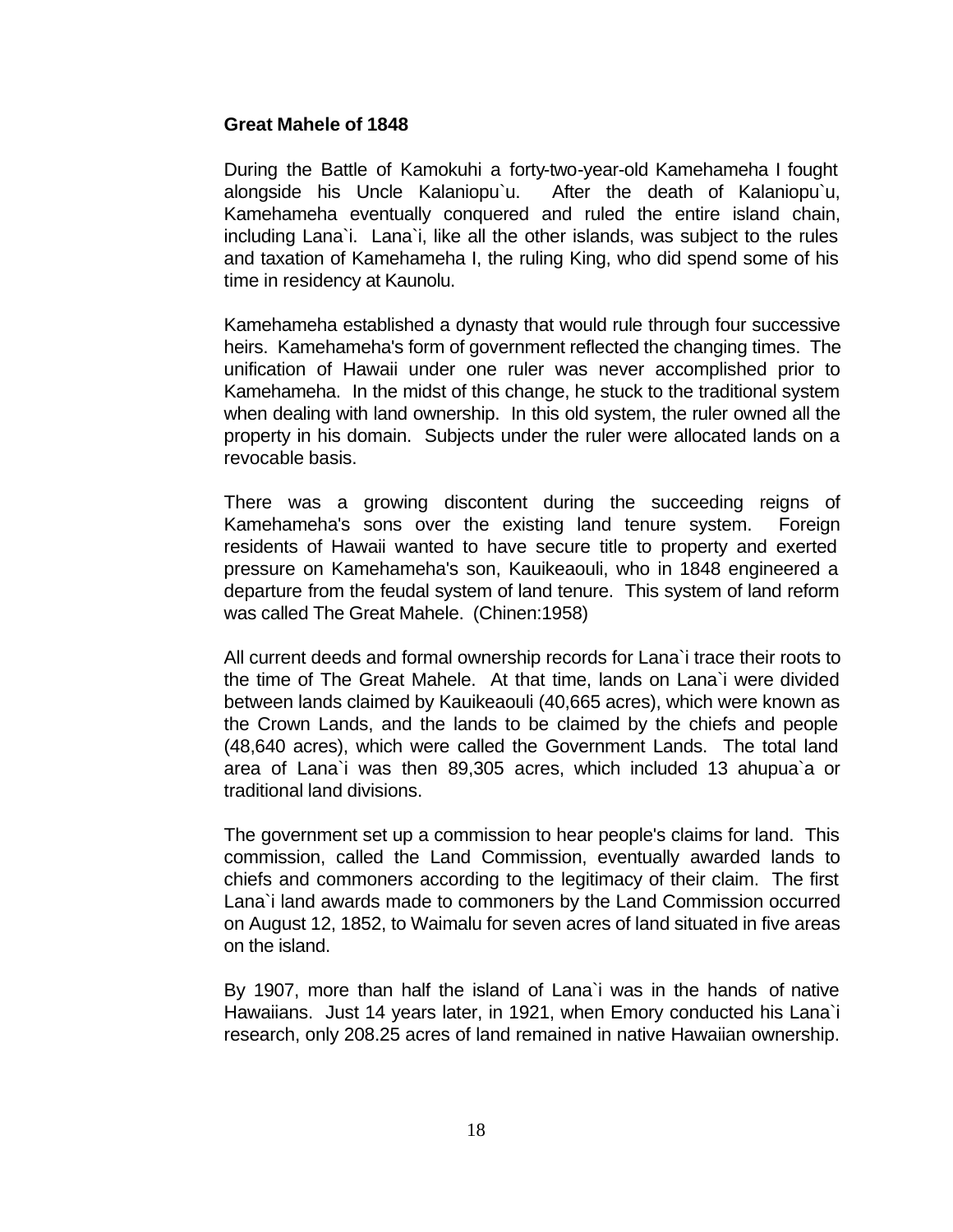**Great Mahele of 1848**

During the Battle of Kamokuhi a forty-two-year-old Kamehameha I fought alongside his Uncle Kalaniopu`u. After the death of Kalaniopu`u, Kamehameha eventually conquered and ruled the entire island chain, including Lana`i. Lana`i, like all the other islands, was subject to the rules and taxation of Kamehameha I, the ruling King, who did spend some of his time in residency at Kaunolu.

Kamehameha established a dynasty that would rule through four successive heirs. Kamehameha's form of government reflected the changing times. The unification of Hawaii under one ruler was never accomplished prior to Kamehameha. In the midst of this change, he stuck to the traditional system when dealing with land ownership. In this old system, the ruler owned all the property in his domain. Subjects under the ruler were allocated lands on a revocable basis.

There was a growing discontent during the succeeding reigns of Kamehameha's sons over the existing land tenure system. Foreign residents of Hawaii wanted to have secure title to property and exerted pressure on Kamehameha's son, Kauikeaouli, who in 1848 engineered a departure from the feudal system of land tenure. This system of land reform was called The Great Mahele. (Chinen:1958)

All current deeds and formal ownership records for Lana`i trace their roots to the time of The Great Mahele. At that time, lands on Lana`i were divided between lands claimed by Kauikeaouli (40,665 acres), which were known as the Crown Lands, and the lands to be claimed by the chiefs and people (48,640 acres), which were called the Government Lands. The total land area of Lana`i was then 89,305 acres, which included 13 ahupua`a or traditional land divisions.

The government set up a commission to hear people's claims for land. This commission, called the Land Commission, eventually awarded lands to chiefs and commoners according to the legitimacy of their claim. The first Lana`i land awards made to commoners by the Land Commission occurred on August 12, 1852, to Waimalu for seven acres of land situated in five areas on the island.

By 1907, more than half the island of Lana`i was in the hands of native Hawaiians. Just 14 years later, in 1921, when Emory conducted his Lana`i research, only 208.25 acres of land remained in native Hawaiian ownership.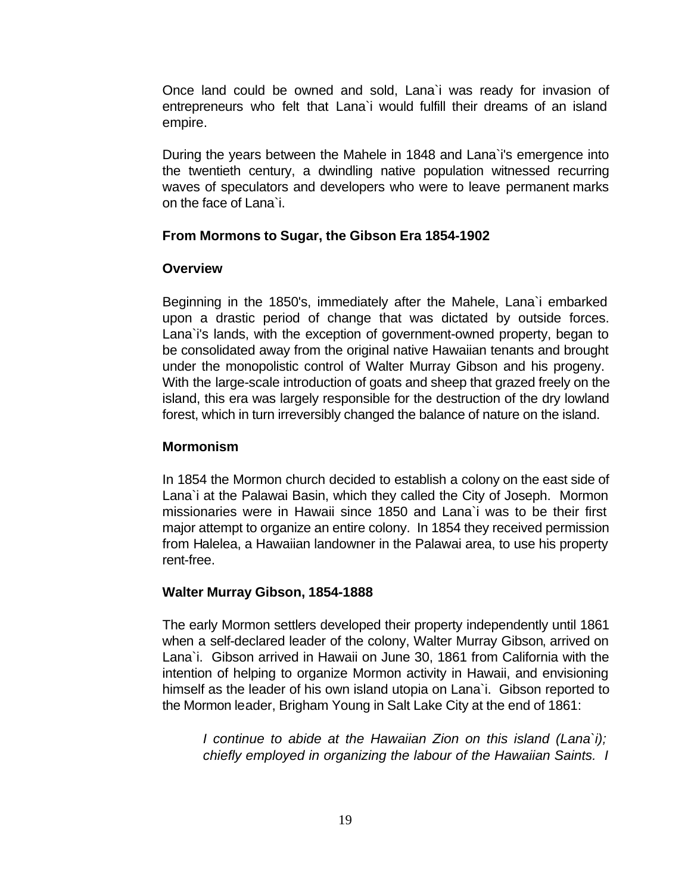Once land could be owned and sold, Lana`i was ready for invasion of entrepreneurs who felt that Lana`i would fulfill their dreams of an island empire.

During the years between the Mahele in 1848 and Lana`i's emergence into the twentieth century, a dwindling native population witnessed recurring waves of speculators and developers who were to leave permanent marks on the face of Lana`i.

### From Mormons to Sugar, the Gibson Era 1854-1902

#### Overview

Beginning in the 1850's, immediately after the Mahele, Lana`i embarked upon a drastic period of change that was dictated by outside forces. Lana`i's lands, with the exception of government-owned property, began to be consolidated away from the original native Hawaiian tenants and brought under the monopolistic control of Walter Murray Gibson and his progeny. With the large-scale introduction of goats and sheep that grazed freely on the island, this era was largely responsible for the destruction of the dry lowland forest, which in turn irreversibly changed the balance of nature on the island.

#### Mormonism

In 1854 the Mormon church decided to establish a colony on the east side of Lana`i at the Palawai Basin, which they called the City of Joseph. Mormon missionaries were in Hawaii since 1850 and Lana`i was to be their first major attempt to organize an entire colony. In 1854 they received permission from Halelea, a Hawaiian landowner in the Palawai area, to use his property rent-free.

#### Walter Murray Gibson, 1854-1888

The early Mormon settlers developed their property independently until 1861 when a self-declared leader of the colony, Walter Murray Gibson, arrived on Lana`i. Gibson arrived in Hawaii on June 30, 1861 from California with the intention of helping to organize Mormon activity in Hawaii, and envisioning himself as the leader of his own island utopia on Lana`i. Gibson reported to the Mormon leader, Brigham Young in Salt Lake City at the end of 1861:

> *I continue to abide at the Hawaiian Zion on this island (Lana`i); chiefly employed in organizing the labour of the Hawaiian Saints. I*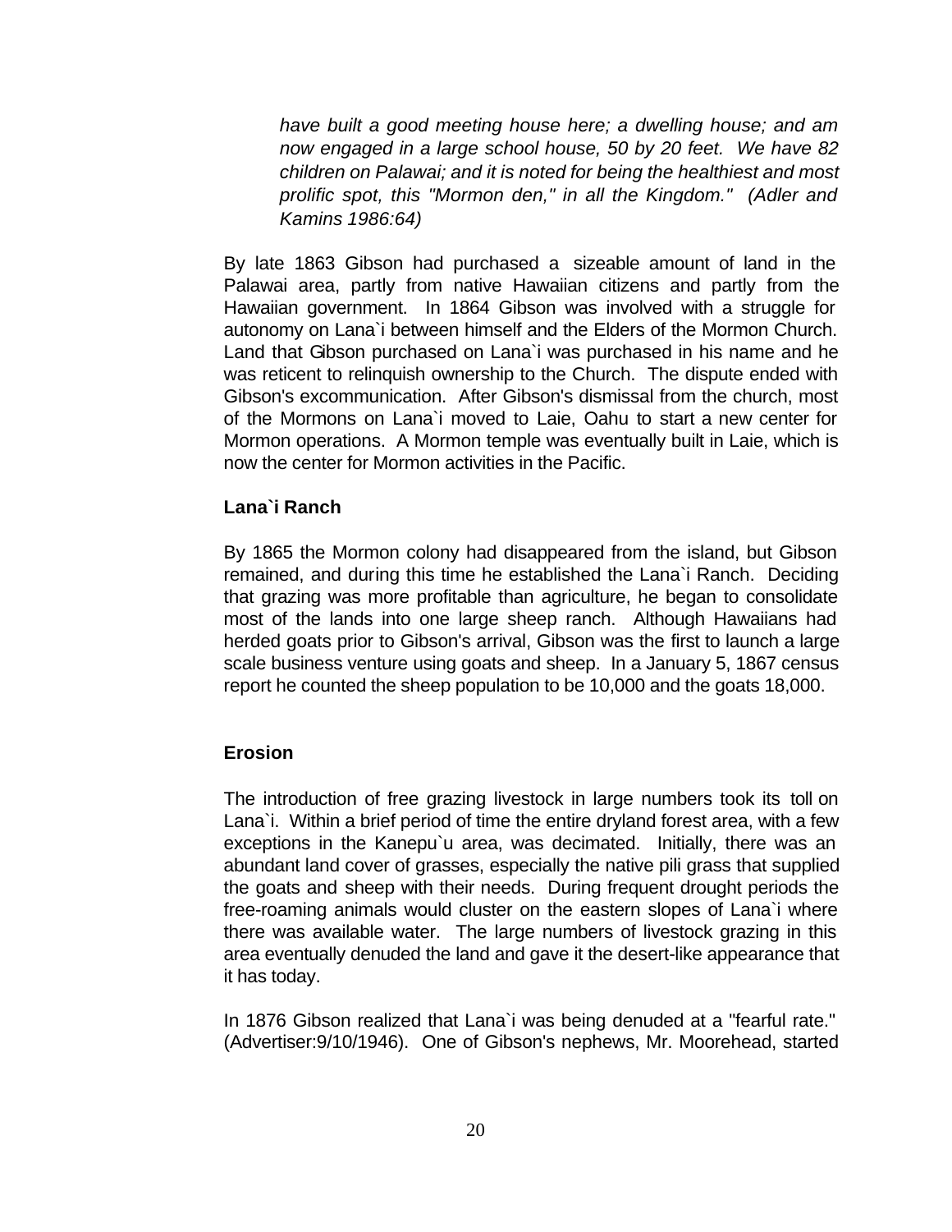*have built a good meeting house here; a dwelling house; and am now engaged in a large school house, 50 by 20 feet. We have 82 children on Palawai; and it is noted for being the healthiest and most prolific spot, this "Mormon den," in all the Kingdom." (Adler and Kamins 1986:64)*

By late 1863 Gibson had purchased a sizeable amount of land in the Palawai area, partly from native Hawaiian citizens and partly from the Hawaiian government. In 1864 Gibson was involved with a struggle for autonomy on Lana`i between himself and the Elders of the Mormon Church. Land that Gibson purchased on Lana`i was purchased in his name and he was reticent to relinquish ownership to the Church. The dispute ended with Gibson's excommunication. After Gibson's dismissal from the church, most of the Mormons on Lana`i moved to Laie, Oahu to start a new center for Mormon operations. A Mormon temple was eventually built in Laie, which is now the center for Mormon activities in the Pacific.

### Lana`i Ranch

By 1865 the Mormon colony had disappeared from the island, but Gibson remained, and during this time he established the Lana`i Ranch. Deciding that grazing was more profitable than agriculture, he began to consolidate most of the lands into one large sheep ranch. Although Hawaiians had herded goats prior to Gibson's arrival, Gibson was the first to launch a large scale business venture using goats and sheep. In a January 5, 1867 census report he counted the sheep population to be 10,000 and the goats 18,000.

### Erosion

The introduction of free grazing livestock in large numbers took its toll on Lana`i. Within a brief period of time the entire dryland forest area, with a few exceptions in the Kanepu`u area, was decimated. Initially, there was an abundant land cover of grasses, especially the native pili grass that supplied the goats and sheep with their needs. During frequent drought periods the free-roaming animals would cluster on the eastern slopes of Lana`i where there was available water. The large numbers of livestock grazing in this area eventually denuded the land and gave it the desert-like appearance that it has today.

In 1876 Gibson realized that Lana`i was being denuded at a "fearful rate." (Advertiser:9/10/1946). One of Gibson's nephews, Mr. Moorehead, started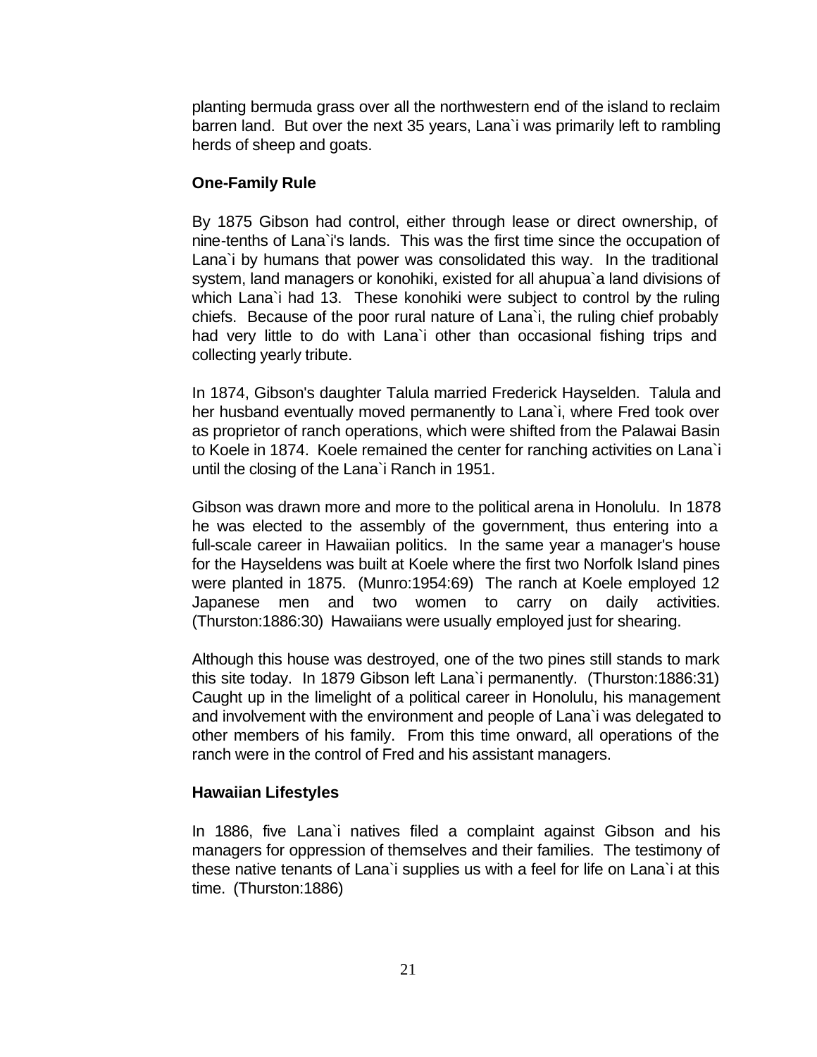planting bermuda grass over all the northwestern end of the island to reclaim barren land. But over the next 35 years, Lana`i was primarily left to rambling herds of sheep and goats.

### One-Family Rule

By 1875 Gibson had control, either through lease or direct ownership, of nine-tenths of Lana`i's lands. This was the first time since the occupation of Lana`i by humans that power was consolidated this way. In the traditional system, land managers or konohiki, existed for all ahupua`a land divisions of which Lana`i had 13. These konohiki were subject to control by the ruling chiefs. Because of the poor rural nature of Lana`i, the ruling chief probably had very little to do with Lana`i other than occasional fishing trips and collecting yearly tribute.

In 1874, Gibson's daughter Talula married Frederick Hayselden. Talula and her husband eventually moved permanently to Lana`i, where Fred took over as proprietor of ranch operations, which were shifted from the Palawai Basin to Koele in 1874. Koele remained the center for ranching activities on Lana`i until the closing of the Lana`i Ranch in 1951.

Gibson was drawn more and more to the political arena in Honolulu. In 1878 he was elected to the assembly of the government, thus entering into a full-scale career in Hawaiian politics. In the same year a manager's house for the Hayseldens was built at Koele where the first two Norfolk Island pines were planted in 1875. (Munro:1954:69) The ranch at Koele employed 12 Japanese men and two women to carry on daily activities. (Thurston:1886:30) Hawaiians were usually employed just for shearing.

Although this house was destroyed, one of the two pines still stands to mark this site today. In 1879 Gibson left Lana`i permanently. (Thurston:1886:31) Caught up in the limelight of a political career in Honolulu, his management and involvement with the environment and people of Lana`i was delegated to other members of his family. From this time onward, all operations of the ranch were in the control of Fred and his assistant managers.

### Hawaiian Lifestyles

In 1886, five Lana`i natives filed a complaint against Gibson and his managers for oppression of themselves and their families. The testimony of these native tenants of Lana`i supplies us with a feel for life on Lana`i at this time. (Thurston:1886)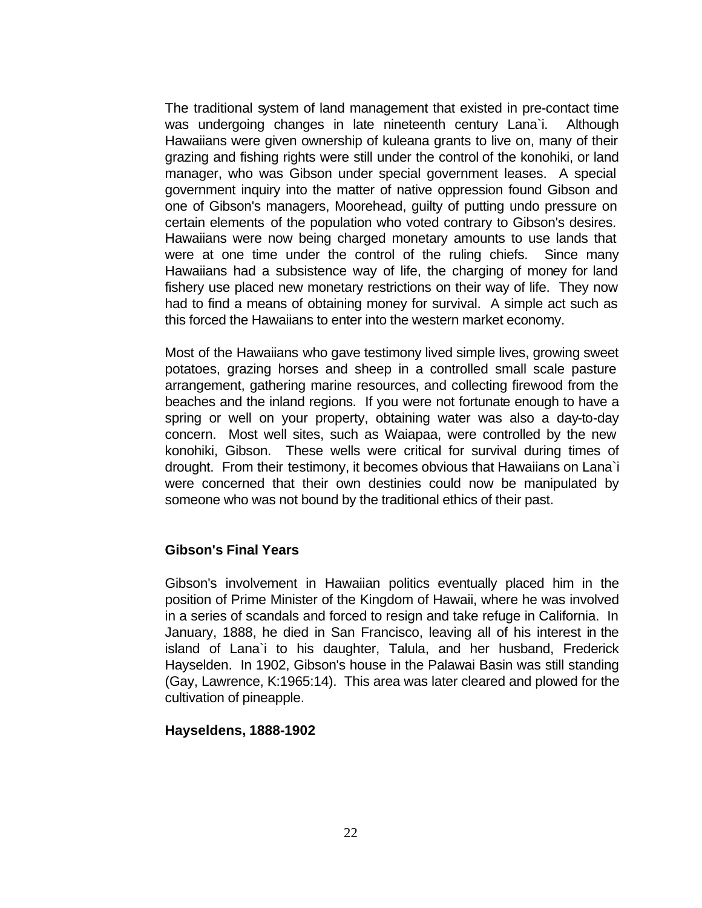The traditional system of land management that existed in pre-contact time was undergoing changes in late nineteenth century Lana`i. Although Hawaiians were given ownership of kuleana grants to live on, many of their grazing and fishing rights were still under the control of the konohiki, or land manager, who was Gibson under special government leases. A special government inquiry into the matter of native oppression found Gibson and one of Gibson's managers, Moorehead, guilty of putting undo pressure on certain elements of the population who voted contrary to Gibson's desires. Hawaiians were now being charged monetary amounts to use lands that were at one time under the control of the ruling chiefs. Since many Hawaiians had a subsistence way of life, the charging of money for land fishery use placed new monetary restrictions on their way of life. They now had to find a means of obtaining money for survival. A simple act such as this forced the Hawaiians to enter into the western market economy.

Most of the Hawaiians who gave testimony lived simple lives, growing sweet potatoes, grazing horses and sheep in a controlled small scale pasture arrangement, gathering marine resources, and collecting firewood from the beaches and the inland regions. If you were not fortunate enough to have a spring or well on your property, obtaining water was also a day-to-day concern. Most well sites, such as Waiapaa, were controlled by the new konohiki, Gibson. These wells were critical for survival during times of drought. From their testimony, it becomes obvious that Hawaiians on Lana`i were concerned that their own destinies could now be manipulated by someone who was not bound by the traditional ethics of their past.

### Gibson's Final Years

Gibson's involvement in Hawaiian politics eventually placed him in the position of Prime Minister of the Kingdom of Hawaii, where he was involved in a series of scandals and forced to resign and take refuge in California. In January, 1888, he died in San Francisco, leaving all of his interest in the island of Lana`i to his daughter, Talula, and her husband, Frederick Hayselden. In 1902, Gibson's house in the Palawai Basin was still standing (Gay, Lawrence, K:1965:14). This area was later cleared and plowed for the cultivation of pineapple.

### Hayseldens, 1888-1902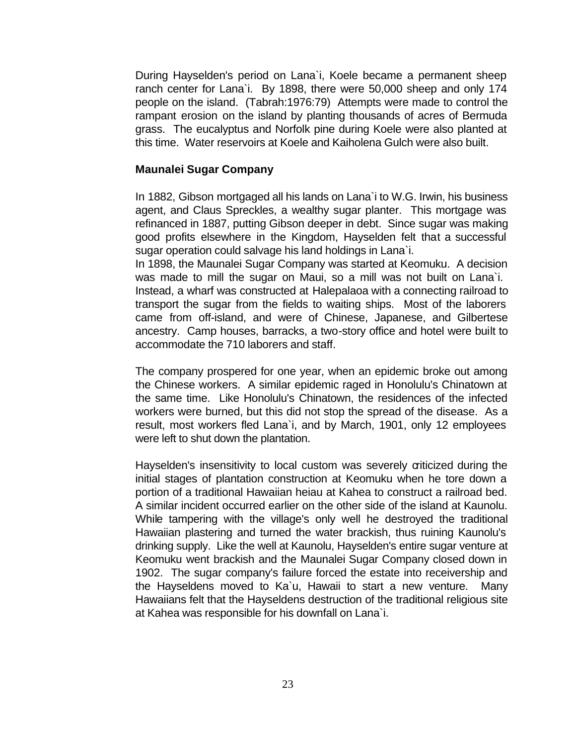During Hayselden's period on Lana`i, Koele became a permanent sheep ranch center for Lana`i. By 1898, there were 50,000 sheep and only 174 people on the island. (Tabrah:1976:79) Attempts were made to control the rampant erosion on the island by planting thousands of acres of Bermuda grass. The eucalyptus and Norfolk pine during Koele were also planted at this time. Water reservoirs at Koele and Kaiholena Gulch were also built.

**Maunalei Sugar Company**

In 1882, Gibson mortgaged all his lands on Lana`i to W.G. Irwin, his business agent, and Claus Spreckles, a wealthy sugar planter. This mortgage was refinanced in 1887, putting Gibson deeper in debt. Since sugar was making good profits elsewhere in the Kingdom, Hayselden felt that a successful sugar operation could salvage his land holdings in Lana`i.

In 1898, the Maunalei Sugar Company was started at Keomuku. A decision was made to mill the sugar on Maui, so a mill was not built on Lana`i. Instead, a wharf was constructed at Halepalaoa with a connecting railroad to transport the sugar from the fields to waiting ships. Most of the laborers came from off-island, and were of Chinese, Japanese, and Gilbertese ancestry. Camp houses, barracks, a two-story office and hotel were built to accommodate the 710 laborers and staff.

The company prospered for one year, when an epidemic broke out among the Chinese workers. A similar epidemic raged in Honolulu's Chinatown at the same time. Like Honolulu's Chinatown, the residences of the infected workers were burned, but this did not stop the spread of the disease. As a result, most workers fled Lana`i, and by March, 1901, only 12 employees were left to shut down the plantation.

Hayselden's insensitivity to local custom was severely criticized during the initial stages of plantation construction at Keomuku when he tore down a portion of a traditional Hawaiian heiau at Kahea to construct a railroad bed. A similar incident occurred earlier on the other side of the island at Kaunolu. While tampering with the village's only well he destroyed the traditional Hawaiian plastering and turned the water brackish, thus ruining Kaunolu's drinking supply. Like the well at Kaunolu, Hayselden's entire sugar venture at Keomuku went brackish and the Maunalei Sugar Company closed down in 1902. The sugar company's failure forced the estate into receivership and the Hayseldens moved to Ka`u, Hawaii to start a new venture. Many Hawaiians felt that the Hayseldens destruction of the traditional religious site at Kahea was responsible for his downfall on Lana`i.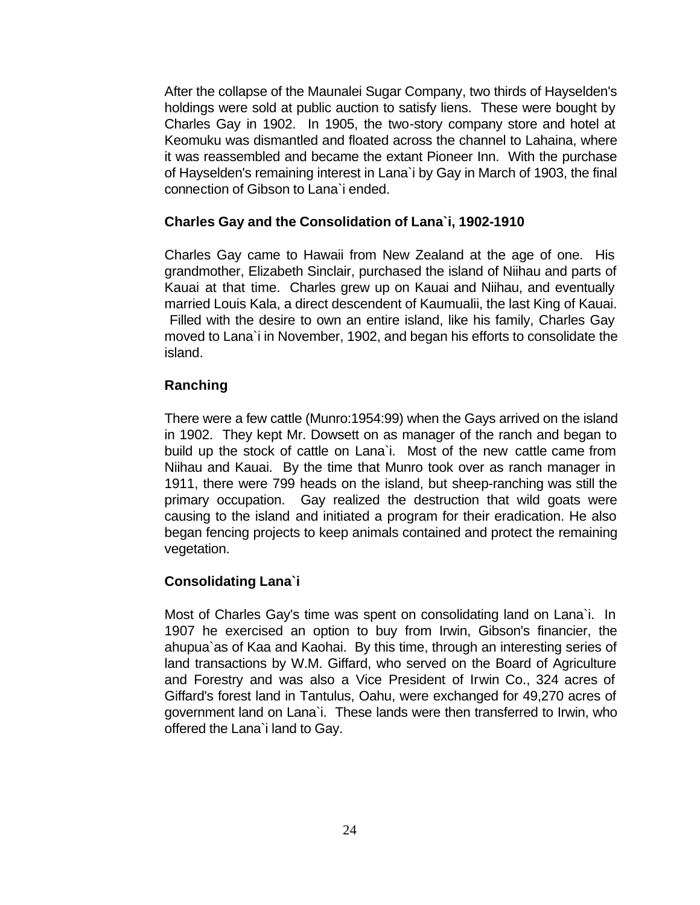After the collapse of the Maunalei Sugar Company, two thirds of Hayselden's holdings were sold at public auction to satisfy liens. These were bought by Charles Gay in 1902. In 1905, the two-story company store and hotel at Keomuku was dismantled and floated across the channel to Lahaina, where it was reassembled and became the extant Pioneer Inn. With the purchase of Hayselden's remaining interest in Lana`i by Gay in March of 1903, the final connection of Gibson to Lana`i ended.

### Charles Gay and the Consolidation of Lana`i, 1902-1910

Charles Gay came to Hawaii from New Zealand at the age of one. His grandmother, Elizabeth Sinclair, purchased the island of Niihau and parts of Kauai at that time. Charles grew up on Kauai and Niihau, and eventually married Louis Kala, a direct descendent of Kaumualii, the last King of Kauai. Filled with the desire to own an entire island, like his family, Charles Gay moved to Lana`i in November, 1902, and began his efforts to consolidate the island.

### Ranching

There were a few cattle (Munro:1954:99) when the Gays arrived on the island in 1902. They kept Mr. Dowsett on as manager of the ranch and began to build up the stock of cattle on Lana`i. Most of the new cattle came from Niihau and Kauai. By the time that Munro took over as ranch manager in 1911, there were 799 heads on the island, but sheep-ranching was still the primary occupation. Gay realized the destruction that wild goats were causing to the island and initiated a program for their eradication. He also began fencing projects to keep animals contained and protect the remaining vegetation.

### Consolidating Lana`i

Most of Charles Gay's time was spent on consolidating land on Lana`i. In 1907 he exercised an option to buy from Irwin, Gibson's financier, the ahupua`as of Kaa and Kaohai. By this time, through an interesting series of land transactions by W.M. Giffard, who served on the Board of Agriculture and Forestry and was also a Vice President of Irwin Co., 324 acres of Giffard's forest land in Tantulus, Oahu, were exchanged for 49,270 acres of government land on Lana`i. These lands were then transferred to Irwin, who offered the Lana`i land to Gay.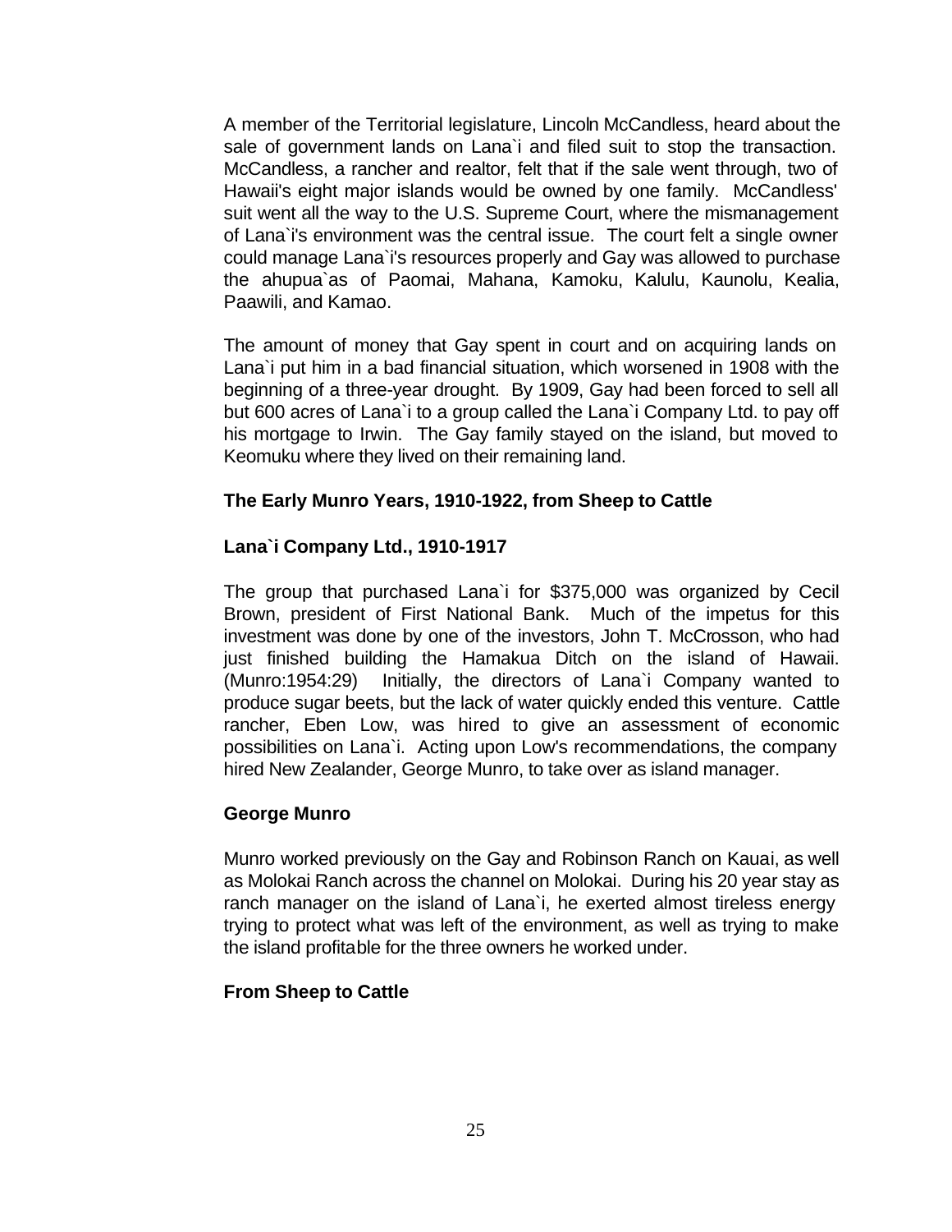A member of the Territorial legislature, Lincoln McCandless, heard about the sale of government lands on Lana`i and filed suit to stop the transaction. McCandless, a rancher and realtor, felt that if the sale went through, two of Hawaii's eight major islands would be owned by one family. McCandless' suit went all the way to the U.S. Supreme Court, where the mismanagement of Lana`i's environment was the central issue. The court felt a single owner could manage Lana`i's resources properly and Gay was allowed to purchase the ahupua`as of Paomai, Mahana, Kamoku, Kalulu, Kaunolu, Kealia, Paawili, and Kamao.

The amount of money that Gay spent in court and on acquiring lands on Lana`i put him in a bad financial situation, which worsened in 1908 with the beginning of a three-year drought. By 1909, Gay had been forced to sell all but 600 acres of Lana`i to a group called the Lana`i Company Ltd. to pay off his mortgage to Irwin. The Gay family stayed on the island, but moved to Keomuku where they lived on their remaining land.

### The Early Munro Years, 1910-1922, from Sheep to Cattle

### Lana`i Company Ltd., 1910-1917

The group that purchased Lana`i for $375,000 was organized by Cecil Brown, president of First National Bank. Much of the impetus for this investment was done by one of the investors, John T. McCrosson, who had just finished building the Hamakua Ditch on the island of Hawaii. (Munro:1954:29) Initially, the directors of Lana`i Company wanted to produce sugar beets, but the lack of water quickly ended this venture. Cattle rancher, Eben Low, was hired to give an assessment of economic possibilities on Lana`i. Acting upon Low's recommendations, the company hired New Zealander, George Munro, to take over as island manager.

### George Munro

Munro worked previously on the Gay and Robinson Ranch on Kauai, as well as Molokai Ranch across the channel on Molokai. During his 20 year stay as ranch manager on the island of Lana`i, he exerted almost tireless energy trying to protect what was left of the environment, as well as trying to make the island profitable for the three owners he worked under.

### From Sheep to Cattle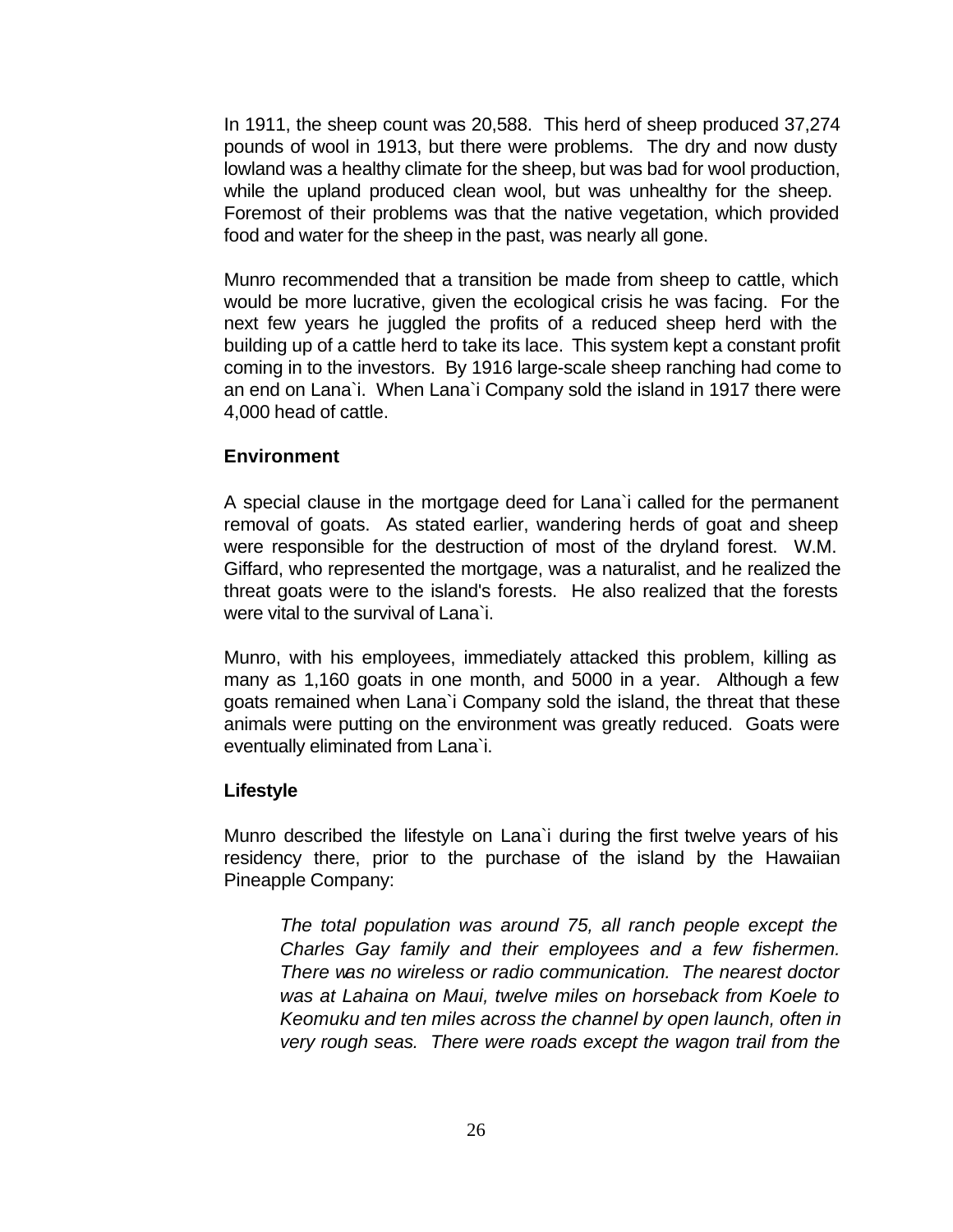In 1911, the sheep count was 20,588. This herd of sheep produced 37,274 pounds of wool in 1913, but there were problems. The dry and now dusty lowland was a healthy climate for the sheep, but was bad for wool production, while the upland produced clean wool, but was unhealthy for the sheep. Foremost of their problems was that the native vegetation, which provided food and water for the sheep in the past, was nearly all gone.

Munro recommended that a transition be made from sheep to cattle, which would be more lucrative, given the ecological crisis he was facing. For the next few years he juggled the profits of a reduced sheep herd with the building up of a cattle herd to take its lace. This system kept a constant profit coming in to the investors. By 1916 large-scale sheep ranching had come to an end on Lana`i. When Lana`i Company sold the island in 1917 there were 4,000 head of cattle.

### Environment

A special clause in the mortgage deed for Lana`i called for the permanent removal of goats. As stated earlier, wandering herds of goat and sheep were responsible for the destruction of most of the dryland forest. W.M. Giffard, who represented the mortgage, was a naturalist, and he realized the threat goats were to the island's forests. He also realized that the forests were vital to the survival of Lana`i.

Munro, with his employees, immediately attacked this problem, killing as many as 1,160 goats in one month, and 5000 in a year. Although a few goats remained when Lana`i Company sold the island, the threat that these animals were putting on the environment was greatly reduced. Goats were eventually eliminated from Lana`i.

### Lifestyle

Munro described the lifestyle on Lana`i during the first twelve years of his residency there, prior to the purchase of the island by the Hawaiian Pineapple Company:

> *The total population was around 75, all ranch people except the Charles Gay family and their employees and a few fishermen. There was no wireless or radio communication. The nearest doctor was at Lahaina on Maui, twelve miles on horseback from Koele to Keomuku and ten miles across the channel by open launch, often in very rough seas. There were roads except the wagon trail from the*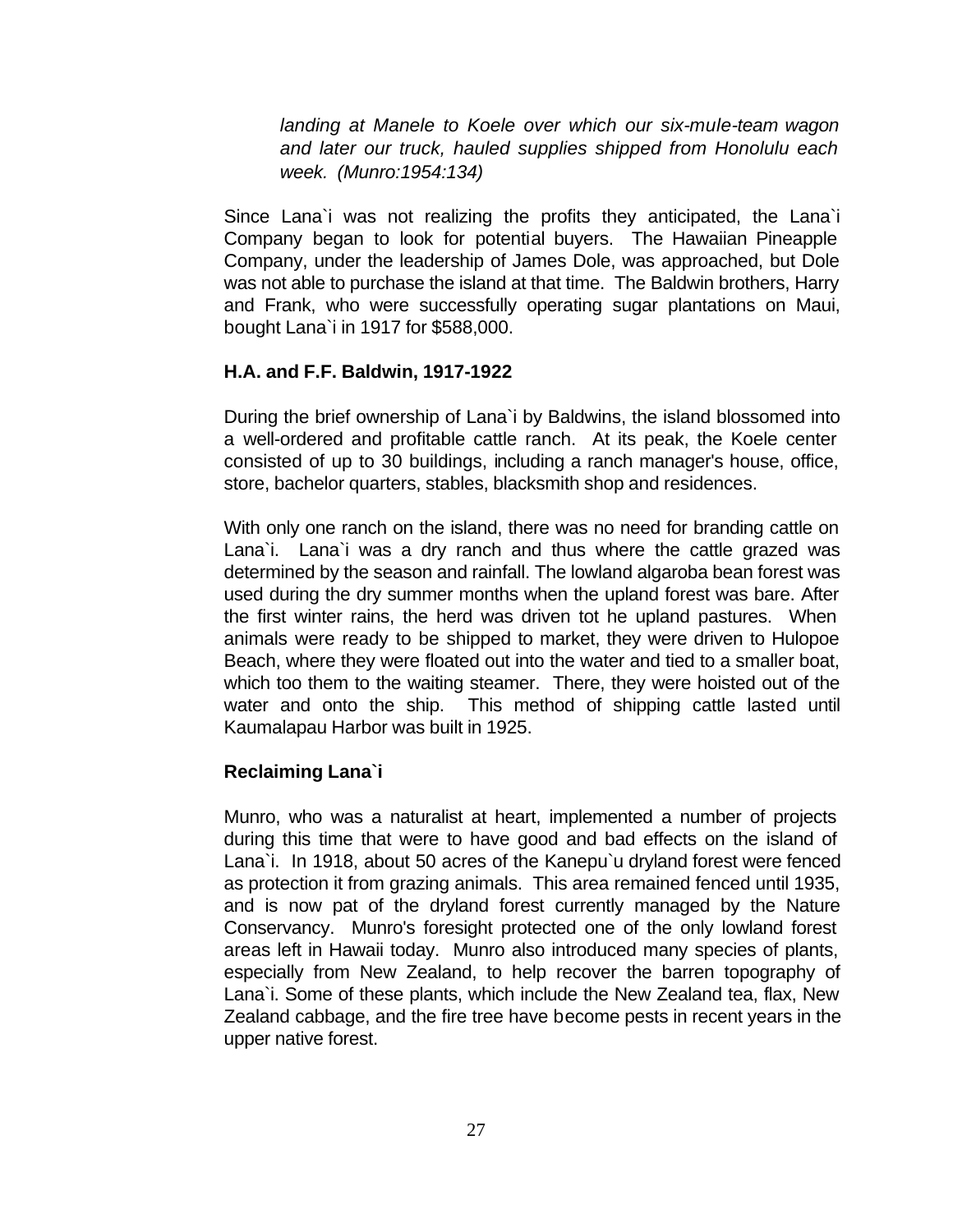*landing at Manele to Koele over which our six-mule-team wagon and later our truck, hauled supplies shipped from Honolulu each week. (Munro:1954:134)*

Since Lana`i was not realizing the profits they anticipated, the Lana`i Company began to look for potential buyers. The Hawaiian Pineapple Company, under the leadership of James Dole, was approached, but Dole was not able to purchase the island at that time. The Baldwin brothers, Harry and Frank, who were successfully operating sugar plantations on Maui, bought Lana`i in 1917 for $588,000.

**H.A. and F.F. Baldwin, 1917-1922**

During the brief ownership of Lana`i by Baldwins, the island blossomed into a well-ordered and profitable cattle ranch. At its peak, the Koele center consisted of up to 30 buildings, including a ranch manager's house, office, store, bachelor quarters, stables, blacksmith shop and residences.

With only one ranch on the island, there was no need for branding cattle on Lana`i. Lana`i was a dry ranch and thus where the cattle grazed was determined by the season and rainfall. The lowland algaroba bean forest was used during the dry summer months when the upland forest was bare. After the first winter rains, the herd was driven tot he upland pastures. When animals were ready to be shipped to market, they were driven to Hulopoe Beach, where they were floated out into the water and tied to a smaller boat, which too them to the waiting steamer. There, they were hoisted out of the water and onto the ship. This method of shipping cattle lasted until Kaumalapau Harbor was built in 1925.

**Reclaiming Lana`i**

Munro, who was a naturalist at heart, implemented a number of projects during this time that were to have good and bad effects on the island of Lana`i. In 1918, about 50 acres of the Kanepu`u dryland forest were fenced as protection it from grazing animals. This area remained fenced until 1935, and is now pat of the dryland forest currently managed by the Nature Conservancy. Munro's foresight protected one of the only lowland forest areas left in Hawaii today. Munro also introduced many species of plants, especially from New Zealand, to help recover the barren topography of Lana`i. Some of these plants, which include the New Zealand tea, flax, New Zealand cabbage, and the fire tree have become pests in recent years in the upper native forest.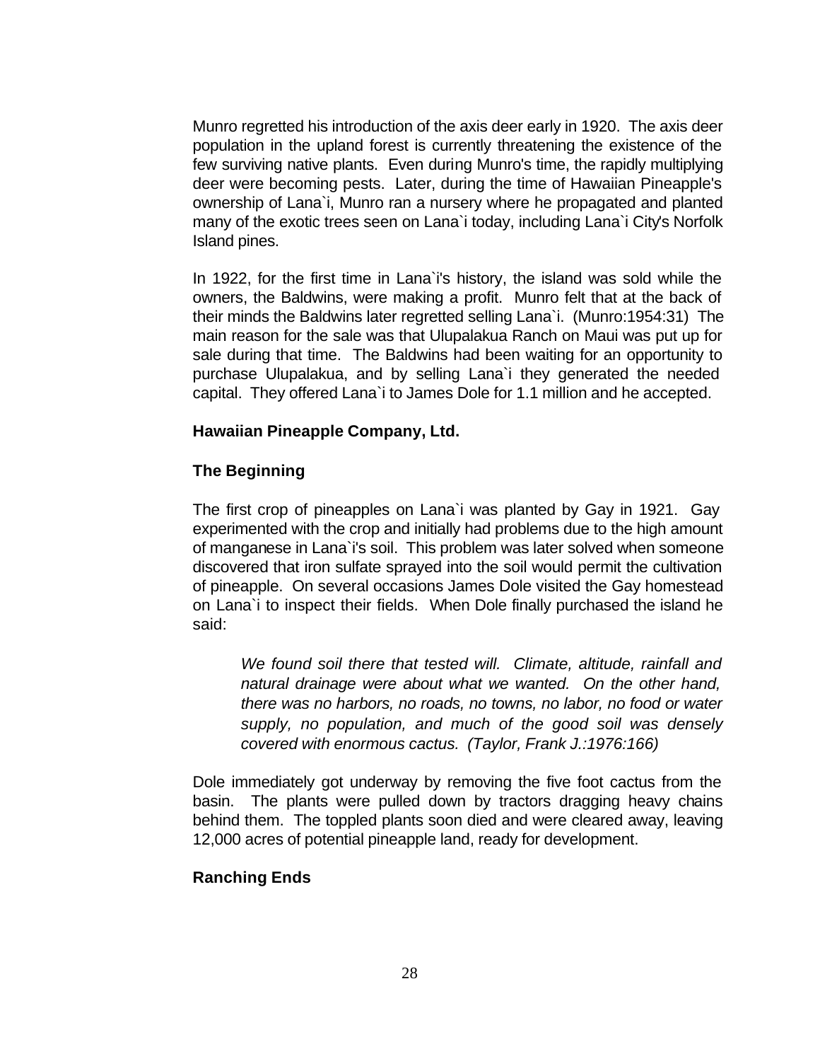Munro regretted his introduction of the axis deer early in 1920. The axis deer population in the upland forest is currently threatening the existence of the few surviving native plants. Even during Munro's time, the rapidly multiplying deer were becoming pests. Later, during the time of Hawaiian Pineapple's ownership of Lana`i, Munro ran a nursery where he propagated and planted many of the exotic trees seen on Lana`i today, including Lana`i City's Norfolk Island pines.

In 1922, for the first time in Lana`i's history, the island was sold while the owners, the Baldwins, were making a profit. Munro felt that at the back of their minds the Baldwins later regretted selling Lana`i. (Munro:1954:31) The main reason for the sale was that Ulupalakua Ranch on Maui was put up for sale during that time. The Baldwins had been waiting for an opportunity to purchase Ulupalakua, and by selling Lana`i they generated the needed capital. They offered Lana`i to James Dole for 1.1 million and he accepted.

## Hawaiian Pineapple Company, Ltd.

### The Beginning

The first crop of pineapples on Lana`i was planted by Gay in 1921. Gay experimented with the crop and initially had problems due to the high amount of manganese in Lana`i's soil. This problem was later solved when someone discovered that iron sulfate sprayed into the soil would permit the cultivation of pineapple. On several occasions James Dole visited the Gay homestead on Lana`i to inspect their fields. When Dole finally purchased the island he said:

> *We found soil there that tested will. Climate, altitude, rainfall and natural drainage were about what we wanted. On the other hand, there was no harbors, no roads, no towns, no labor, no food or water supply, no population, and much of the good soil was densely covered with enormous cactus. (Taylor, Frank J.:1976:166)*

Dole immediately got underway by removing the five foot cactus from the basin. The plants were pulled down by tractors dragging heavy chains behind them. The toppled plants soon died and were cleared away, leaving 12,000 acres of potential pineapple land, ready for development.

### Ranching Ends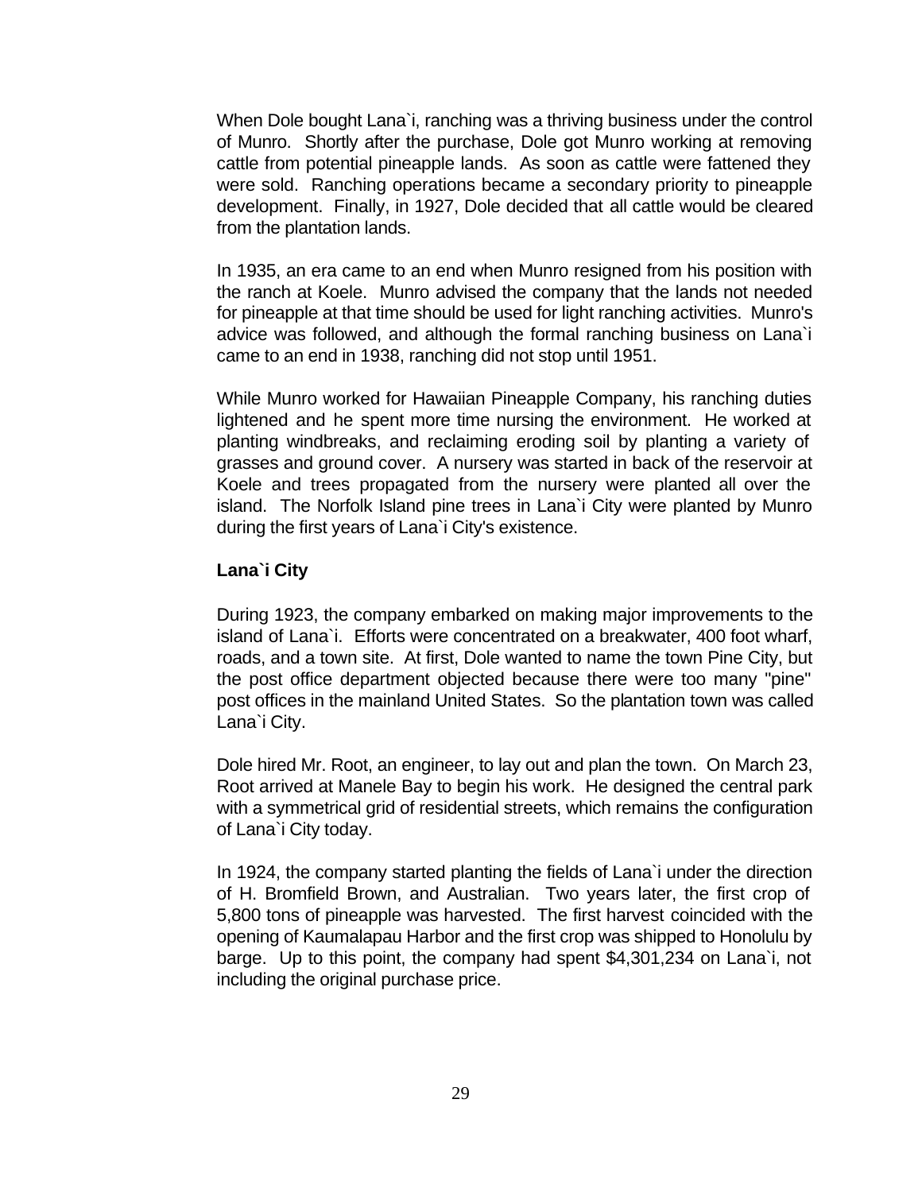When Dole bought Lana`i, ranching was a thriving business under the control of Munro. Shortly after the purchase, Dole got Munro working at removing cattle from potential pineapple lands. As soon as cattle were fattened they were sold. Ranching operations became a secondary priority to pineapple development. Finally, in 1927, Dole decided that all cattle would be cleared from the plantation lands.

In 1935, an era came to an end when Munro resigned from his position with the ranch at Koele. Munro advised the company that the lands not needed for pineapple at that time should be used for light ranching activities. Munro's advice was followed, and although the formal ranching business on Lana`i came to an end in 1938, ranching did not stop until 1951.

While Munro worked for Hawaiian Pineapple Company, his ranching duties lightened and he spent more time nursing the environment. He worked at planting windbreaks, and reclaiming eroding soil by planting a variety of grasses and ground cover. A nursery was started in back of the reservoir at Koele and trees propagated from the nursery were planted all over the island. The Norfolk Island pine trees in Lana`i City were planted by Munro during the first years of Lana`i City's existence.

**Lana`i City**

During 1923, the company embarked on making major improvements to the island of Lana`i. Efforts were concentrated on a breakwater, 400 foot wharf, roads, and a town site. At first, Dole wanted to name the town Pine City, but the post office department objected because there were too many "pine" post offices in the mainland United States. So the plantation town was called Lana`i City.

Dole hired Mr. Root, an engineer, to lay out and plan the town. On March 23, Root arrived at Manele Bay to begin his work. He designed the central park with a symmetrical grid of residential streets, which remains the configuration of Lana`i City today.

In 1924, the company started planting the fields of Lana`i under the direction of H. Bromfield Brown, and Australian. Two years later, the first crop of 5,800 tons of pineapple was harvested. The first harvest coincided with the opening of Kaumalapau Harbor and the first crop was shipped to Honolulu by barge. Up to this point, the company had spent $4,301,234 on Lana`i, not including the original purchase price.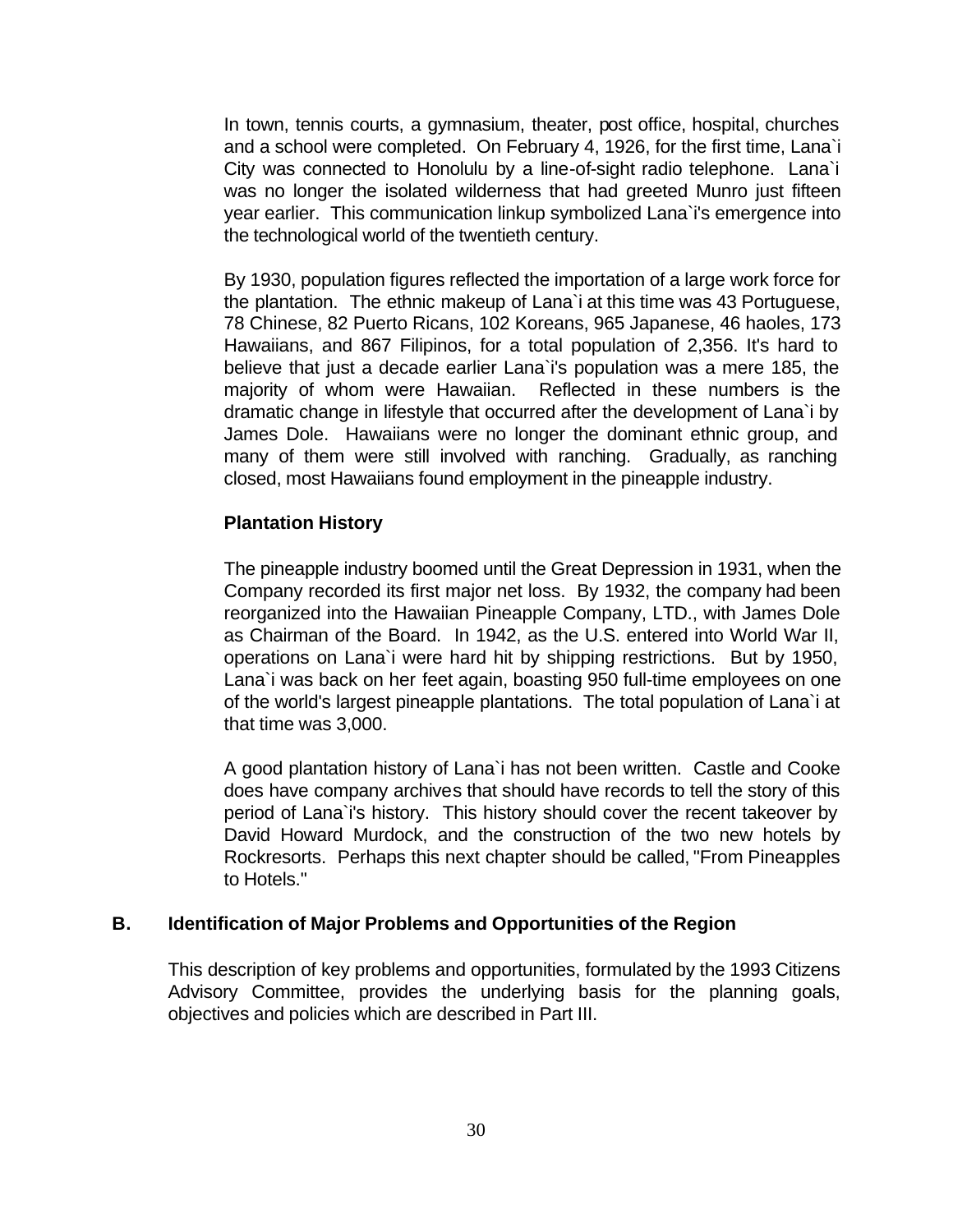In town, tennis courts, a gymnasium, theater, post office, hospital, churches and a school were completed. On February 4, 1926, for the first time, Lana`i City was connected to Honolulu by a line-of-sight radio telephone. Lana`i was no longer the isolated wilderness that had greeted Munro just fifteen year earlier. This communication linkup symbolized Lana`i's emergence into the technological world of the twentieth century.

By 1930, population figures reflected the importation of a large work force for the plantation. The ethnic makeup of Lana`i at this time was 43 Portuguese, 78 Chinese, 82 Puerto Ricans, 102 Koreans, 965 Japanese, 46 haoles, 173 Hawaiians, and 867 Filipinos, for a total population of 2,356. It's hard to believe that just a decade earlier Lana`i's population was a mere 185, the majority of whom were Hawaiian. Reflected in these numbers is the dramatic change in lifestyle that occurred after the development of Lana`i by James Dole. Hawaiians were no longer the dominant ethnic group, and many of them were still involved with ranching. Gradually, as ranching closed, most Hawaiians found employment in the pineapple industry.

### Plantation History

The pineapple industry boomed until the Great Depression in 1931, when the Company recorded its first major net loss. By 1932, the company had been reorganized into the Hawaiian Pineapple Company, LTD., with James Dole as Chairman of the Board. In 1942, as the U.S. entered into World War II, operations on Lana`i were hard hit by shipping restrictions. But by 1950, Lana`i was back on her feet again, boasting 950 full-time employees on one of the world's largest pineapple plantations. The total population of Lana`i at that time was 3,000.

A good plantation history of Lana`i has not been written. Castle and Cooke does have company archives that should have records to tell the story of this period of Lana`i's history. This history should cover the recent takeover by David Howard Murdock, and the construction of the two new hotels by Rockresorts. Perhaps this next chapter should be called, "From Pineapples to Hotels."

## B. Identification of Major Problems and Opportunities of the Region

This description of key problems and opportunities, formulated by the 1993 Citizens Advisory Committee, provides the underlying basis for the planning goals, objectives and policies which are described in Part III.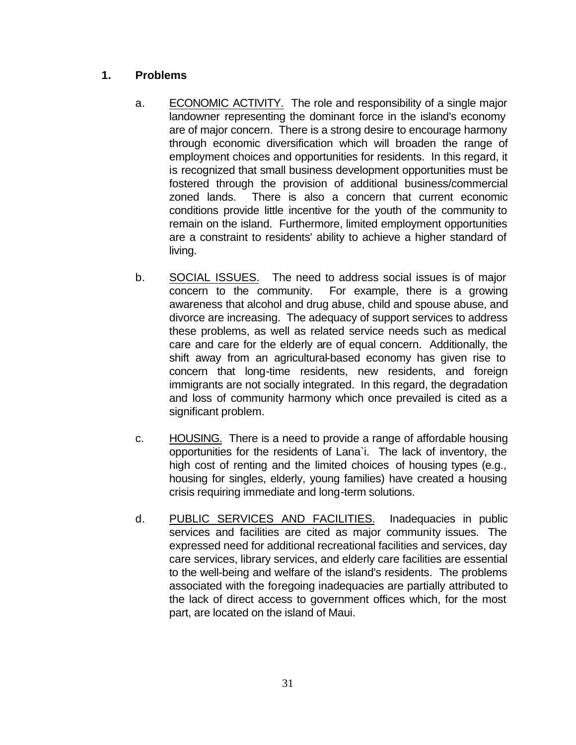### 1. Problems

a. <u>ECONOMIC ACTIVITY.</u> The role and responsibility of a single major landowner representing the dominant force in the island's economy are of major concern. There is a strong desire to encourage harmony through economic diversification which will broaden the range of employment choices and opportunities for residents. In this regard, it is recognized that small business development opportunities must be fostered through the provision of additional business/commercial zoned lands. There is also a concern that current economic conditions provide little incentive for the youth of the community to remain on the island. Furthermore, limited employment opportunities are a constraint to residents' ability to achieve a higher standard of living.

b. <u>SOCIAL ISSUES.</u> The need to address social issues is of major concern to the community. For example, there is a growing awareness that alcohol and drug abuse, child and spouse abuse, and divorce are increasing. The adequacy of support services to address these problems, as well as related service needs such as medical care and care for the elderly are of equal concern. Additionally, the shift away from an agricultural-based economy has given rise to concern that long-time residents, new residents, and foreign immigrants are not socially integrated. In this regard, the degradation and loss of community harmony which once prevailed is cited as a significant problem.

c. <u>HOUSING.</u> There is a need to provide a range of affordable housing opportunities for the residents of Lana`i. The lack of inventory, the high cost of renting and the limited choices of housing types (e.g., housing for singles, elderly, young families) have created a housing crisis requiring immediate and long-term solutions.

d. <u>PUBLIC SERVICES AND FACILITIES.</u> Inadequacies in public services and facilities are cited as major community issues. The expressed need for additional recreational facilities and services, day care services, library services, and elderly care facilities are essential to the well-being and welfare of the island's residents. The problems associated with the foregoing inadequacies are partially attributed to the lack of direct access to government offices which, for the most part, are located on the island of Maui.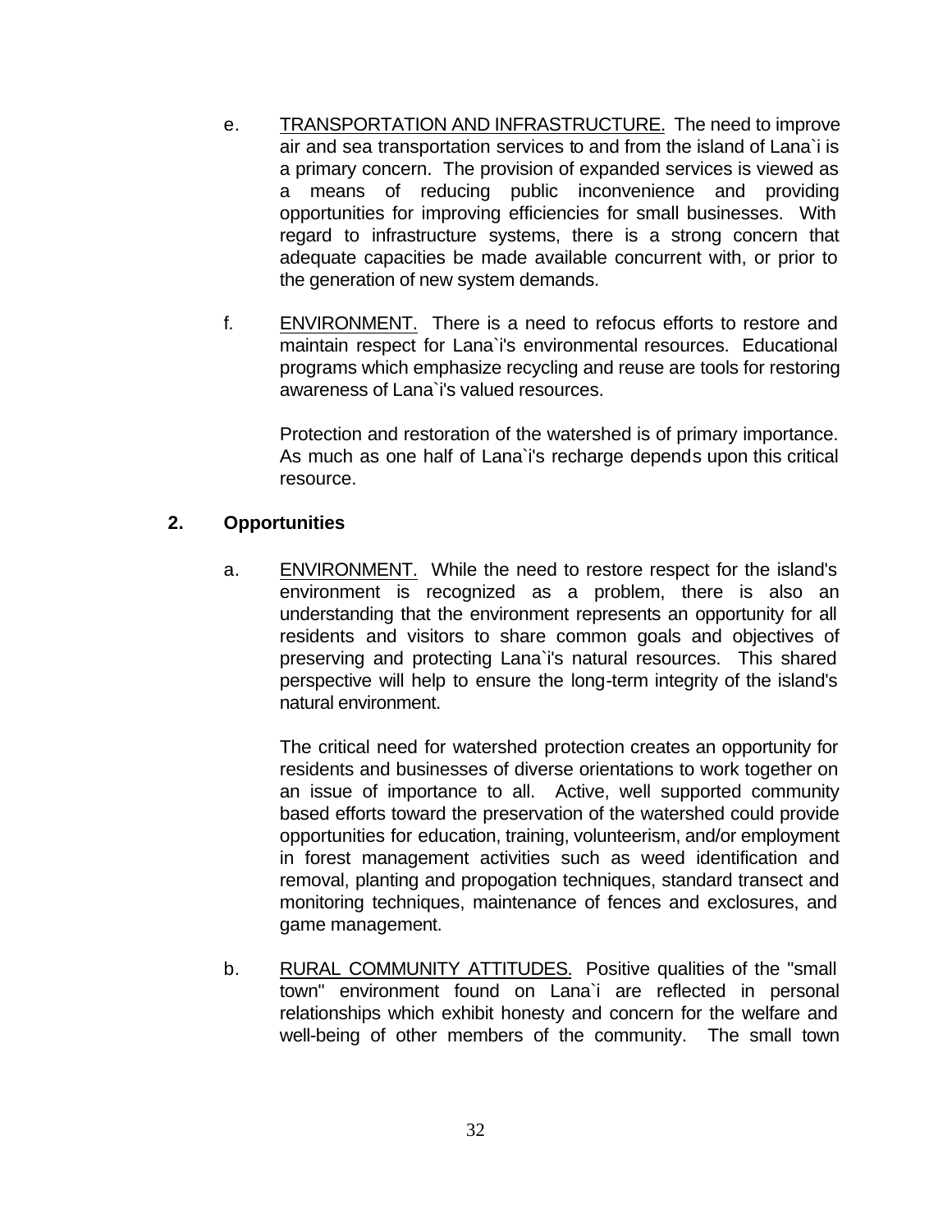e. TRANSPORTATION AND INFRASTRUCTURE. The need to improve air and sea transportation services to and from the island of Lana`i is a primary concern. The provision of expanded services is viewed as a means of reducing public inconvenience and providing opportunities for improving efficiencies for small businesses. With regard to infrastructure systems, there is a strong concern that adequate capacities be made available concurrent with, or prior to the generation of new system demands.

f. ENVIRONMENT. There is a need to refocus efforts to restore and maintain respect for Lana`i's environmental resources. Educational programs which emphasize recycling and reuse are tools for restoring awareness of Lana`i's valued resources.

Protection and restoration of the watershed is of primary importance. As much as one half of Lana`i's recharge depends upon this critical resource.

## 2. Opportunities

a. ENVIRONMENT. While the need to restore respect for the island's environment is recognized as a problem, there is also an understanding that the environment represents an opportunity for all residents and visitors to share common goals and objectives of preserving and protecting Lana`i's natural resources. This shared perspective will help to ensure the long-term integrity of the island's natural environment.

The critical need for watershed protection creates an opportunity for residents and businesses of diverse orientations to work together on an issue of importance to all. Active, well supported community based efforts toward the preservation of the watershed could provide opportunities for education, training, volunteerism, and/or employment in forest management activities such as weed identification and removal, planting and propogation techniques, standard transect and monitoring techniques, maintenance of fences and exclosures, and game management.

b. RURAL COMMUNITY ATTITUDES. Positive qualities of the "small town" environment found on Lana`i are reflected in personal relationships which exhibit honesty and concern for the welfare and well-being of other members of the community. The small town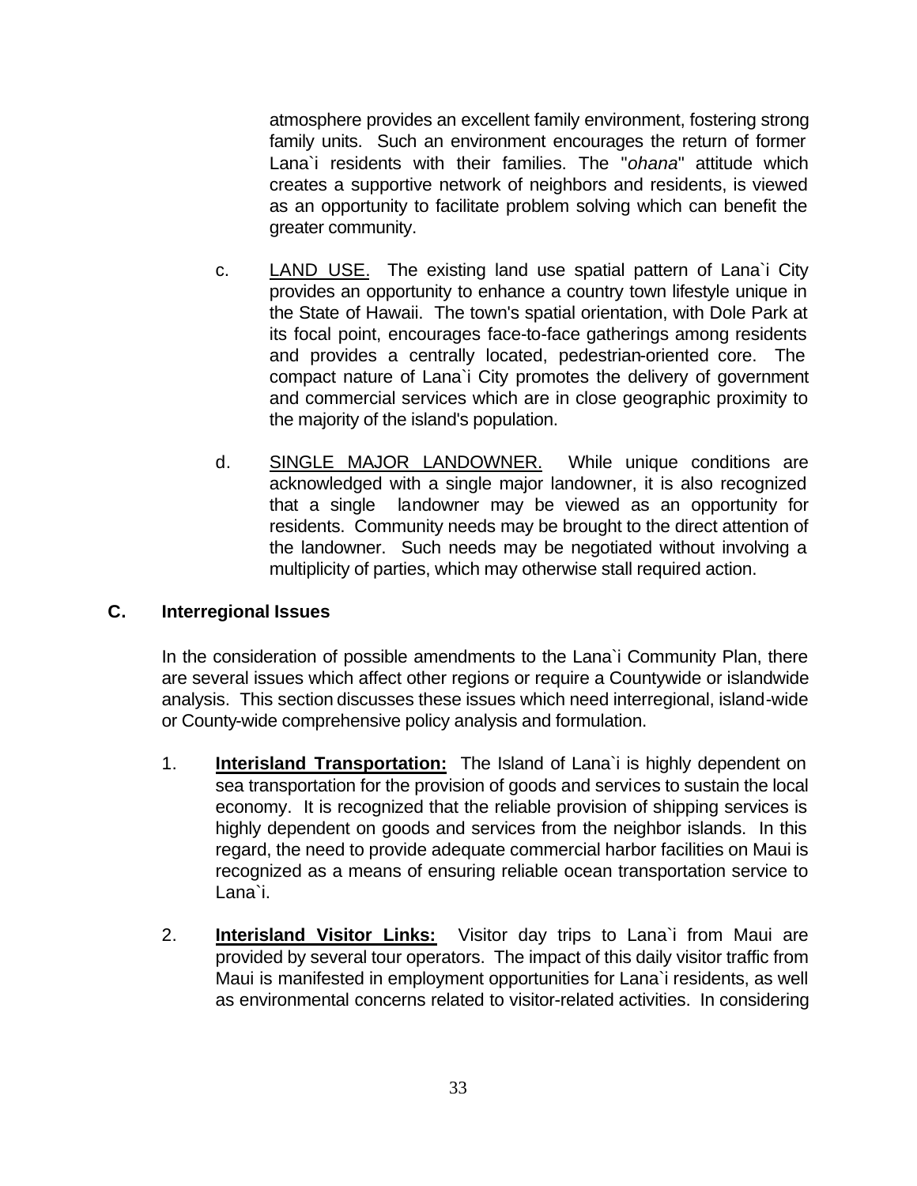atmosphere provides an excellent family environment, fostering strong family units. Such an environment encourages the return of former Lana`i residents with their families. The "*ohana*" attitude which creates a supportive network of neighbors and residents, is viewed as an opportunity to facilitate problem solving which can benefit the greater community.

c. <u>LAND USE.</u> The existing land use spatial pattern of Lana`i City provides an opportunity to enhance a country town lifestyle unique in the State of Hawaii. The town's spatial orientation, with Dole Park at its focal point, encourages face-to-face gatherings among residents and provides a centrally located, pedestrian-oriented core. The compact nature of Lana`i City promotes the delivery of government and commercial services which are in close geographic proximity to the majority of the island's population.

d. <u>SINGLE MAJOR LANDOWNER.</u> While unique conditions are acknowledged with a single major landowner, it is also recognized that a single landowner may be viewed as an opportunity for residents. Community needs may be brought to the direct attention of the landowner. Such needs may be negotiated without involving a multiplicity of parties, which may otherwise stall required action.

## C. Interregional Issues

In the consideration of possible amendments to the Lana`i Community Plan, there are several issues which affect other regions or require a Countywide or islandwide analysis. This section discusses these issues which need interregional, island-wide or County-wide comprehensive policy analysis and formulation.

1. **<u>Interisland Transportation:</u>** The Island of Lana`i is highly dependent on sea transportation for the provision of goods and services to sustain the local economy. It is recognized that the reliable provision of shipping services is highly dependent on goods and services from the neighbor islands. In this regard, the need to provide adequate commercial harbor facilities on Maui is recognized as a means of ensuring reliable ocean transportation service to Lana`i.

2. **<u>Interisland Visitor Links:</u>** Visitor day trips to Lana`i from Maui are provided by several tour operators. The impact of this daily visitor traffic from Maui is manifested in employment opportunities for Lana`i residents, as well as environmental concerns related to visitor-related activities. In considering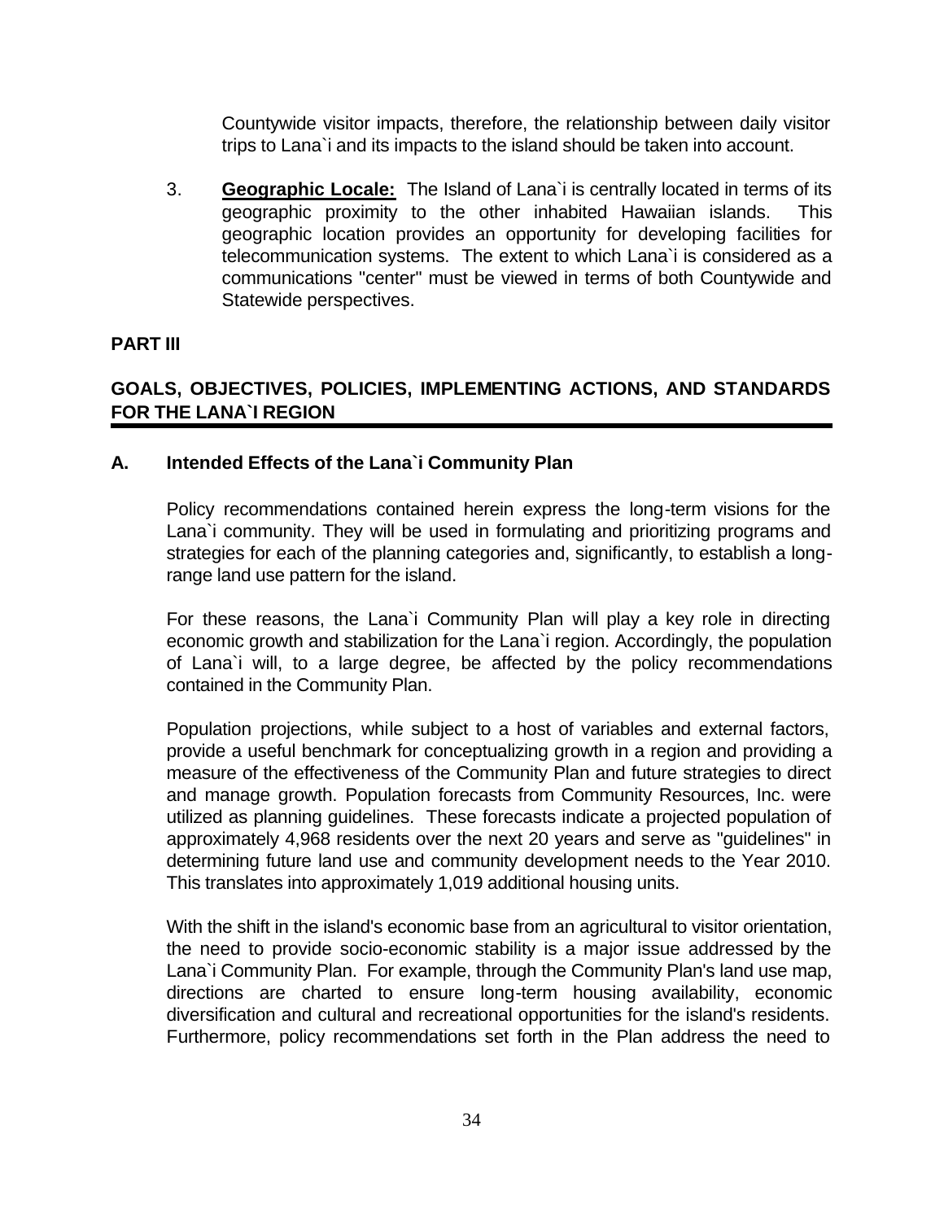Countywide visitor impacts, therefore, the relationship between daily visitor trips to Lana`i and its impacts to the island should be taken into account.

3. **Geographic Locale:** The Island of Lana`i is centrally located in terms of its geographic proximity to the other inhabited Hawaiian islands. This geographic location provides an opportunity for developing facilities for telecommunication systems. The extent to which Lana`i is considered as a communications "center" must be viewed in terms of both Countywide and Statewide perspectives.

## PART III

## GOALS, OBJECTIVES, POLICIES, IMPLEMENTING ACTIONS, AND STANDARDS FOR THE LANA`I REGION

### A. Intended Effects of the Lana`i Community Plan

Policy recommendations contained herein express the long-term visions for the Lana`i community. They will be used in formulating and prioritizing programs and strategies for each of the planning categories and, significantly, to establish a long-range land use pattern for the island.

For these reasons, the Lana`i Community Plan will play a key role in directing economic growth and stabilization for the Lana`i region. Accordingly, the population of Lana`i will, to a large degree, be affected by the policy recommendations contained in the Community Plan.

Population projections, while subject to a host of variables and external factors, provide a useful benchmark for conceptualizing growth in a region and providing a measure of the effectiveness of the Community Plan and future strategies to direct and manage growth. Population forecasts from Community Resources, Inc. were utilized as planning guidelines. These forecasts indicate a projected population of approximately 4,968 residents over the next 20 years and serve as "guidelines" in determining future land use and community development needs to the Year 2010. This translates into approximately 1,019 additional housing units.

With the shift in the island's economic base from an agricultural to visitor orientation, the need to provide socio-economic stability is a major issue addressed by the Lana`i Community Plan. For example, through the Community Plan's land use map, directions are charted to ensure long-term housing availability, economic diversification and cultural and recreational opportunities for the island's residents. Furthermore, policy recommendations set forth in the Plan address the need to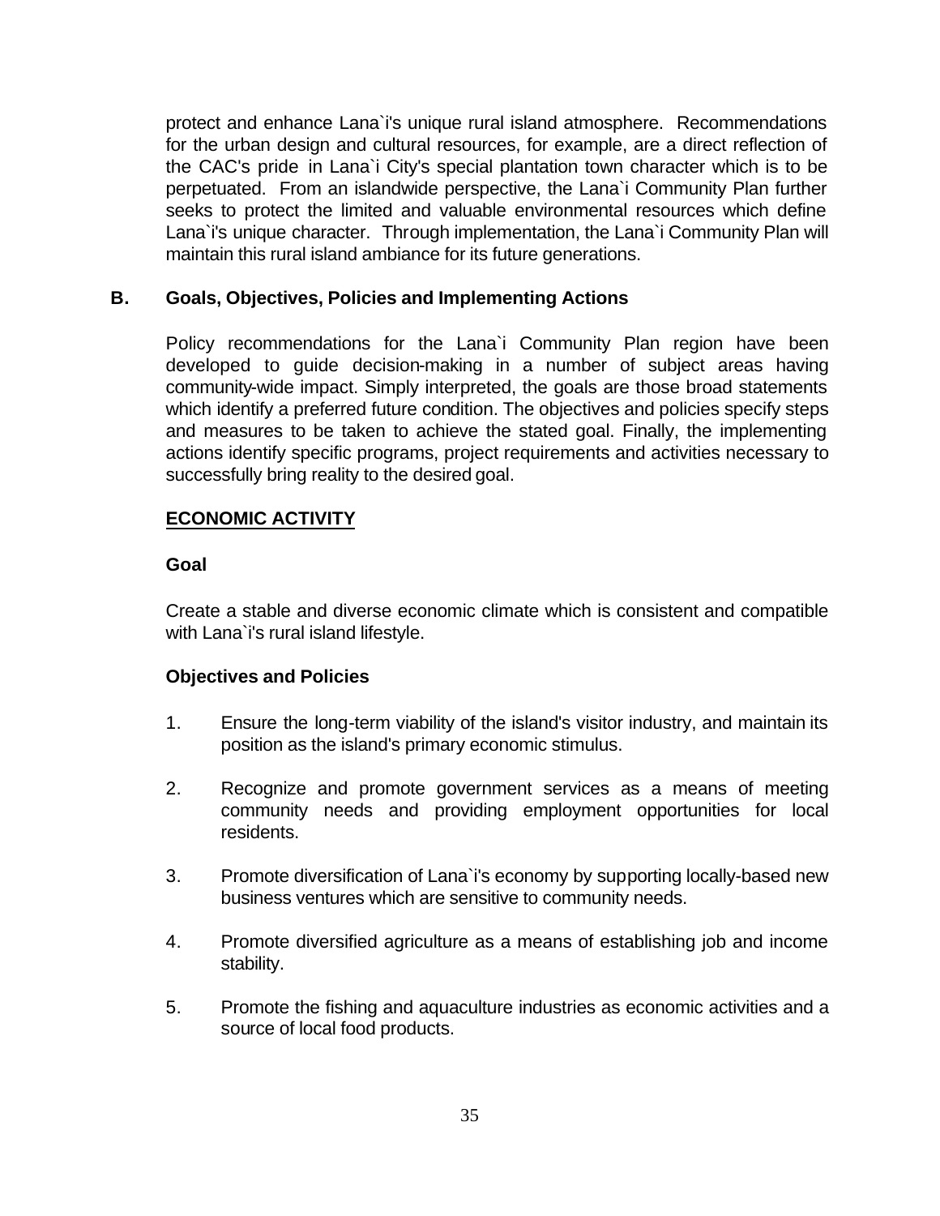protect and enhance Lana`i's unique rural island atmosphere. Recommendations for the urban design and cultural resources, for example, are a direct reflection of the CAC's pride in Lana`i City's special plantation town character which is to be perpetuated. From an islandwide perspective, the Lana`i Community Plan further seeks to protect the limited and valuable environmental resources which define Lana`i's unique character. Through implementation, the Lana`i Community Plan will maintain this rural island ambiance for its future generations.

## B. Goals, Objectives, Policies and Implementing Actions

Policy recommendations for the Lana`i Community Plan region have been developed to guide decision-making in a number of subject areas having community-wide impact. Simply interpreted, the goals are those broad statements which identify a preferred future condition. The objectives and policies specify steps and measures to be taken to achieve the stated goal. Finally, the implementing actions identify specific programs, project requirements and activities necessary to successfully bring reality to the desired goal.

### ECONOMIC ACTIVITY

#### Goal

Create a stable and diverse economic climate which is consistent and compatible with Lana`i's rural island lifestyle.

#### Objectives and Policies

1. Ensure the long-term viability of the island's visitor industry, and maintain its position as the island's primary economic stimulus.

2. Recognize and promote government services as a means of meeting community needs and providing employment opportunities for local residents.

3. Promote diversification of Lana`i's economy by supporting locally-based new business ventures which are sensitive to community needs.

4. Promote diversified agriculture as a means of establishing job and income stability.

5. Promote the fishing and aquaculture industries as economic activities and a source of local food products.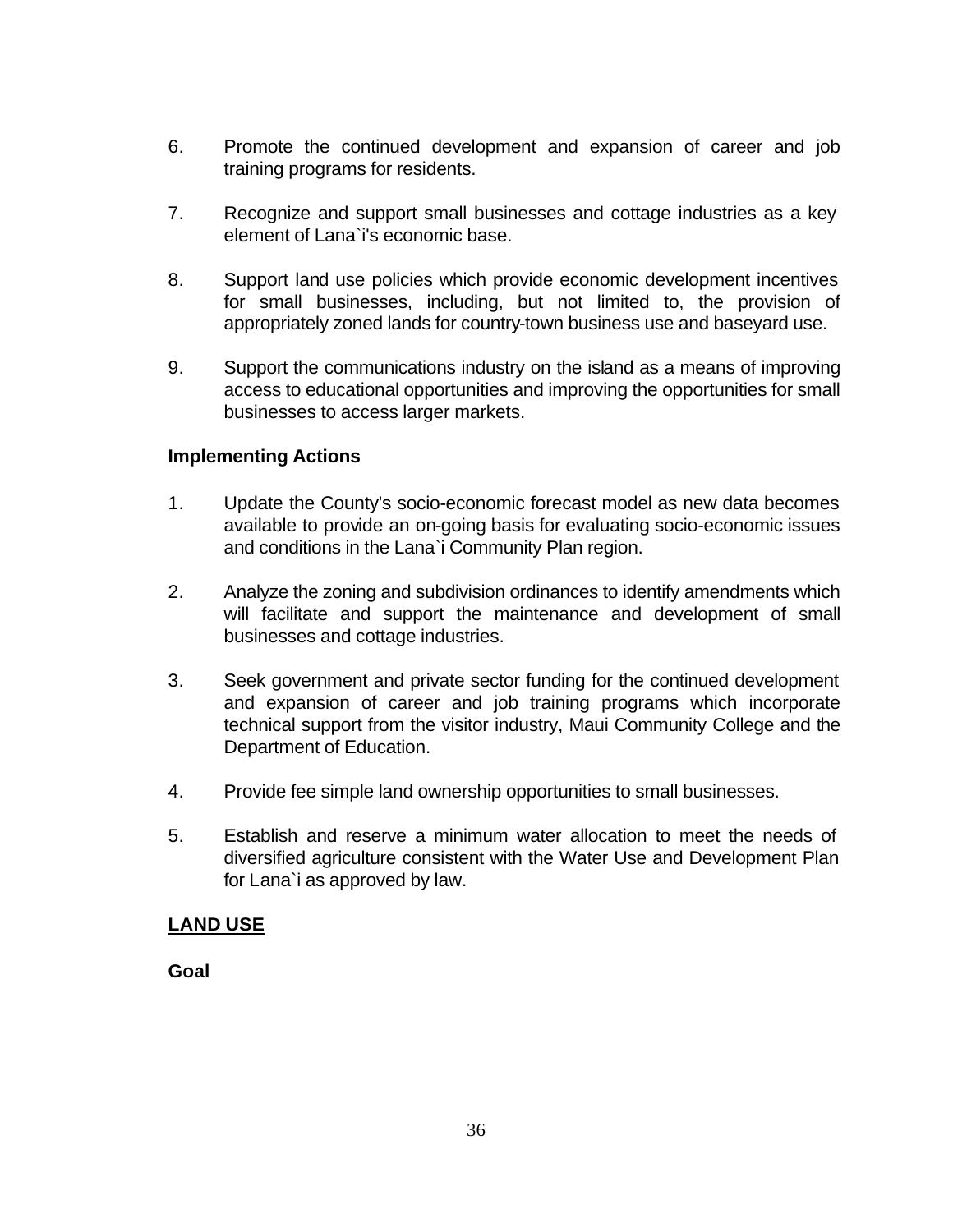6. Promote the continued development and expansion of career and job training programs for residents.

7. Recognize and support small businesses and cottage industries as a key element of Lana`i's economic base.

8. Support land use policies which provide economic development incentives for small businesses, including, but not limited to, the provision of appropriately zoned lands for country-town business use and baseyard use.

9. Support the communications industry on the island as a means of improving access to educational opportunities and improving the opportunities for small businesses to access larger markets.

**Implementing Actions**

1. Update the County's socio-economic forecast model as new data becomes available to provide an on-going basis for evaluating socio-economic issues and conditions in the Lana`i Community Plan region.

2. Analyze the zoning and subdivision ordinances to identify amendments which will facilitate and support the maintenance and development of small businesses and cottage industries.

3. Seek government and private sector funding for the continued development and expansion of career and job training programs which incorporate technical support from the visitor industry, Maui Community College and the Department of Education.

4. Provide fee simple land ownership opportunities to small businesses.

5. Establish and reserve a minimum water allocation to meet the needs of diversified agriculture consistent with the Water Use and Development Plan for Lana`i as approved by law.

## LAND USE

**Goal**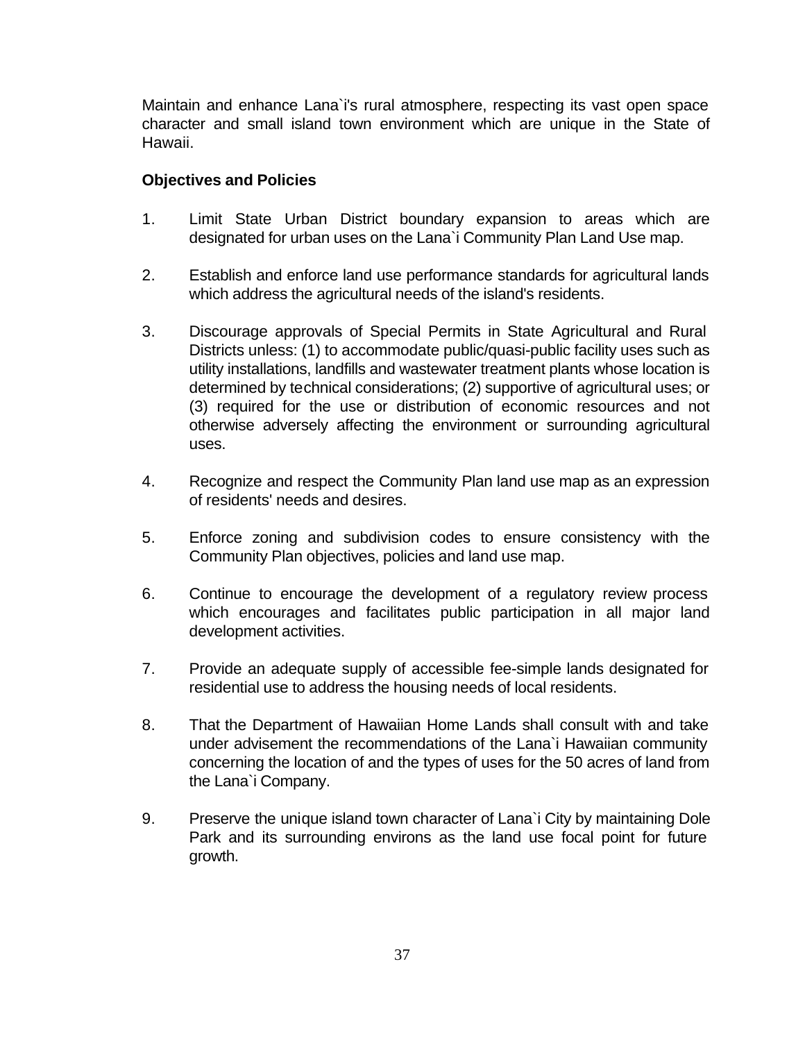Maintain and enhance Lana`i's rural atmosphere, respecting its vast open space character and small island town environment which are unique in the State of Hawaii.

**Objectives and Policies**

1. Limit State Urban District boundary expansion to areas which are designated for urban uses on the Lana`i Community Plan Land Use map.

2. Establish and enforce land use performance standards for agricultural lands which address the agricultural needs of the island's residents.

3. Discourage approvals of Special Permits in State Agricultural and Rural Districts unless: (1) to accommodate public/quasi-public facility uses such as utility installations, landfills and wastewater treatment plants whose location is determined by technical considerations; (2) supportive of agricultural uses; or (3) required for the use or distribution of economic resources and not otherwise adversely affecting the environment or surrounding agricultural uses.

4. Recognize and respect the Community Plan land use map as an expression of residents' needs and desires.

5. Enforce zoning and subdivision codes to ensure consistency with the Community Plan objectives, policies and land use map.

6. Continue to encourage the development of a regulatory review process which encourages and facilitates public participation in all major land development activities.

7. Provide an adequate supply of accessible fee-simple lands designated for residential use to address the housing needs of local residents.

8. That the Department of Hawaiian Home Lands shall consult with and take under advisement the recommendations of the Lana`i Hawaiian community concerning the location of and the types of uses for the 50 acres of land from the Lana`i Company.

9. Preserve the unique island town character of Lana`i City by maintaining Dole Park and its surrounding environs as the land use focal point for future growth.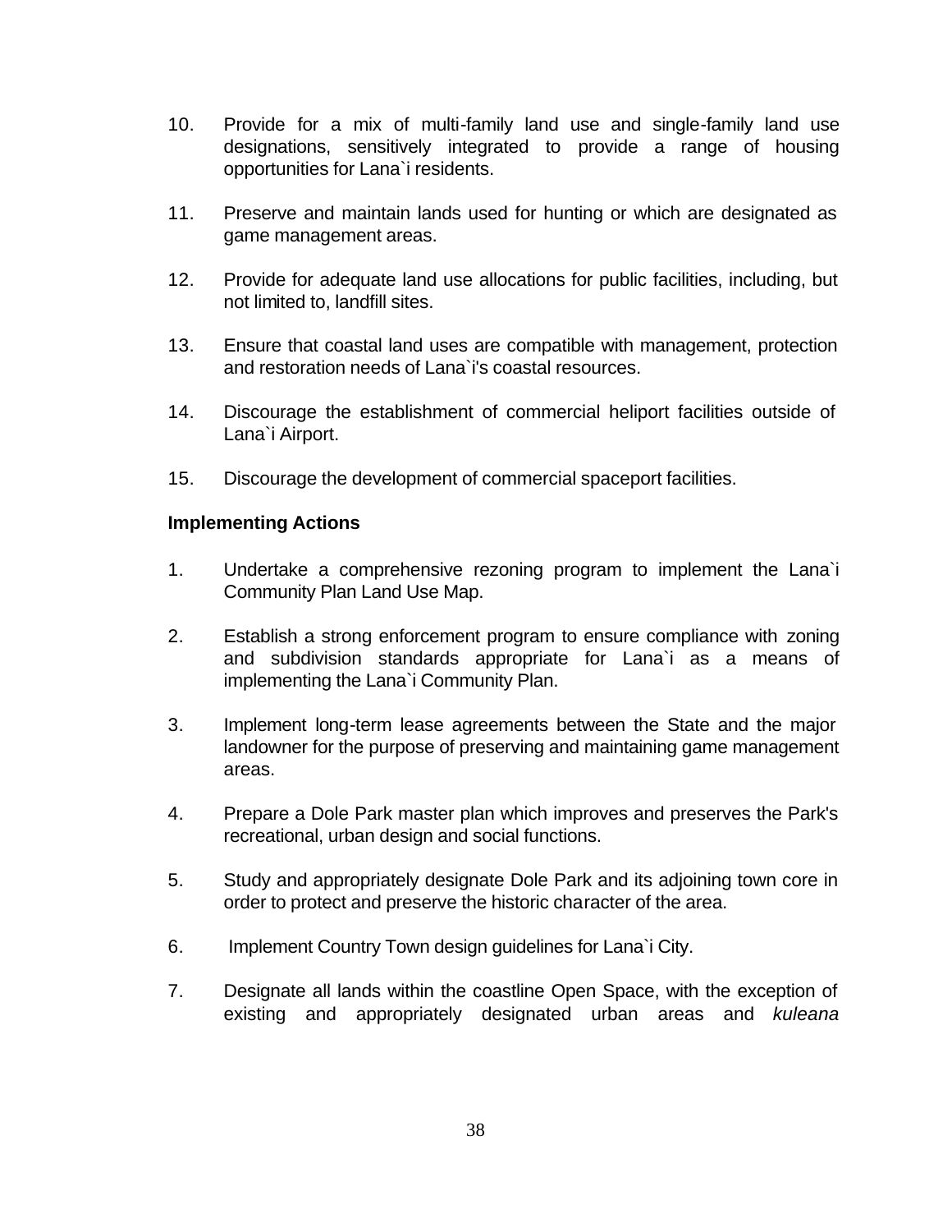10. Provide for a mix of multi-family land use and single-family land use designations, sensitively integrated to provide a range of housing opportunities for Lana`i residents.

11. Preserve and maintain lands used for hunting or which are designated as game management areas.

12. Provide for adequate land use allocations for public facilities, including, but not limited to, landfill sites.

13. Ensure that coastal land uses are compatible with management, protection and restoration needs of Lana`i's coastal resources.

14. Discourage the establishment of commercial heliport facilities outside of Lana`i Airport.

15. Discourage the development of commercial spaceport facilities.

**Implementing Actions**

1. Undertake a comprehensive rezoning program to implement the Lana`i Community Plan Land Use Map.

2. Establish a strong enforcement program to ensure compliance with zoning and subdivision standards appropriate for Lana`i as a means of implementing the Lana`i Community Plan.

3. Implement long-term lease agreements between the State and the major landowner for the purpose of preserving and maintaining game management areas.

4. Prepare a Dole Park master plan which improves and preserves the Park's recreational, urban design and social functions.

5. Study and appropriately designate Dole Park and its adjoining town core in order to protect and preserve the historic character of the area.

6. Implement Country Town design guidelines for Lana`i City.

7. Designate all lands within the coastline Open Space, with the exception of existing and appropriately designated urban areas and *kuleana*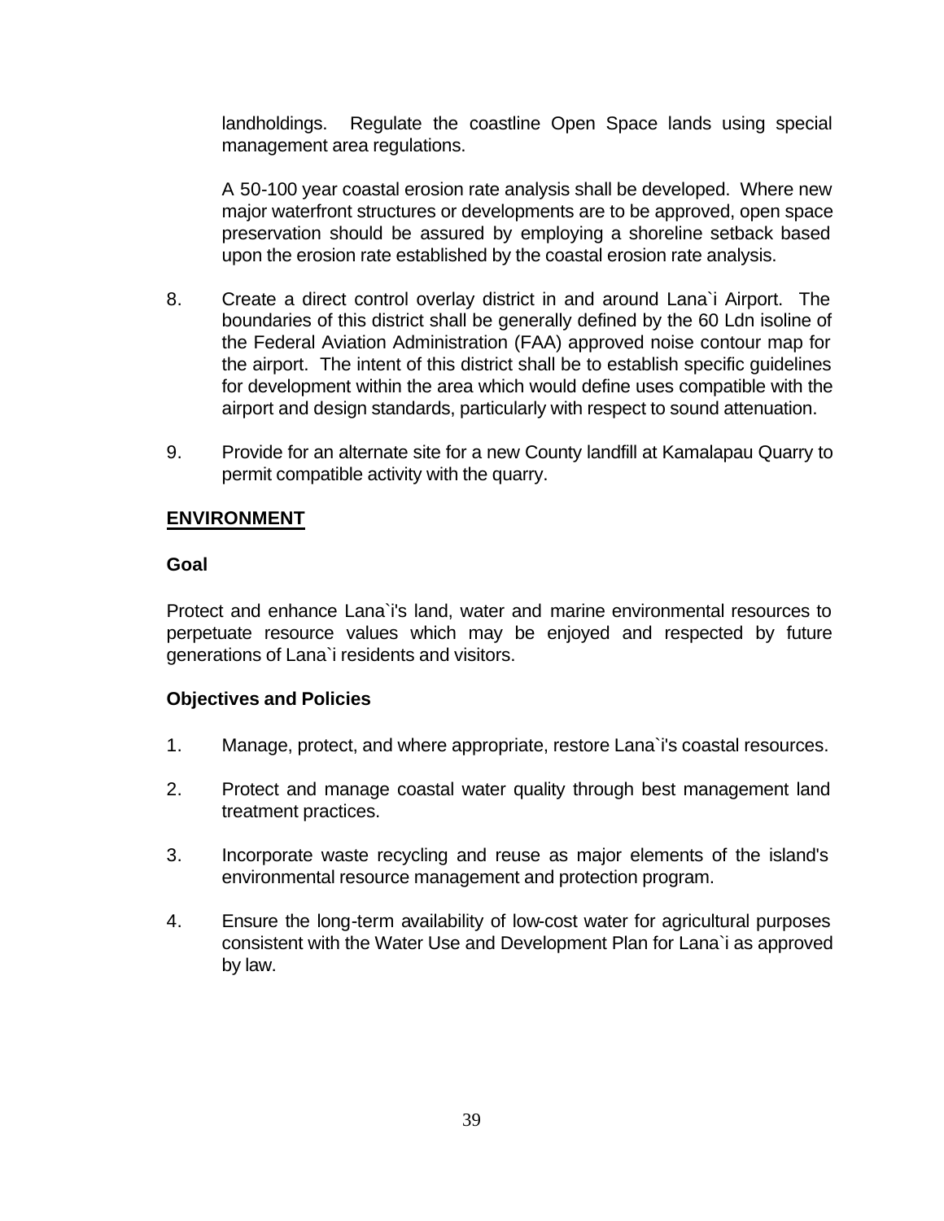landholdings. Regulate the coastline Open Space lands using special management area regulations.

A 50-100 year coastal erosion rate analysis shall be developed. Where new major waterfront structures or developments are to be approved, open space preservation should be assured by employing a shoreline setback based upon the erosion rate established by the coastal erosion rate analysis.

8. Create a direct control overlay district in and around Lana`i Airport. The boundaries of this district shall be generally defined by the 60 Ldn isoline of the Federal Aviation Administration (FAA) approved noise contour map for the airport. The intent of this district shall be to establish specific guidelines for development within the area which would define uses compatible with the airport and design standards, particularly with respect to sound attenuation.

9. Provide for an alternate site for a new County landfill at Kamalapau Quarry to permit compatible activity with the quarry.

## ENVIRONMENT

### Goal

Protect and enhance Lana`i's land, water and marine environmental resources to perpetuate resource values which may be enjoyed and respected by future generations of Lana`i residents and visitors.

### Objectives and Policies

1. Manage, protect, and where appropriate, restore Lana`i's coastal resources.

2. Protect and manage coastal water quality through best management land treatment practices.

3. Incorporate waste recycling and reuse as major elements of the island's environmental resource management and protection program.

4. Ensure the long-term availability of low-cost water for agricultural purposes consistent with the Water Use and Development Plan for Lana`i as approved by law.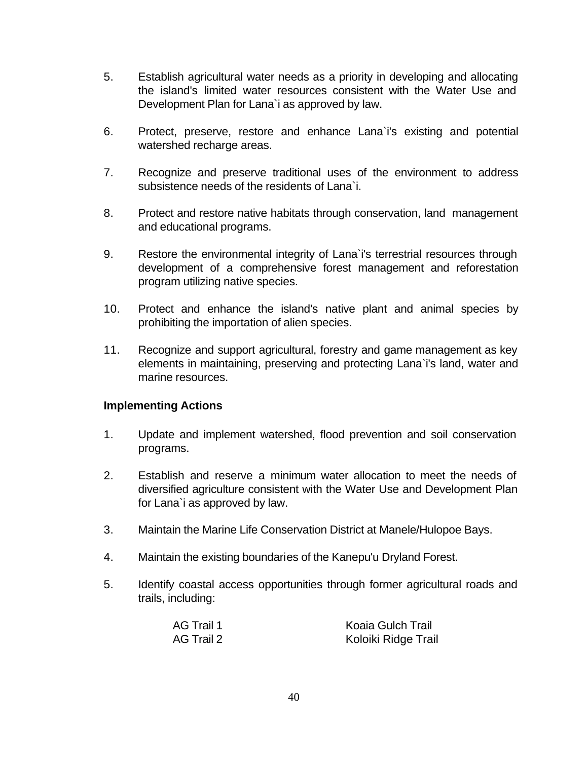5. Establish agricultural water needs as a priority in developing and allocating the island's limited water resources consistent with the Water Use and Development Plan for Lana`i as approved by law.

6. Protect, preserve, restore and enhance Lana`i's existing and potential watershed recharge areas.

7. Recognize and preserve traditional uses of the environment to address subsistence needs of the residents of Lana`i.

8. Protect and restore native habitats through conservation, land management and educational programs.

9. Restore the environmental integrity of Lana`i's terrestrial resources through development of a comprehensive forest management and reforestation program utilizing native species.

10. Protect and enhance the island's native plant and animal species by prohibiting the importation of alien species.

11. Recognize and support agricultural, forestry and game management as key elements in maintaining, preserving and protecting Lana`i's land, water and marine resources.

**Implementing Actions**

1. Update and implement watershed, flood prevention and soil conservation programs.

2. Establish and reserve a minimum water allocation to meet the needs of diversified agriculture consistent with the Water Use and Development Plan for Lana`i as approved by law.

3. Maintain the Marine Life Conservation District at Manele/Hulopoe Bays.

4. Maintain the existing boundaries of the Kanepu'u Dryland Forest.

5. Identify coastal access opportunities through former agricultural roads and trails, including:

   AG Trail 1 — Koaia Gulch Trail
   AG Trail 2 — Koloiki Ridge Trail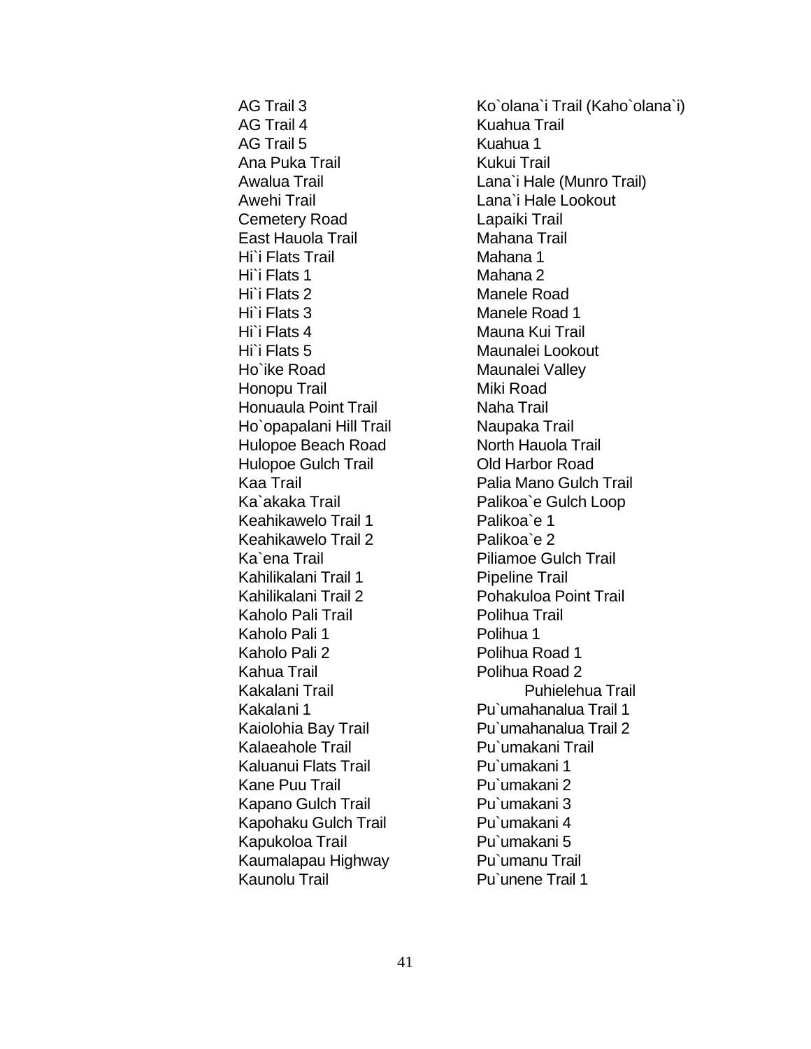AG Trail 3
AG Trail 4
AG Trail 5
Ana Puka Trail
Awalua Trail
Awehi Trail
Cemetery Road
East Hauola Trail
Hi`i Flats Trail
Hi`i Flats 1
Hi`i Flats 2
Hi`i Flats 3
Hi`i Flats 4
Hi`i Flats 5
Ho`ike Road
Honopu Trail
Honuaula Point Trail
Ho`opapalani Hill Trail
Hulopoe Beach Road
Hulopoe Gulch Trail
Kaa Trail
Ka`akaka Trail
Keahikawelo Trail 1
Keahikawelo Trail 2
Ka`ena Trail
Kahilikalani Trail 1
Kahilikalani Trail 2
Kaholo Pali Trail
Kaholo Pali 1
Kaholo Pali 2
Kahua Trail
Kakalani Trail
Kakalani 1
Kaiolohia Bay Trail
Kalaeahole Trail
Kaluanui Flats Trail
Kane Puu Trail
Kapano Gulch Trail
Kapohaku Gulch Trail
Kapukoloa Trail
Kaumalapau Highway
Kaunolu Trail
Ko`olana`i Trail (Kaho`olana`i)
Kuahua Trail
Kuahua 1
Kukui Trail
Lana`i Hale (Munro Trail)
Lana`i Hale Lookout
Lapaiki Trail
Mahana Trail
Mahana 1
Mahana 2
Manele Road
Manele Road 1
Mauna Kui Trail
Maunalei Lookout
Maunalei Valley
Miki Road
Naha Trail
Naupaka Trail
North Hauola Trail
Old Harbor Road
Palia Mano Gulch Trail
Palikoa`e Gulch Loop
Palikoa`e 1
Palikoa`e 2
Piliamoe Gulch Trail
Pipeline Trail
Pohakuloa Point Trail
Polihua Trail
Polihua 1
Polihua Road 1
Polihua Road 2
Puhielehua Trail
Pu`umahanalua Trail 1
Pu`umahanalua Trail 2
Pu`umakani Trail
Pu`umakani 1
Pu`umakani 2
Pu`umakani 3
Pu`umakani 4
Pu`umakani 5
Pu`umanu Trail
Pu`unene Trail 1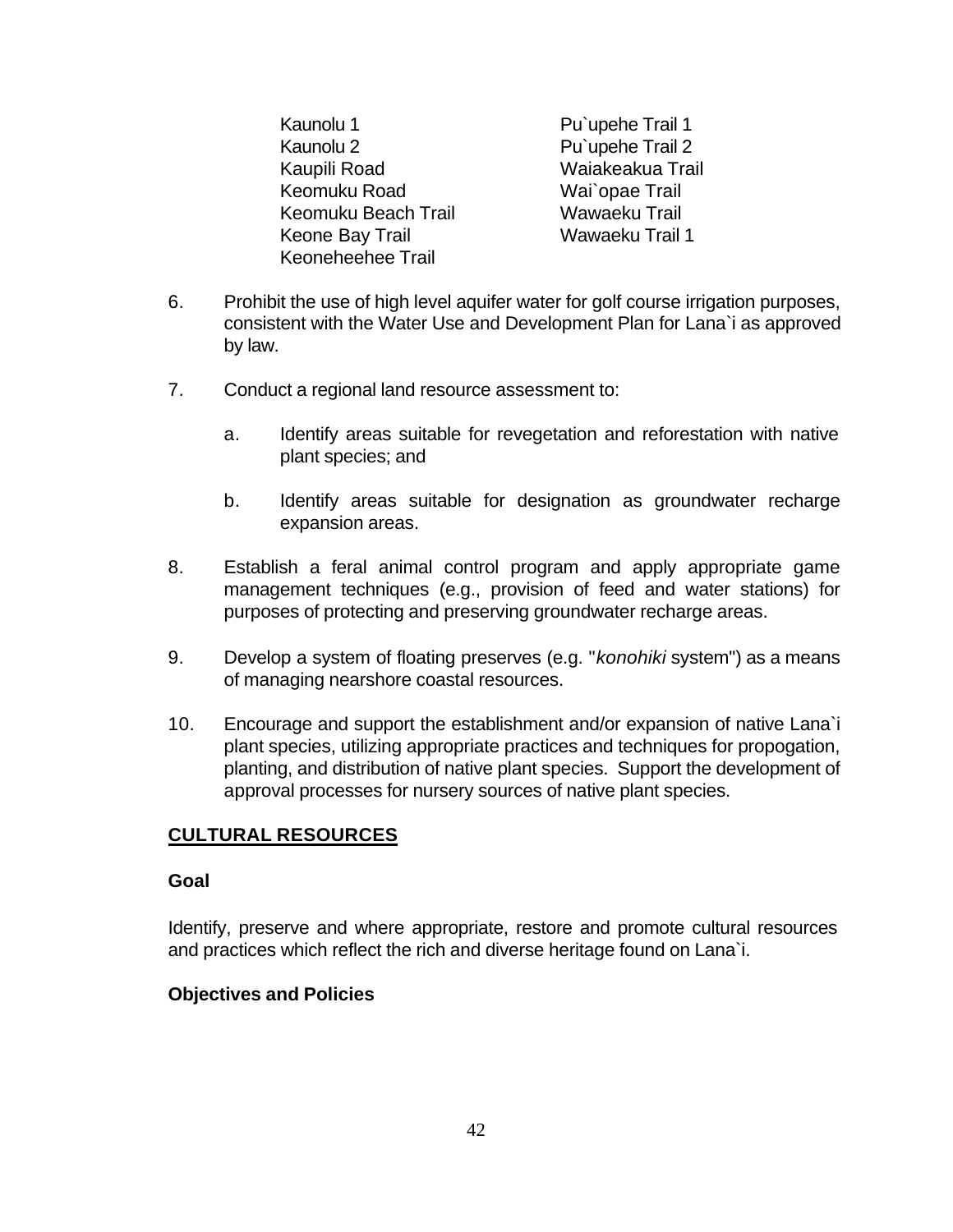Kaunolu 1
Kaunolu 2
Kaupili Road
Keomuku Road
Keomuku Beach Trail
Keone Bay Trail
Keoneheehee Trail
Pu`upehe Trail 1
Pu`upehe Trail 2
Waiakeakua Trail
Wai`opae Trail
Wawaeku Trail
Wawaeku Trail 1

6. Prohibit the use of high level aquifer water for golf course irrigation purposes, consistent with the Water Use and Development Plan for Lana`i as approved by law.

7. Conduct a regional land resource assessment to:

   a. Identify areas suitable for revegetation and reforestation with native plant species; and

   b. Identify areas suitable for designation as groundwater recharge expansion areas.

8. Establish a feral animal control program and apply appropriate game management techniques (e.g., provision of feed and water stations) for purposes of protecting and preserving groundwater recharge areas.

9. Develop a system of floating preserves (e.g. "*konohiki* system") as a means of managing nearshore coastal resources.

10. Encourage and support the establishment and/or expansion of native Lana`i plant species, utilizing appropriate practices and techniques for propogation, planting, and distribution of native plant species. Support the development of approval processes for nursery sources of native plant species.

## CULTURAL RESOURCES

### Goal

Identify, preserve and where appropriate, restore and promote cultural resources and practices which reflect the rich and diverse heritage found on Lana`i.

### Objectives and Policies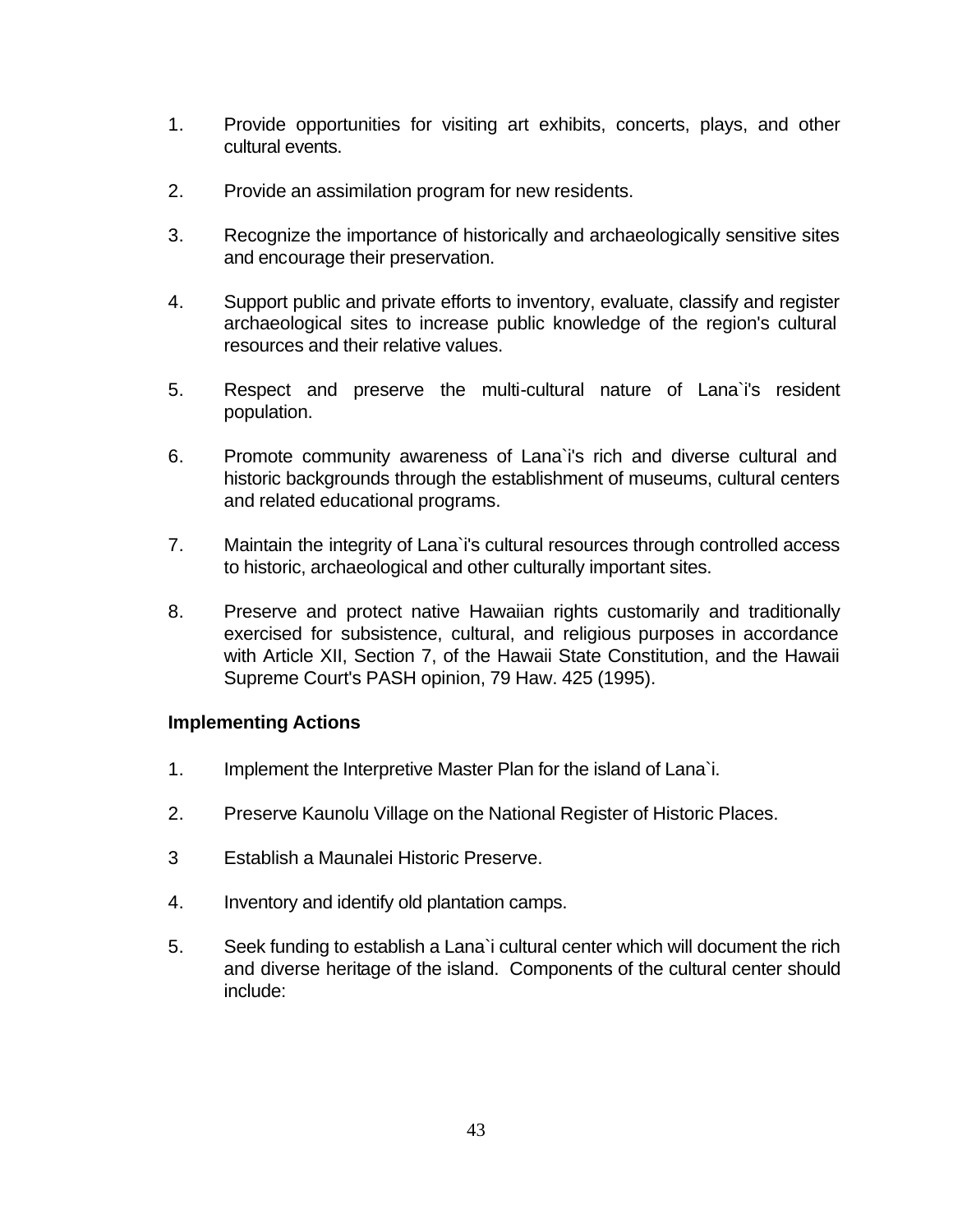1. Provide opportunities for visiting art exhibits, concerts, plays, and other cultural events.

2. Provide an assimilation program for new residents.

3. Recognize the importance of historically and archaeologically sensitive sites and encourage their preservation.

4. Support public and private efforts to inventory, evaluate, classify and register archaeological sites to increase public knowledge of the region's cultural resources and their relative values.

5. Respect and preserve the multi-cultural nature of Lana`i's resident population.

6. Promote community awareness of Lana`i's rich and diverse cultural and historic backgrounds through the establishment of museums, cultural centers and related educational programs.

7. Maintain the integrity of Lana`i's cultural resources through controlled access to historic, archaeological and other culturally important sites.

8. Preserve and protect native Hawaiian rights customarily and traditionally exercised for subsistence, cultural, and religious purposes in accordance with Article XII, Section 7, of the Hawaii State Constitution, and the Hawaii Supreme Court's PASH opinion, 79 Haw. 425 (1995).

**Implementing Actions**

1. Implement the Interpretive Master Plan for the island of Lana`i.

2. Preserve Kaunolu Village on the National Register of Historic Places.

3 Establish a Maunalei Historic Preserve.

4. Inventory and identify old plantation camps.

5. Seek funding to establish a Lana`i cultural center which will document the rich and diverse heritage of the island. Components of the cultural center should include: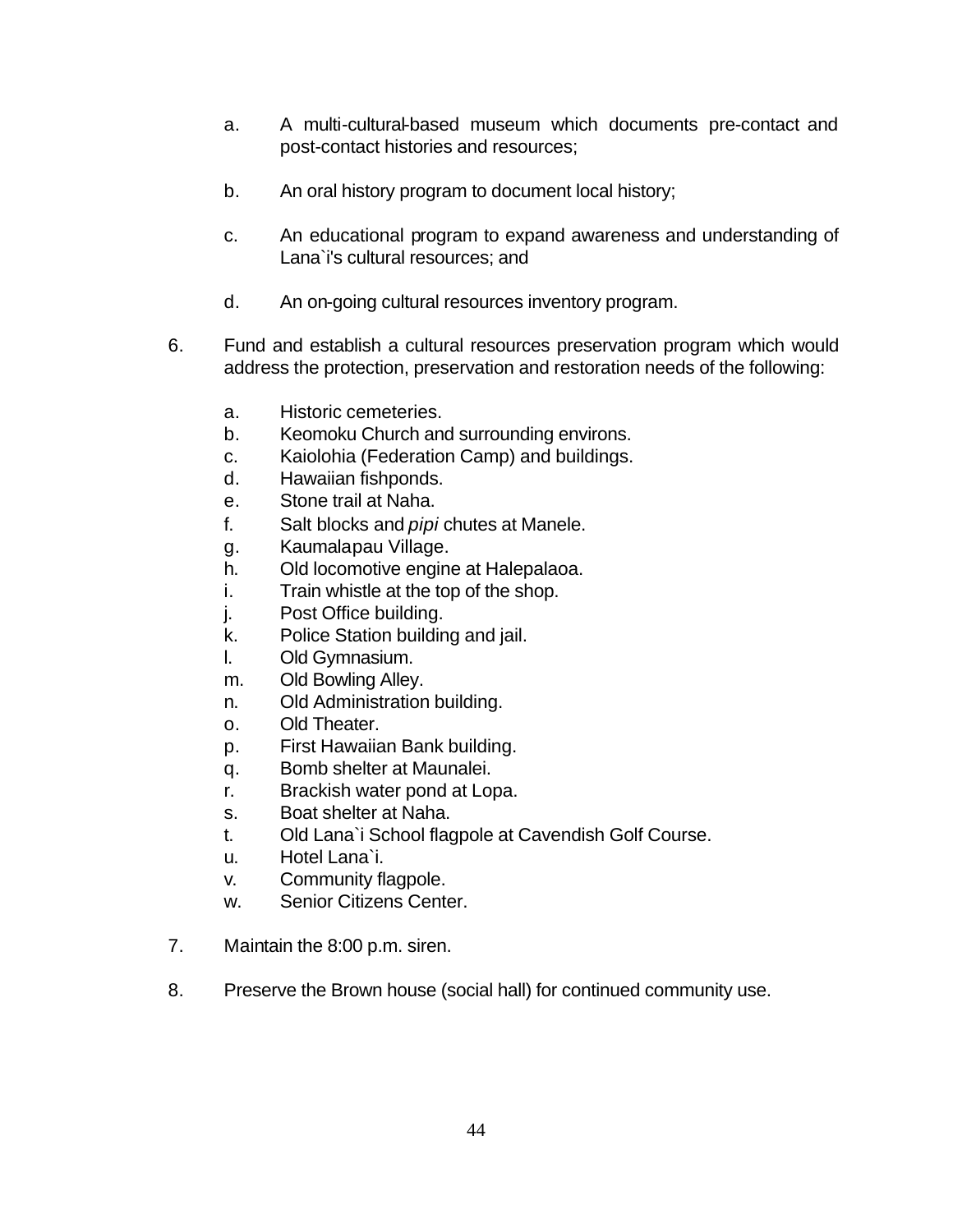a. A multi-cultural-based museum which documents pre-contact and post-contact histories and resources;

   b. An oral history program to document local history;

   c. An educational program to expand awareness and understanding of Lana`i's cultural resources; and

   d. An on-going cultural resources inventory program.

6. Fund and establish a cultural resources preservation program which would address the protection, preservation and restoration needs of the following:

   a. Historic cemeteries.
   b. Keomoku Church and surrounding environs.
   c. Kaiolohia (Federation Camp) and buildings.
   d. Hawaiian fishponds.
   e. Stone trail at Naha.
   f. Salt blocks and *pipi* chutes at Manele.
   g. Kaumalapau Village.
   h. Old locomotive engine at Halepalaoa.
   i. Train whistle at the top of the shop.
   j. Post Office building.
   k. Police Station building and jail.
   l. Old Gymnasium.
   m. Old Bowling Alley.
   n. Old Administration building.
   o. Old Theater.
   p. First Hawaiian Bank building.
   q. Bomb shelter at Maunalei.
   r. Brackish water pond at Lopa.
   s. Boat shelter at Naha.
   t. Old Lana`i School flagpole at Cavendish Golf Course.
   u. Hotel Lana`i.
   v. Community flagpole.
   w. Senior Citizens Center.

7. Maintain the 8:00 p.m. siren.

8. Preserve the Brown house (social hall) for continued community use.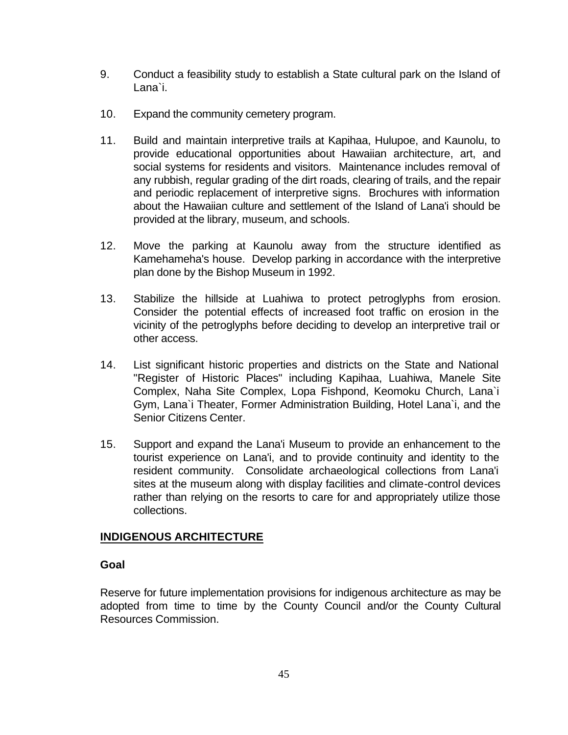9. Conduct a feasibility study to establish a State cultural park on the Island of Lana`i.

10. Expand the community cemetery program.

11. Build and maintain interpretive trails at Kapihaa, Hulupoe, and Kaunolu, to provide educational opportunities about Hawaiian architecture, art, and social systems for residents and visitors. Maintenance includes removal of any rubbish, regular grading of the dirt roads, clearing of trails, and the repair and periodic replacement of interpretive signs. Brochures with information about the Hawaiian culture and settlement of the Island of Lana'i should be provided at the library, museum, and schools.

12. Move the parking at Kaunolu away from the structure identified as Kamehameha's house. Develop parking in accordance with the interpretive plan done by the Bishop Museum in 1992.

13. Stabilize the hillside at Luahiwa to protect petroglyphs from erosion. Consider the potential effects of increased foot traffic on erosion in the vicinity of the petroglyphs before deciding to develop an interpretive trail or other access.

14. List significant historic properties and districts on the State and National "Register of Historic Places" including Kapihaa, Luahiwa, Manele Site Complex, Naha Site Complex, Lopa Fishpond, Keomoku Church, Lana`i Gym, Lana`i Theater, Former Administration Building, Hotel Lana`i, and the Senior Citizens Center.

15. Support and expand the Lana'i Museum to provide an enhancement to the tourist experience on Lana'i, and to provide continuity and identity to the resident community. Consolidate archaeological collections from Lana'i sites at the museum along with display facilities and climate-control devices rather than relying on the resorts to care for and appropriately utilize those collections.

## INDIGENOUS ARCHITECTURE

### Goal

Reserve for future implementation provisions for indigenous architecture as may be adopted from time to time by the County Council and/or the County Cultural Resources Commission.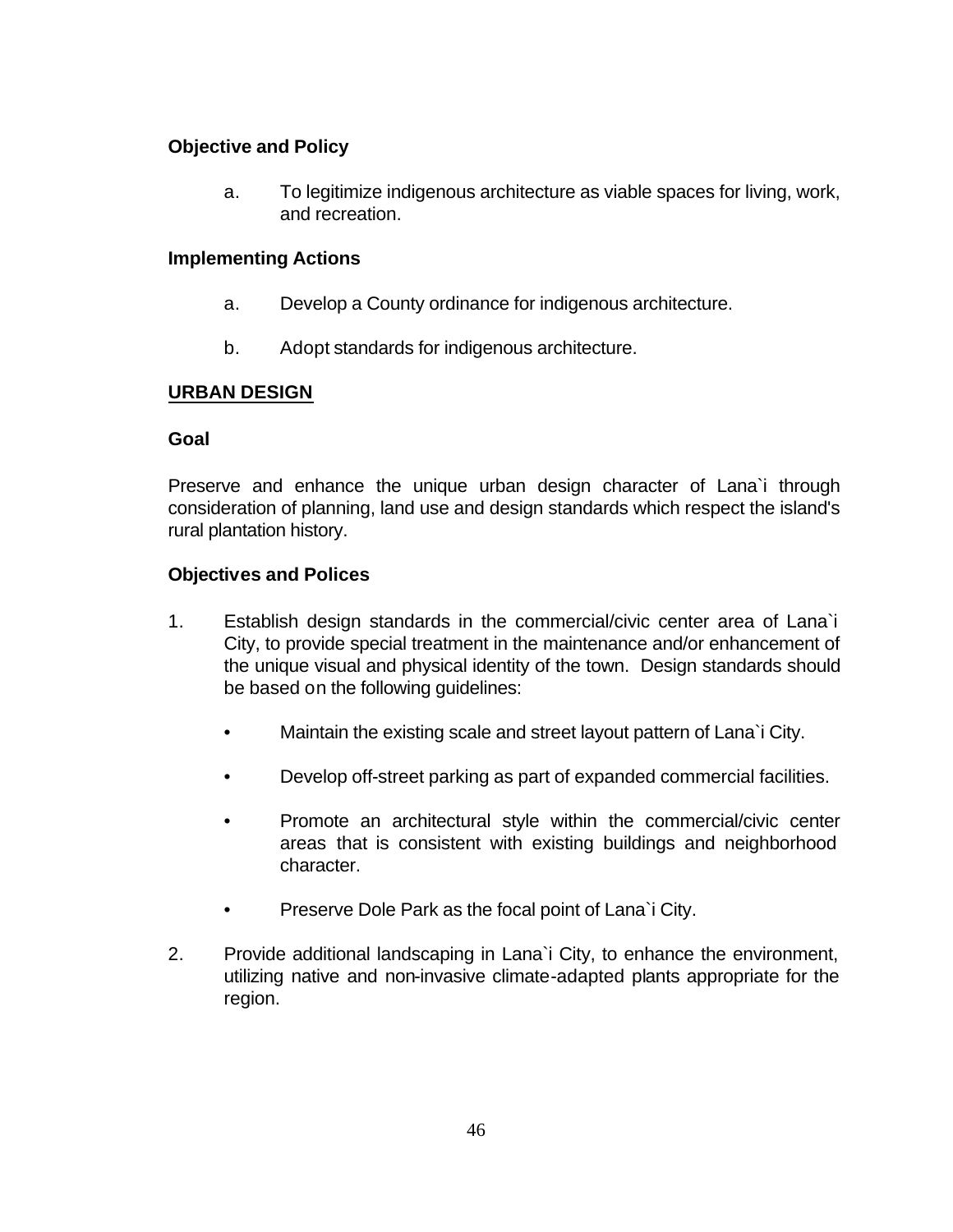**Objective and Policy**

a. To legitimize indigenous architecture as viable spaces for living, work, and recreation.

**Implementing Actions**

a. Develop a County ordinance for indigenous architecture.

b. Adopt standards for indigenous architecture.

## URBAN DESIGN

**Goal**

Preserve and enhance the unique urban design character of Lana`i through consideration of planning, land use and design standards which respect the island's rural plantation history.

**Objectives and Polices**

1. Establish design standards in the commercial/civic center area of Lana`i City, to provide special treatment in the maintenance and/or enhancement of the unique visual and physical identity of the town. Design standards should be based on the following guidelines:

   - Maintain the existing scale and street layout pattern of Lana`i City.

   - Develop off-street parking as part of expanded commercial facilities.

   - Promote an architectural style within the commercial/civic center areas that is consistent with existing buildings and neighborhood character.

   - Preserve Dole Park as the focal point of Lana`i City.

2. Provide additional landscaping in Lana`i City, to enhance the environment, utilizing native and non-invasive climate-adapted plants appropriate for the region.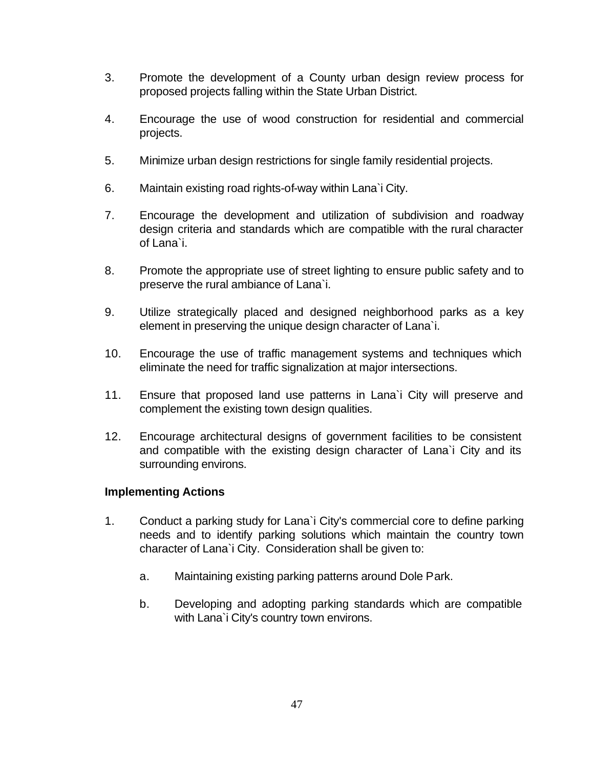3. Promote the development of a County urban design review process for proposed projects falling within the State Urban District.

4. Encourage the use of wood construction for residential and commercial projects.

5. Minimize urban design restrictions for single family residential projects.

6. Maintain existing road rights-of-way within Lana`i City.

7. Encourage the development and utilization of subdivision and roadway design criteria and standards which are compatible with the rural character of Lana`i.

8. Promote the appropriate use of street lighting to ensure public safety and to preserve the rural ambiance of Lana`i.

9. Utilize strategically placed and designed neighborhood parks as a key element in preserving the unique design character of Lana`i.

10. Encourage the use of traffic management systems and techniques which eliminate the need for traffic signalization at major intersections.

11. Ensure that proposed land use patterns in Lana`i City will preserve and complement the existing town design qualities.

12. Encourage architectural designs of government facilities to be consistent and compatible with the existing design character of Lana`i City and its surrounding environs.

**Implementing Actions**

1. Conduct a parking study for Lana`i City's commercial core to define parking needs and to identify parking solutions which maintain the country town character of Lana`i City. Consideration shall be given to:

    a. Maintaining existing parking patterns around Dole Park.

    b. Developing and adopting parking standards which are compatible with Lana`i City's country town environs.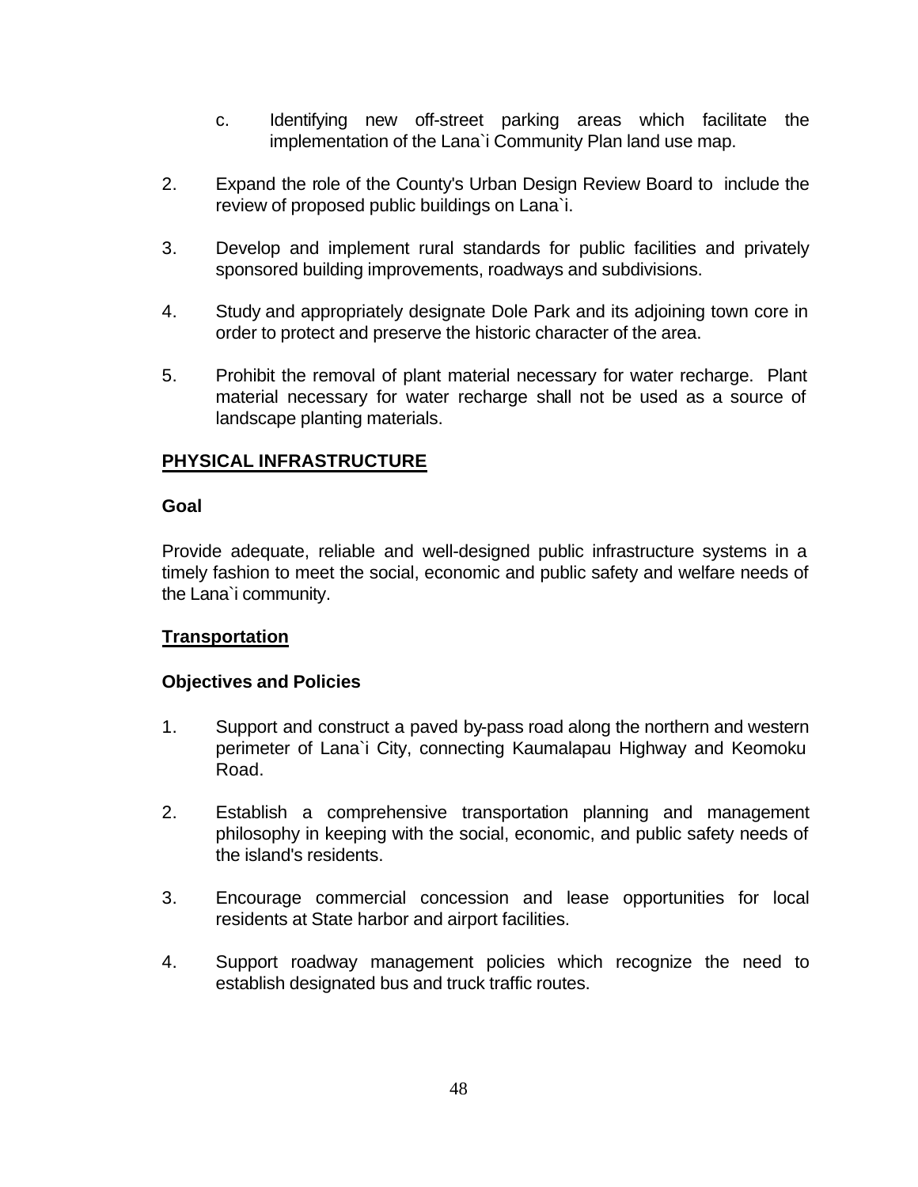c. Identifying new off-street parking areas which facilitate the implementation of the Lana`i Community Plan land use map.

2. Expand the role of the County's Urban Design Review Board to include the review of proposed public buildings on Lana`i.

3. Develop and implement rural standards for public facilities and privately sponsored building improvements, roadways and subdivisions.

4. Study and appropriately designate Dole Park and its adjoining town core in order to protect and preserve the historic character of the area.

5. Prohibit the removal of plant material necessary for water recharge. Plant material necessary for water recharge shall not be used as a source of landscape planting materials.

## PHYSICAL INFRASTRUCTURE

### Goal

Provide adequate, reliable and well-designed public infrastructure systems in a timely fashion to meet the social, economic and public safety and welfare needs of the Lana`i community.

## Transportation

### Objectives and Policies

1. Support and construct a paved by-pass road along the northern and western perimeter of Lana`i City, connecting Kaumalapau Highway and Keomoku Road.

2. Establish a comprehensive transportation planning and management philosophy in keeping with the social, economic, and public safety needs of the island's residents.

3. Encourage commercial concession and lease opportunities for local residents at State harbor and airport facilities.

4. Support roadway management policies which recognize the need to establish designated bus and truck traffic routes.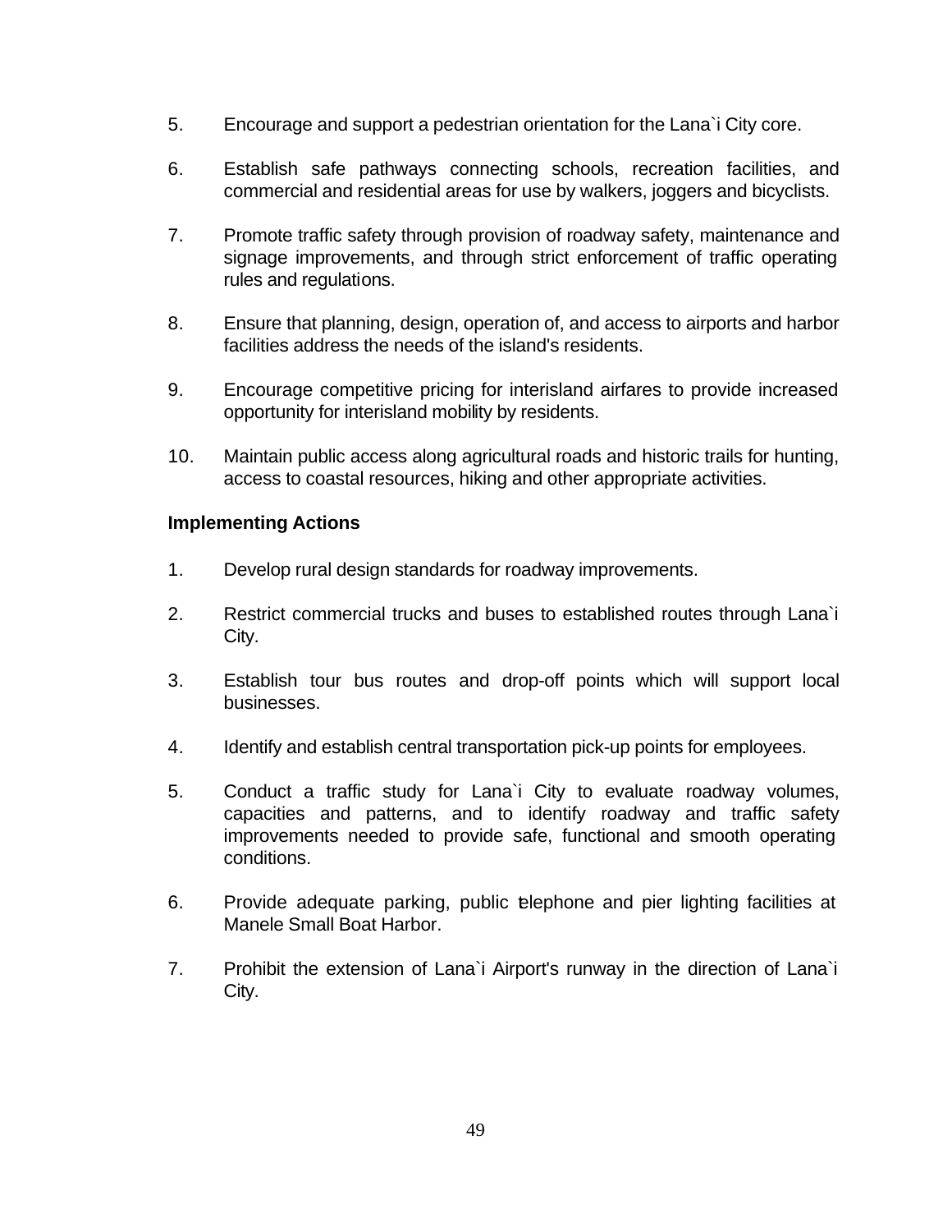5. Encourage and support a pedestrian orientation for the Lana`i City core.

6. Establish safe pathways connecting schools, recreation facilities, and commercial and residential areas for use by walkers, joggers and bicyclists.

7. Promote traffic safety through provision of roadway safety, maintenance and signage improvements, and through strict enforcement of traffic operating rules and regulations.

8. Ensure that planning, design, operation of, and access to airports and harbor facilities address the needs of the island's residents.

9. Encourage competitive pricing for interisland airfares to provide increased opportunity for interisland mobility by residents.

10. Maintain public access along agricultural roads and historic trails for hunting, access to coastal resources, hiking and other appropriate activities.

**Implementing Actions**

1. Develop rural design standards for roadway improvements.

2. Restrict commercial trucks and buses to established routes through Lana`i City.

3. Establish tour bus routes and drop-off points which will support local businesses.

4. Identify and establish central transportation pick-up points for employees.

5. Conduct a traffic study for Lana`i City to evaluate roadway volumes, capacities and patterns, and to identify roadway and traffic safety improvements needed to provide safe, functional and smooth operating conditions.

6. Provide adequate parking, public telephone and pier lighting facilities at Manele Small Boat Harbor.

7. Prohibit the extension of Lana`i Airport's runway in the direction of Lana`i City.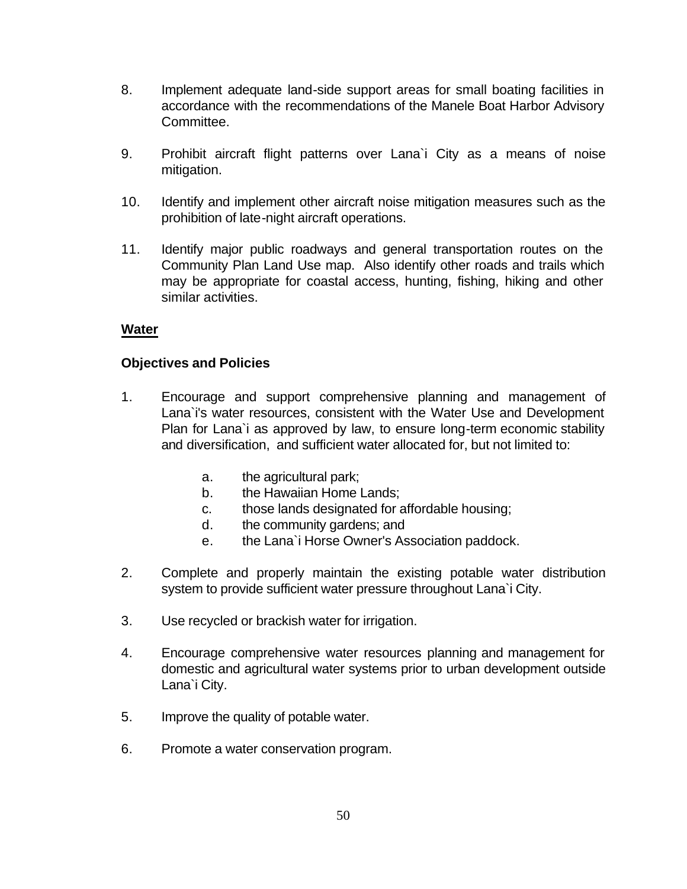8. Implement adequate land-side support areas for small boating facilities in accordance with the recommendations of the Manele Boat Harbor Advisory Committee.

9. Prohibit aircraft flight patterns over Lana`i City as a means of noise mitigation.

10. Identify and implement other aircraft noise mitigation measures such as the prohibition of late-night aircraft operations.

11. Identify major public roadways and general transportation routes on the Community Plan Land Use map. Also identify other roads and trails which may be appropriate for coastal access, hunting, fishing, hiking and other similar activities.

## <u>Water</u>

### Objectives and Policies

1. Encourage and support comprehensive planning and management of Lana`i's water resources, consistent with the Water Use and Development Plan for Lana`i as approved by law, to ensure long-term economic stability and diversification, and sufficient water allocated for, but not limited to:

   a. the agricultural park;
   b. the Hawaiian Home Lands;
   c. those lands designated for affordable housing;
   d. the community gardens; and
   e. the Lana`i Horse Owner's Association paddock.

2. Complete and properly maintain the existing potable water distribution system to provide sufficient water pressure throughout Lana`i City.

3. Use recycled or brackish water for irrigation.

4. Encourage comprehensive water resources planning and management for domestic and agricultural water systems prior to urban development outside Lana`i City.

5. Improve the quality of potable water.

6. Promote a water conservation program.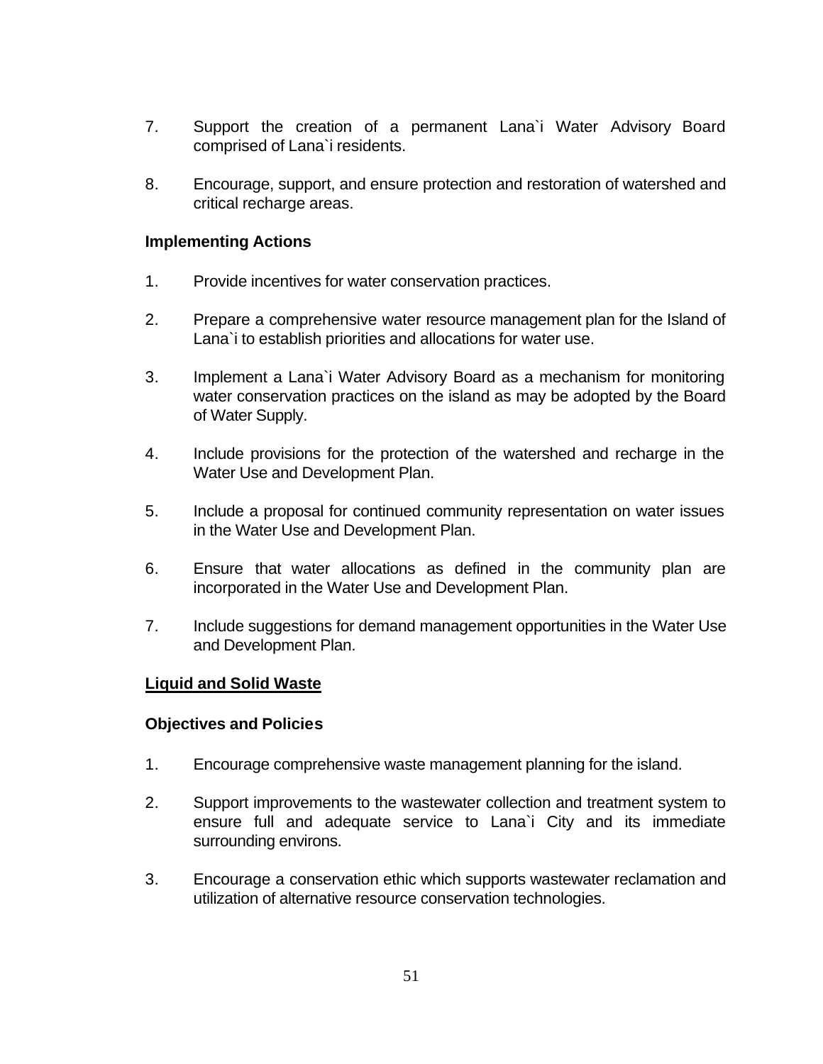7. Support the creation of a permanent Lana`i Water Advisory Board comprised of Lana`i residents.

8. Encourage, support, and ensure protection and restoration of watershed and critical recharge areas.

**Implementing Actions**

1. Provide incentives for water conservation practices.

2. Prepare a comprehensive water resource management plan for the Island of Lana`i to establish priorities and allocations for water use.

3. Implement a Lana`i Water Advisory Board as a mechanism for monitoring water conservation practices on the island as may be adopted by the Board of Water Supply.

4. Include provisions for the protection of the watershed and recharge in the Water Use and Development Plan.

5. Include a proposal for continued community representation on water issues in the Water Use and Development Plan.

6. Ensure that water allocations as defined in the community plan are incorporated in the Water Use and Development Plan.

7. Include suggestions for demand management opportunities in the Water Use and Development Plan.

**<u>Liquid and Solid Waste</u>**

**Objectives and Policies**

1. Encourage comprehensive waste management planning for the island.

2. Support improvements to the wastewater collection and treatment system to ensure full and adequate service to Lana`i City and its immediate surrounding environs.

3. Encourage a conservation ethic which supports wastewater reclamation and utilization of alternative resource conservation technologies.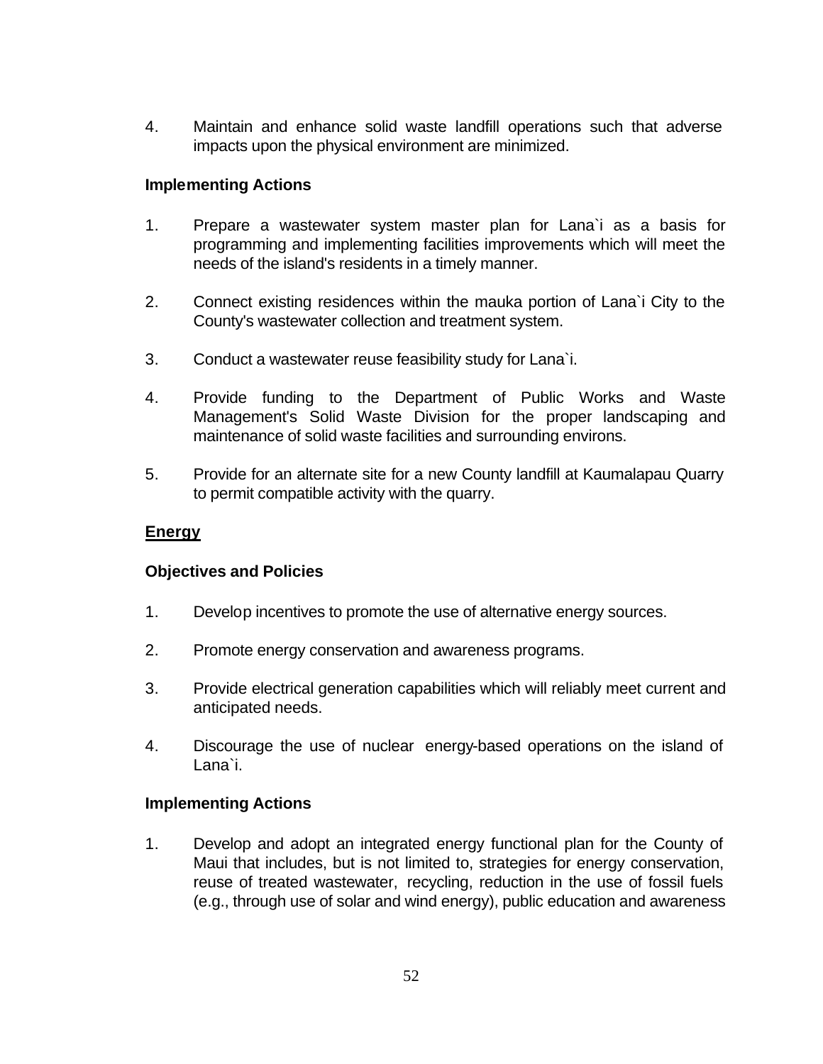4. Maintain and enhance solid waste landfill operations such that adverse impacts upon the physical environment are minimized.

**Implementing Actions**

1. Prepare a wastewater system master plan for Lana`i as a basis for programming and implementing facilities improvements which will meet the needs of the island's residents in a timely manner.

2. Connect existing residences within the mauka portion of Lana`i City to the County's wastewater collection and treatment system.

3. Conduct a wastewater reuse feasibility study for Lana`i.

4. Provide funding to the Department of Public Works and Waste Management's Solid Waste Division for the proper landscaping and maintenance of solid waste facilities and surrounding environs.

5. Provide for an alternate site for a new County landfill at Kaumalapau Quarry to permit compatible activity with the quarry.

## Energy

**Objectives and Policies**

1. Develop incentives to promote the use of alternative energy sources.

2. Promote energy conservation and awareness programs.

3. Provide electrical generation capabilities which will reliably meet current and anticipated needs.

4. Discourage the use of nuclear energy-based operations on the island of Lana`i.

**Implementing Actions**

1. Develop and adopt an integrated energy functional plan for the County of Maui that includes, but is not limited to, strategies for energy conservation, reuse of treated wastewater, recycling, reduction in the use of fossil fuels (e.g., through use of solar and wind energy), public education and awareness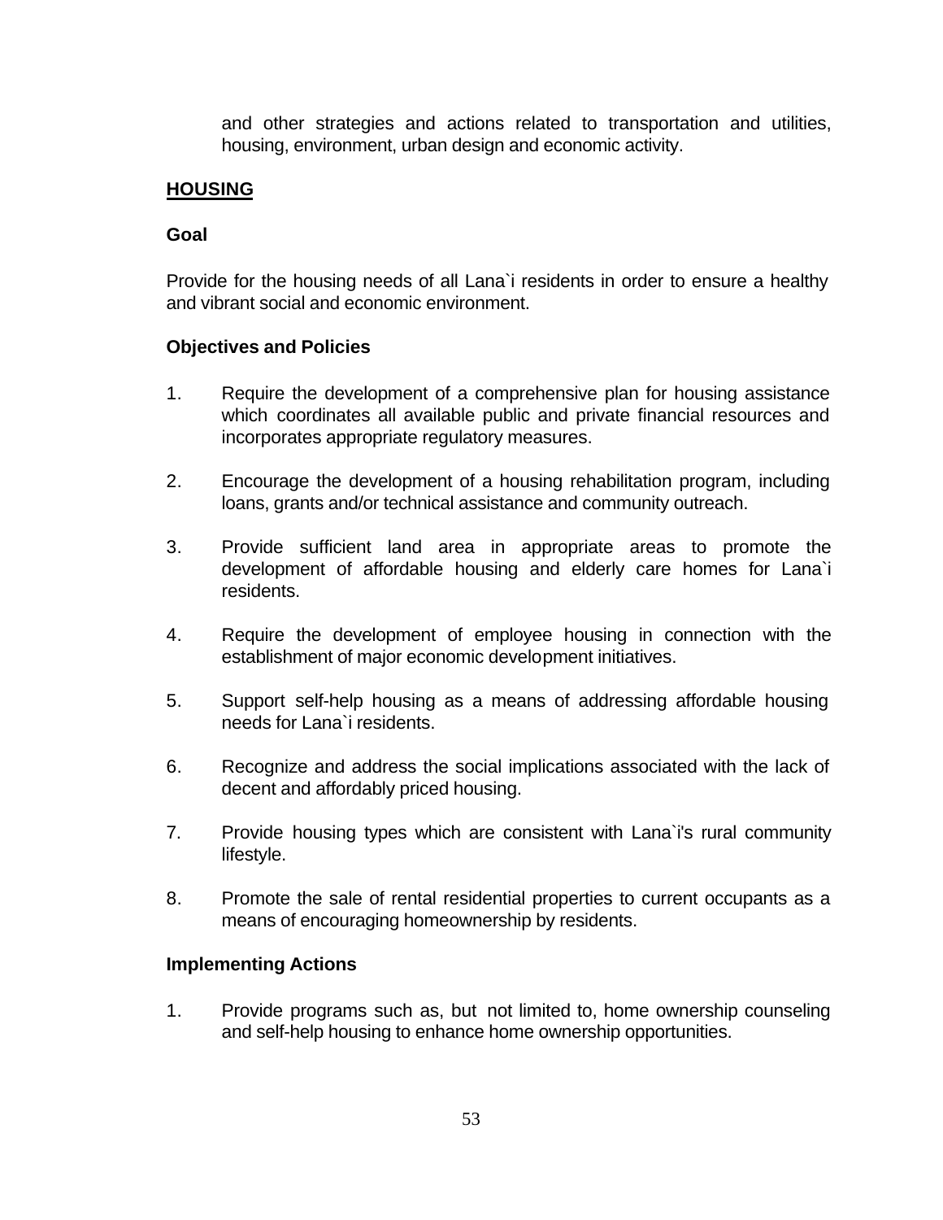and other strategies and actions related to transportation and utilities, housing, environment, urban design and economic activity.

## HOUSING

### Goal

Provide for the housing needs of all Lana`i residents in order to ensure a healthy and vibrant social and economic environment.

### Objectives and Policies

1. Require the development of a comprehensive plan for housing assistance which coordinates all available public and private financial resources and incorporates appropriate regulatory measures.

2. Encourage the development of a housing rehabilitation program, including loans, grants and/or technical assistance and community outreach.

3. Provide sufficient land area in appropriate areas to promote the development of affordable housing and elderly care homes for Lana`i residents.

4. Require the development of employee housing in connection with the establishment of major economic development initiatives.

5. Support self-help housing as a means of addressing affordable housing needs for Lana`i residents.

6. Recognize and address the social implications associated with the lack of decent and affordably priced housing.

7. Provide housing types which are consistent with Lana`i's rural community lifestyle.

8. Promote the sale of rental residential properties to current occupants as a means of encouraging homeownership by residents.

### Implementing Actions

1. Provide programs such as, but not limited to, home ownership counseling and self-help housing to enhance home ownership opportunities.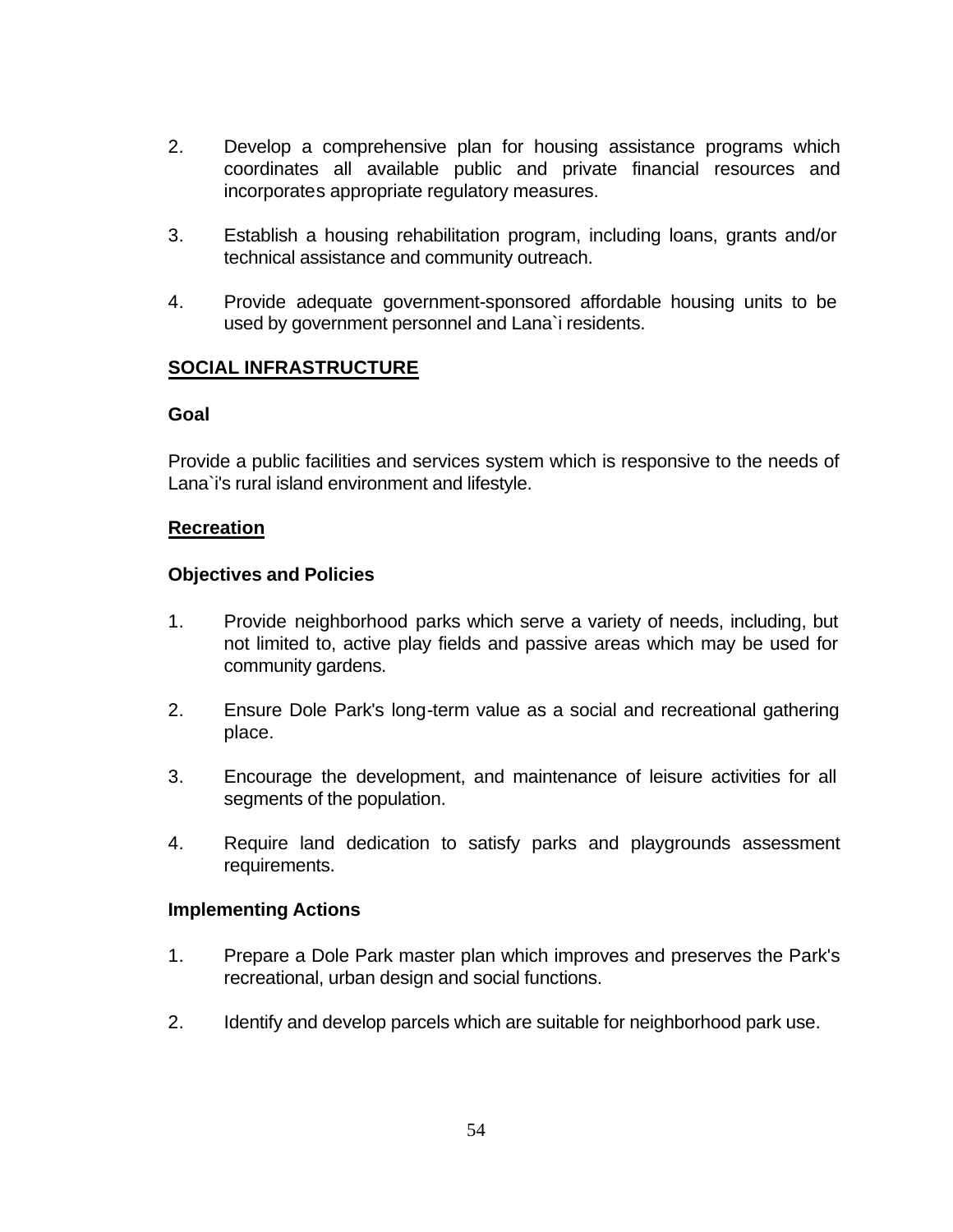2. Develop a comprehensive plan for housing assistance programs which coordinates all available public and private financial resources and incorporates appropriate regulatory measures.

3. Establish a housing rehabilitation program, including loans, grants and/or technical assistance and community outreach.

4. Provide adequate government-sponsored affordable housing units to be used by government personnel and Lana`i residents.

## SOCIAL INFRASTRUCTURE

**Goal**

Provide a public facilities and services system which is responsive to the needs of Lana`i's rural island environment and lifestyle.

### Recreation

**Objectives and Policies**

1. Provide neighborhood parks which serve a variety of needs, including, but not limited to, active play fields and passive areas which may be used for community gardens.

2. Ensure Dole Park's long-term value as a social and recreational gathering place.

3. Encourage the development, and maintenance of leisure activities for all segments of the population.

4. Require land dedication to satisfy parks and playgrounds assessment requirements.

**Implementing Actions**

1. Prepare a Dole Park master plan which improves and preserves the Park's recreational, urban design and social functions.

2. Identify and develop parcels which are suitable for neighborhood park use.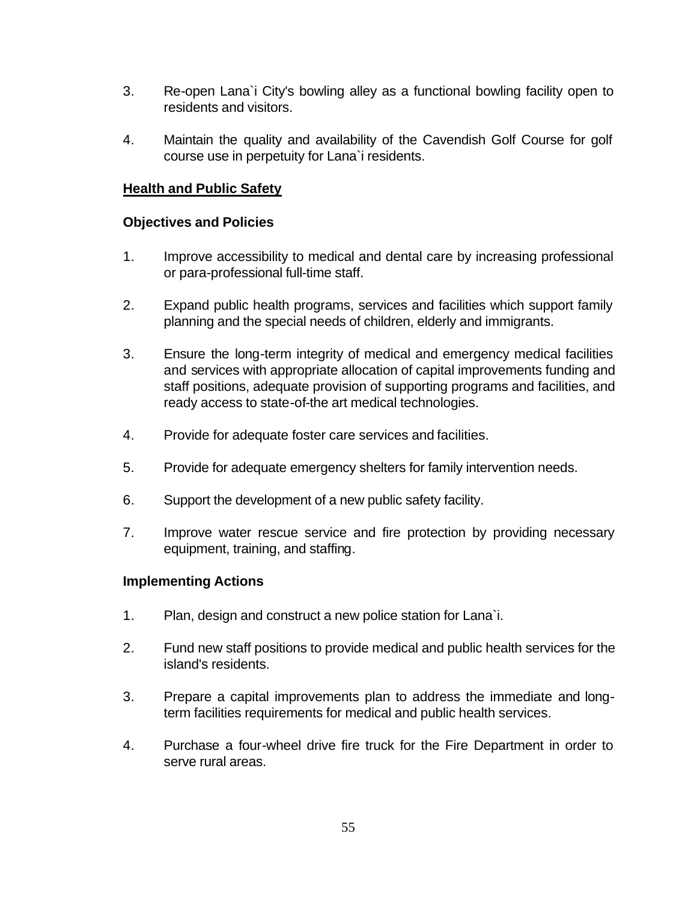3. Re-open Lana`i City's bowling alley as a functional bowling facility open to residents and visitors.

4. Maintain the quality and availability of the Cavendish Golf Course for golf course use in perpetuity for Lana`i residents.

**<u>Health and Public Safety</u>**

**Objectives and Policies**

1. Improve accessibility to medical and dental care by increasing professional or para-professional full-time staff.

2. Expand public health programs, services and facilities which support family planning and the special needs of children, elderly and immigrants.

3. Ensure the long-term integrity of medical and emergency medical facilities and services with appropriate allocation of capital improvements funding and staff positions, adequate provision of supporting programs and facilities, and ready access to state-of-the art medical technologies.

4. Provide for adequate foster care services and facilities.

5. Provide for adequate emergency shelters for family intervention needs.

6. Support the development of a new public safety facility.

7. Improve water rescue service and fire protection by providing necessary equipment, training, and staffing.

**Implementing Actions**

1. Plan, design and construct a new police station for Lana`i.

2. Fund new staff positions to provide medical and public health services for the island's residents.

3. Prepare a capital improvements plan to address the immediate and long-term facilities requirements for medical and public health services.

4. Purchase a four-wheel drive fire truck for the Fire Department in order to serve rural areas.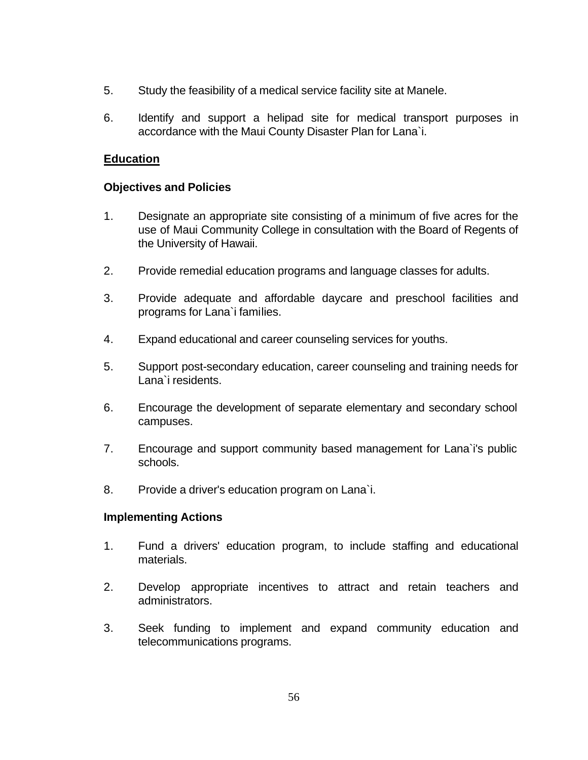5. Study the feasibility of a medical service facility site at Manele.

6. Identify and support a helipad site for medical transport purposes in accordance with the Maui County Disaster Plan for Lana`i.

## Education

### Objectives and Policies

1. Designate an appropriate site consisting of a minimum of five acres for the use of Maui Community College in consultation with the Board of Regents of the University of Hawaii.

2. Provide remedial education programs and language classes for adults.

3. Provide adequate and affordable daycare and preschool facilities and programs for Lana`i families.

4. Expand educational and career counseling services for youths.

5. Support post-secondary education, career counseling and training needs for Lana`i residents.

6. Encourage the development of separate elementary and secondary school campuses.

7. Encourage and support community based management for Lana`i's public schools.

8. Provide a driver's education program on Lana`i.

### Implementing Actions

1. Fund a drivers' education program, to include staffing and educational materials.

2. Develop appropriate incentives to attract and retain teachers and administrators.

3. Seek funding to implement and expand community education and telecommunications programs.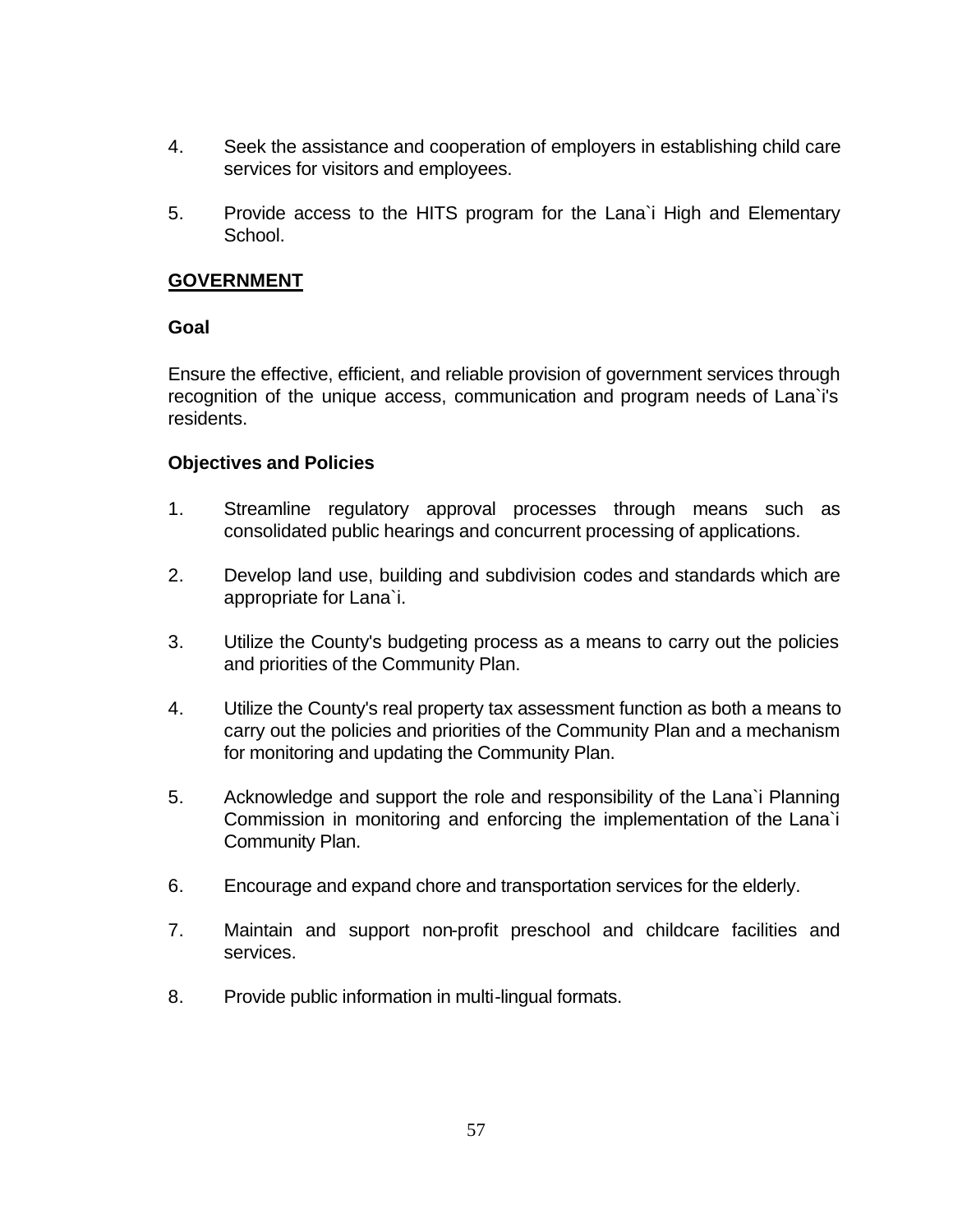4. Seek the assistance and cooperation of employers in establishing child care services for visitors and employees.

5. Provide access to the HITS program for the Lana`i High and Elementary School.

## GOVERNMENT

### Goal

Ensure the effective, efficient, and reliable provision of government services through recognition of the unique access, communication and program needs of Lana`i's residents.

### Objectives and Policies

1. Streamline regulatory approval processes through means such as consolidated public hearings and concurrent processing of applications.

2. Develop land use, building and subdivision codes and standards which are appropriate for Lana`i.

3. Utilize the County's budgeting process as a means to carry out the policies and priorities of the Community Plan.

4. Utilize the County's real property tax assessment function as both a means to carry out the policies and priorities of the Community Plan and a mechanism for monitoring and updating the Community Plan.

5. Acknowledge and support the role and responsibility of the Lana`i Planning Commission in monitoring and enforcing the implementation of the Lana`i Community Plan.

6. Encourage and expand chore and transportation services for the elderly.

7. Maintain and support non-profit preschool and childcare facilities and services.

8. Provide public information in multi-lingual formats.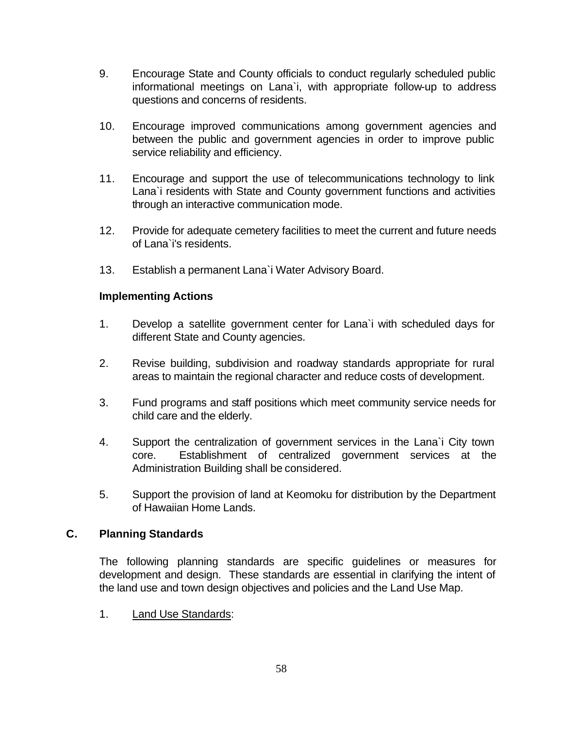9. Encourage State and County officials to conduct regularly scheduled public informational meetings on Lana`i, with appropriate follow-up to address questions and concerns of residents.

10. Encourage improved communications among government agencies and between the public and government agencies in order to improve public service reliability and efficiency.

11. Encourage and support the use of telecommunications technology to link Lana`i residents with State and County government functions and activities through an interactive communication mode.

12. Provide for adequate cemetery facilities to meet the current and future needs of Lana`i's residents.

13. Establish a permanent Lana`i Water Advisory Board.

**Implementing Actions**

1. Develop a satellite government center for Lana`i with scheduled days for different State and County agencies.

2. Revise building, subdivision and roadway standards appropriate for rural areas to maintain the regional character and reduce costs of development.

3. Fund programs and staff positions which meet community service needs for child care and the elderly.

4. Support the centralization of government services in the Lana`i City town core. Establishment of centralized government services at the Administration Building shall be considered.

5. Support the provision of land at Keomoku for distribution by the Department of Hawaiian Home Lands.

## C. Planning Standards

The following planning standards are specific guidelines or measures for development and design. These standards are essential in clarifying the intent of the land use and town design objectives and policies and the Land Use Map.

1. Land Use Standards: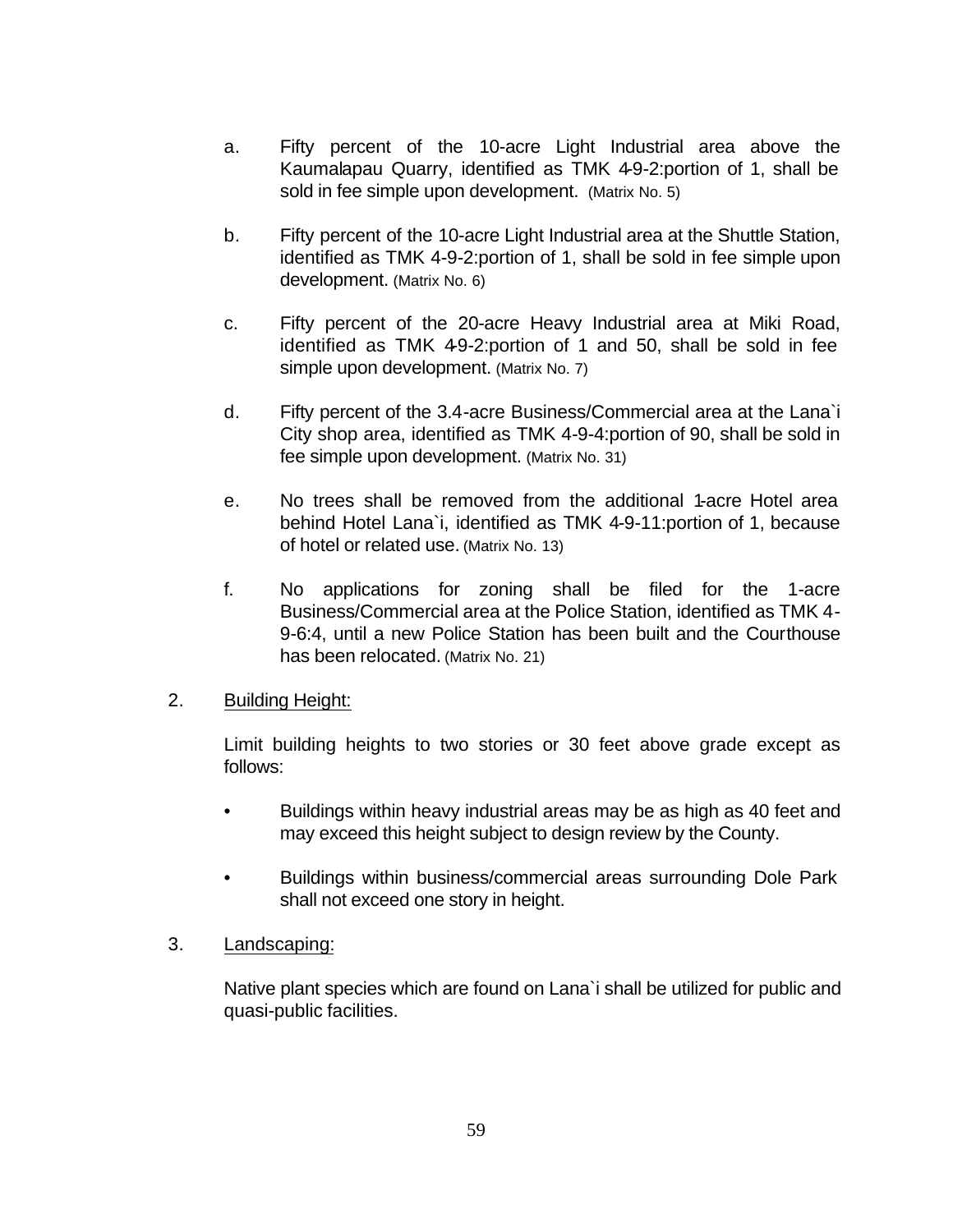a. Fifty percent of the 10-acre Light Industrial area above the Kaumalapau Quarry, identified as TMK 4-9-2:portion of 1, shall be sold in fee simple upon development. (Matrix No. 5)

b. Fifty percent of the 10-acre Light Industrial area at the Shuttle Station, identified as TMK 4-9-2:portion of 1, shall be sold in fee simple upon development. (Matrix No. 6)

c. Fifty percent of the 20-acre Heavy Industrial area at Miki Road, identified as TMK 4-9-2:portion of 1 and 50, shall be sold in fee simple upon development. (Matrix No. 7)

d. Fifty percent of the 3.4-acre Business/Commercial area at the Lana`i City shop area, identified as TMK 4-9-4:portion of 90, shall be sold in fee simple upon development. (Matrix No. 31)

e. No trees shall be removed from the additional 1-acre Hotel area behind Hotel Lana`i, identified as TMK 4-9-11:portion of 1, because of hotel or related use. (Matrix No. 13)

f. No applications for zoning shall be filed for the 1-acre Business/Commercial area at the Police Station, identified as TMK 4-9-6:4, until a new Police Station has been built and the Courthouse has been relocated. (Matrix No. 21)

2. Building Height:

Limit building heights to two stories or 30 feet above grade except as follows:

- Buildings within heavy industrial areas may be as high as 40 feet and may exceed this height subject to design review by the County.
- Buildings within business/commercial areas surrounding Dole Park shall not exceed one story in height.

3. Landscaping:

Native plant species which are found on Lana`i shall be utilized for public and quasi-public facilities.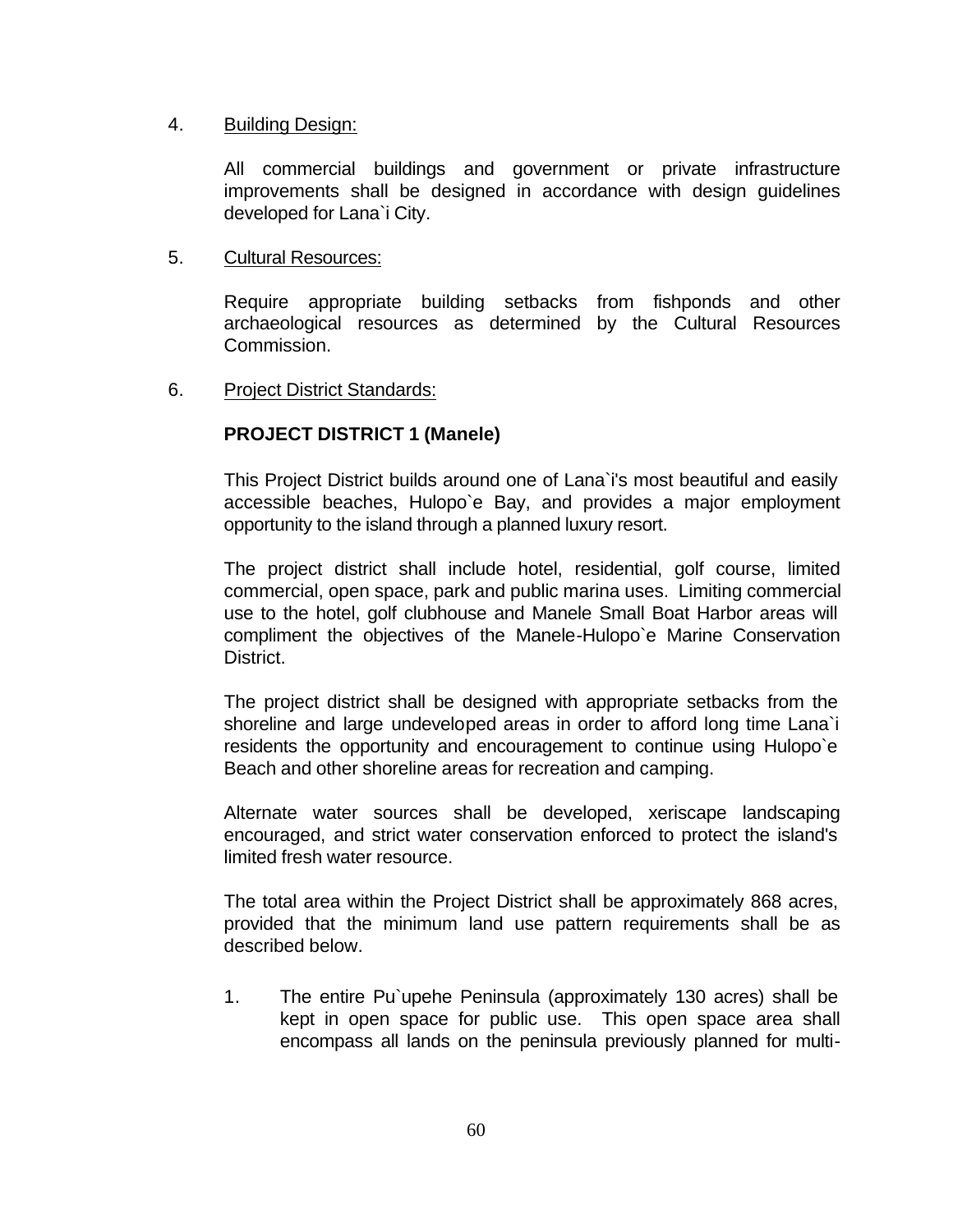4. <u>Building Design:</u>

   All commercial buildings and government or private infrastructure improvements shall be designed in accordance with design guidelines developed for Lana`i City.

5. <u>Cultural Resources:</u>

   Require appropriate building setbacks from fishponds and other archaeological resources as determined by the Cultural Resources Commission.

6. <u>Project District Standards:</u>

   **PROJECT DISTRICT 1 (Manele)**

   This Project District builds around one of Lana`i's most beautiful and easily accessible beaches, Hulopo`e Bay, and provides a major employment opportunity to the island through a planned luxury resort.

   The project district shall include hotel, residential, golf course, limited commercial, open space, park and public marina uses. Limiting commercial use to the hotel, golf clubhouse and Manele Small Boat Harbor areas will compliment the objectives of the Manele-Hulopo`e Marine Conservation District.

   The project district shall be designed with appropriate setbacks from the shoreline and large undeveloped areas in order to afford long time Lana`i residents the opportunity and encouragement to continue using Hulopo`e Beach and other shoreline areas for recreation and camping.

   Alternate water sources shall be developed, xeriscape landscaping encouraged, and strict water conservation enforced to protect the island's limited fresh water resource.

   The total area within the Project District shall be approximately 868 acres, provided that the minimum land use pattern requirements shall be as described below.

   1. The entire Pu`upehe Peninsula (approximately 130 acres) shall be kept in open space for public use. This open space area shall encompass all lands on the peninsula previously planned for multi-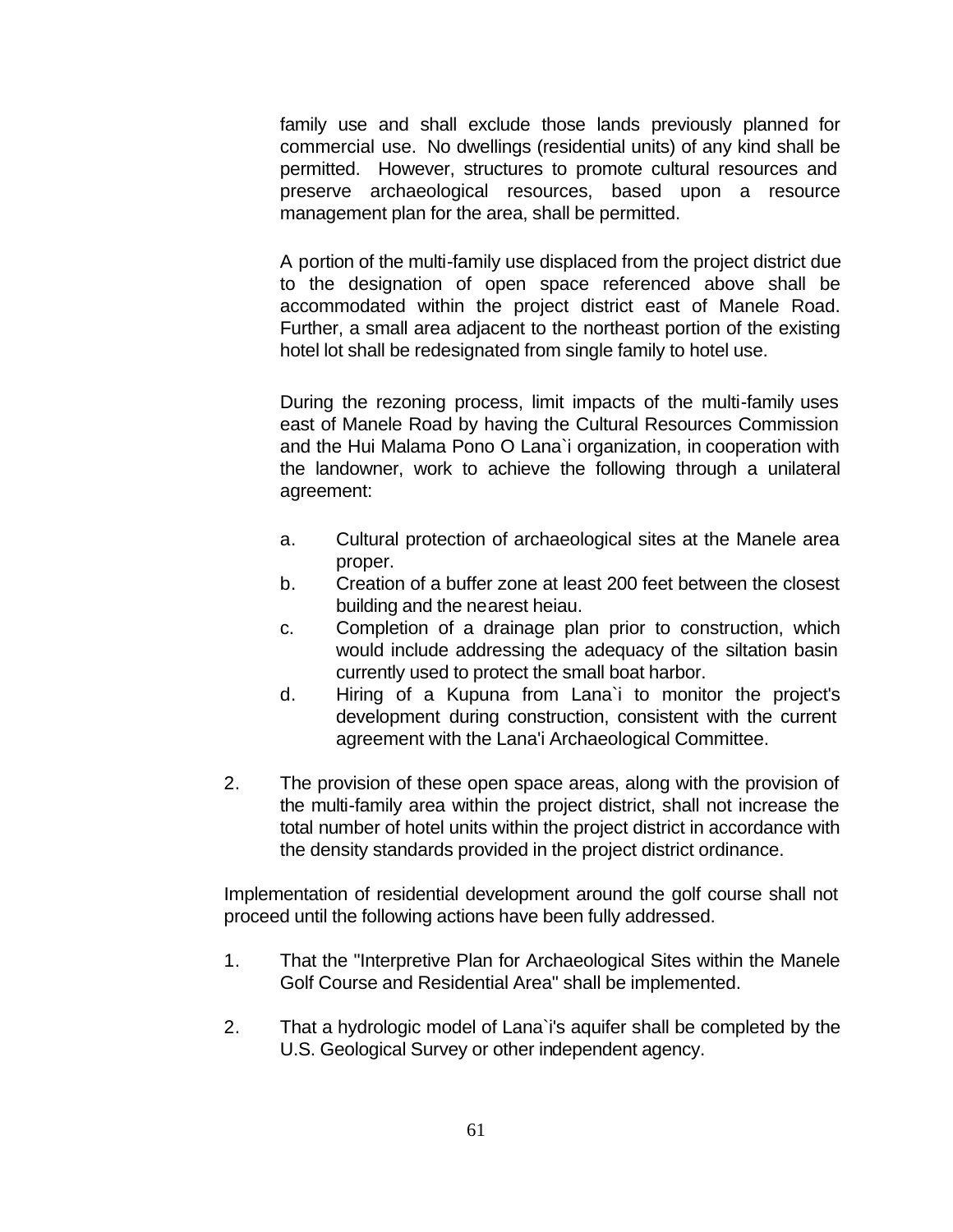family use and shall exclude those lands previously planned for commercial use. No dwellings (residential units) of any kind shall be permitted. However, structures to promote cultural resources and preserve archaeological resources, based upon a resource management plan for the area, shall be permitted.

A portion of the multi-family use displaced from the project district due to the designation of open space referenced above shall be accommodated within the project district east of Manele Road. Further, a small area adjacent to the northeast portion of the existing hotel lot shall be redesignated from single family to hotel use.

During the rezoning process, limit impacts of the multi-family uses east of Manele Road by having the Cultural Resources Commission and the Hui Malama Pono O Lana`i organization, in cooperation with the landowner, work to achieve the following through a unilateral agreement:

a. Cultural protection of archaeological sites at the Manele area proper.
b. Creation of a buffer zone at least 200 feet between the closest building and the nearest heiau.
c. Completion of a drainage plan prior to construction, which would include addressing the adequacy of the siltation basin currently used to protect the small boat harbor.
d. Hiring of a Kupuna from Lana`i to monitor the project's development during construction, consistent with the current agreement with the Lana'i Archaeological Committee.

2. The provision of these open space areas, along with the provision of the multi-family area within the project district, shall not increase the total number of hotel units within the project district in accordance with the density standards provided in the project district ordinance.

Implementation of residential development around the golf course shall not proceed until the following actions have been fully addressed.

1. That the "Interpretive Plan for Archaeological Sites within the Manele Golf Course and Residential Area" shall be implemented.

2. That a hydrologic model of Lana`i's aquifer shall be completed by the U.S. Geological Survey or other independent agency.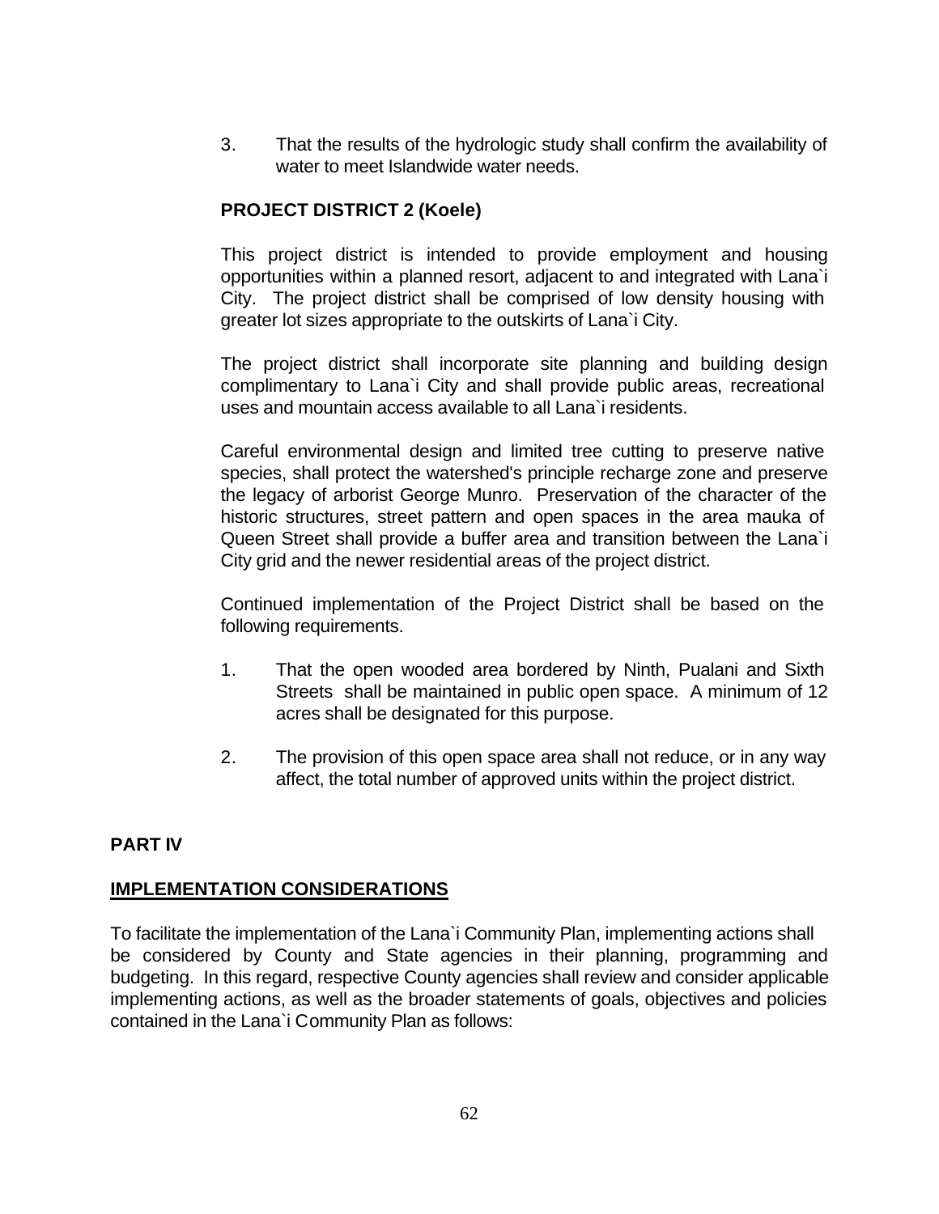3. That the results of the hydrologic study shall confirm the availability of water to meet Islandwide water needs.

**PROJECT DISTRICT 2 (Koele)**

This project district is intended to provide employment and housing opportunities within a planned resort, adjacent to and integrated with Lana`i City. The project district shall be comprised of low density housing with greater lot sizes appropriate to the outskirts of Lana`i City.

The project district shall incorporate site planning and building design complimentary to Lana`i City and shall provide public areas, recreational uses and mountain access available to all Lana`i residents.

Careful environmental design and limited tree cutting to preserve native species, shall protect the watershed's principle recharge zone and preserve the legacy of arborist George Munro. Preservation of the character of the historic structures, street pattern and open spaces in the area mauka of Queen Street shall provide a buffer area and transition between the Lana`i City grid and the newer residential areas of the project district.

Continued implementation of the Project District shall be based on the following requirements.

1. That the open wooded area bordered by Ninth, Pualani and Sixth Streets shall be maintained in public open space. A minimum of 12 acres shall be designated for this purpose.

2. The provision of this open space area shall not reduce, or in any way affect, the total number of approved units within the project district.

## PART IV

## <u>IMPLEMENTATION CONSIDERATIONS</u>

To facilitate the implementation of the Lana`i Community Plan, implementing actions shall be considered by County and State agencies in their planning, programming and budgeting. In this regard, respective County agencies shall review and consider applicable implementing actions, as well as the broader statements of goals, objectives and policies contained in the Lana`i Community Plan as follows: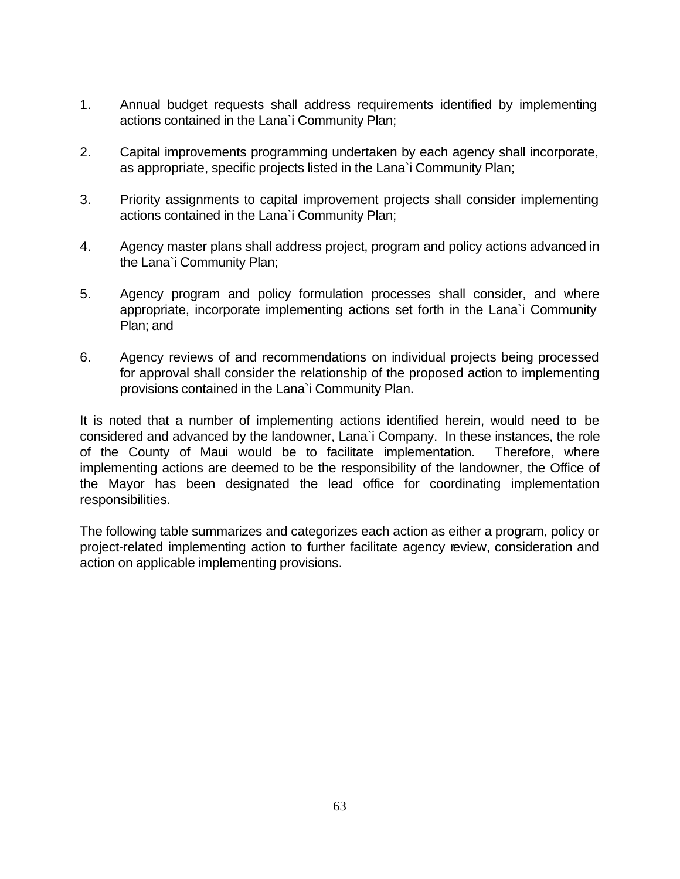1. Annual budget requests shall address requirements identified by implementing actions contained in the Lana`i Community Plan;

2. Capital improvements programming undertaken by each agency shall incorporate, as appropriate, specific projects listed in the Lana`i Community Plan;

3. Priority assignments to capital improvement projects shall consider implementing actions contained in the Lana`i Community Plan;

4. Agency master plans shall address project, program and policy actions advanced in the Lana`i Community Plan;

5. Agency program and policy formulation processes shall consider, and where appropriate, incorporate implementing actions set forth in the Lana`i Community Plan; and

6. Agency reviews of and recommendations on individual projects being processed for approval shall consider the relationship of the proposed action to implementing provisions contained in the Lana`i Community Plan.

It is noted that a number of implementing actions identified herein, would need to be considered and advanced by the landowner, Lana`i Company. In these instances, the role of the County of Maui would be to facilitate implementation. Therefore, where implementing actions are deemed to be the responsibility of the landowner, the Office of the Mayor has been designated the lead office for coordinating implementation responsibilities.

The following table summarizes and categorizes each action as either a program, policy or project-related implementing action to further facilitate agency review, consideration and action on applicable implementing provisions.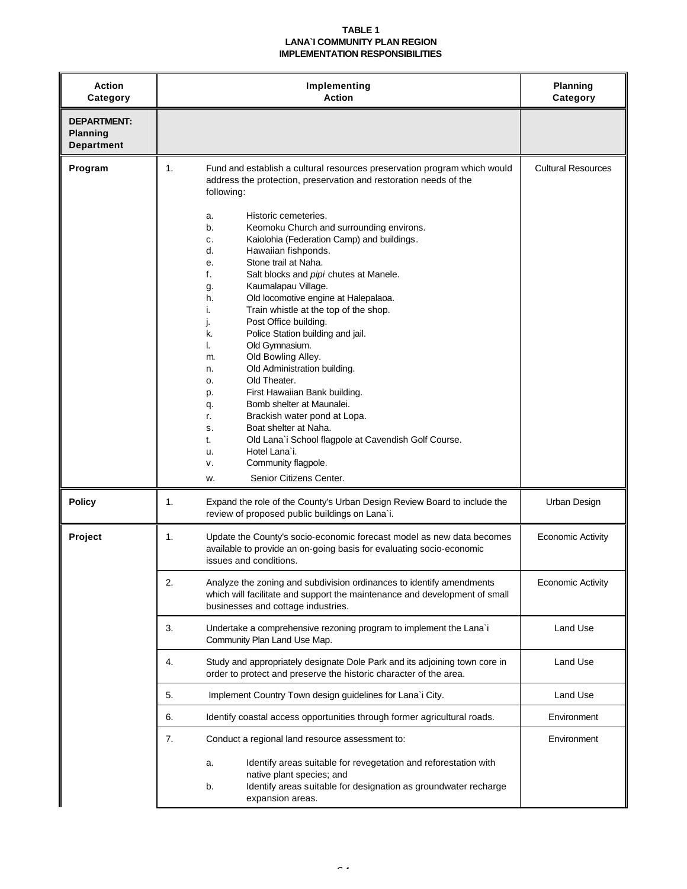**TABLE 1**
**LANA`I COMMUNITY PLAN REGION**
**IMPLEMENTATION RESPONSIBILITIES**

| Action Category | Implementing Action | Planning Category |
|---|---|---|
| **DEPARTMENT: Planning Department** | | |
| **Program** | 1. Fund and establish a cultural resources preservation program which would address the protection, preservation and restoration needs of the following:<br><br>a. Historic cemeteries.<br>b. Keomoku Church and surrounding environs.<br>c. Kaiolohia (Federation Camp) and buildings.<br>d. Hawaiian fishponds.<br>e. Stone trail at Naha.<br>f. Salt blocks and *pipi* chutes at Manele.<br>g. Kaumalapau Village.<br>h. Old locomotive engine at Halepalaoa.<br>i. Train whistle at the top of the shop.<br>j. Post Office building.<br>k. Police Station building and jail.<br>l. Old Gymnasium.<br>m. Old Bowling Alley.<br>n. Old Administration building.<br>o. Old Theater.<br>p. First Hawaiian Bank building.<br>q. Bomb shelter at Maunalei.<br>r. Brackish water pond at Lopa.<br>s. Boat shelter at Naha.<br>t. Old Lana`i School flagpole at Cavendish Golf Course.<br>u. Hotel Lana`i.<br>v. Community flagpole.<br>w. Senior Citizens Center. | Cultural Resources |
| **Policy** | 1. Expand the role of the County's Urban Design Review Board to include the review of proposed public buildings on Lana`i. | Urban Design |
| **Project** | 1. Update the County's socio-economic forecast model as new data becomes available to provide an on-going basis for evaluating socio-economic issues and conditions. | Economic Activity |
| | 2. Analyze the zoning and subdivision ordinances to identify amendments which will facilitate and support the maintenance and development of small businesses and cottage industries. | Economic Activity |
| | 3. Undertake a comprehensive rezoning program to implement the Lana`i Community Plan Land Use Map. | Land Use |
| | 4. Study and appropriately designate Dole Park and its adjoining town core in order to protect and preserve the historic character of the area. | Land Use |
| | 5. Implement Country Town design guidelines for Lana`i City. | Land Use |
| | 6. Identify coastal access opportunities through former agricultural roads. | Environment |
| | 7. Conduct a regional land resource assessment to:<br><br>a. Identify areas suitable for revegetation and reforestation with native plant species; and<br>b. Identify areas suitable for designation as groundwater recharge expansion areas. | Environment |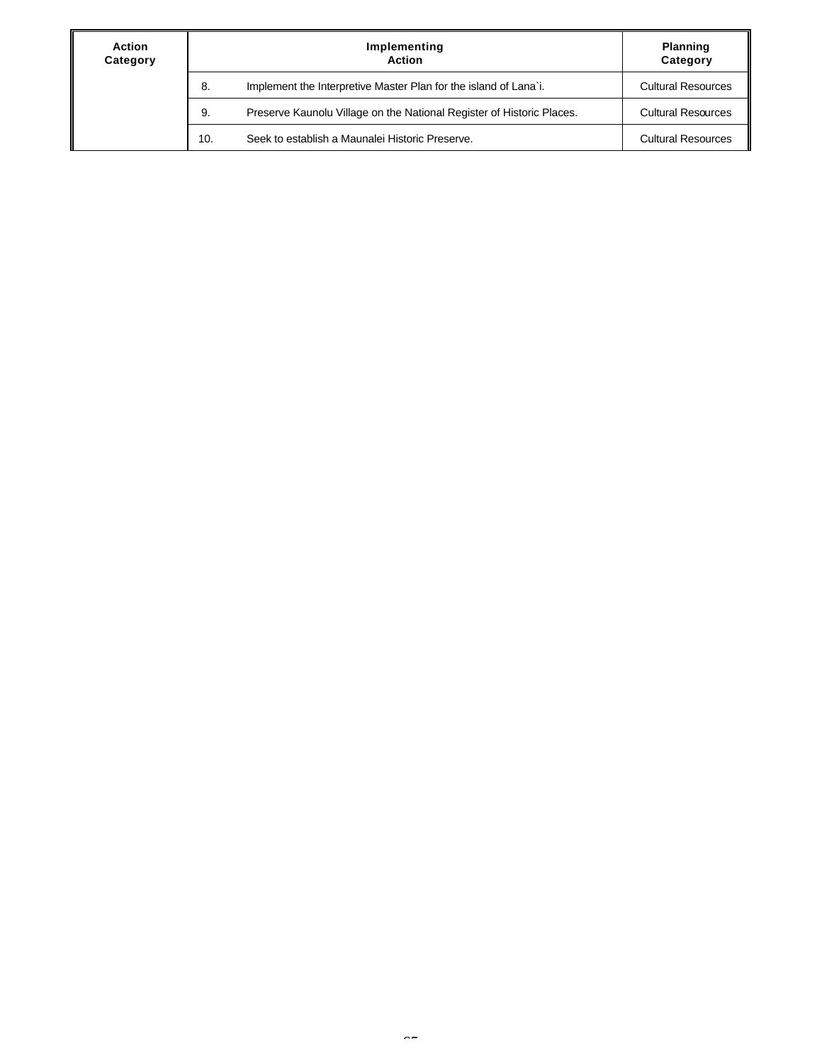| Action Category | Implementing Action | | Planning Category |
|---|---|---|---|
| | 8. | Implement the Interpretive Master Plan for the island of Lana`i. | Cultural Resources |
| | 9. | Preserve Kaunolu Village on the National Register of Historic Places. | Cultural Resources |
| | 10. | Seek to establish a Maunalei Historic Preserve. | Cultural Resources |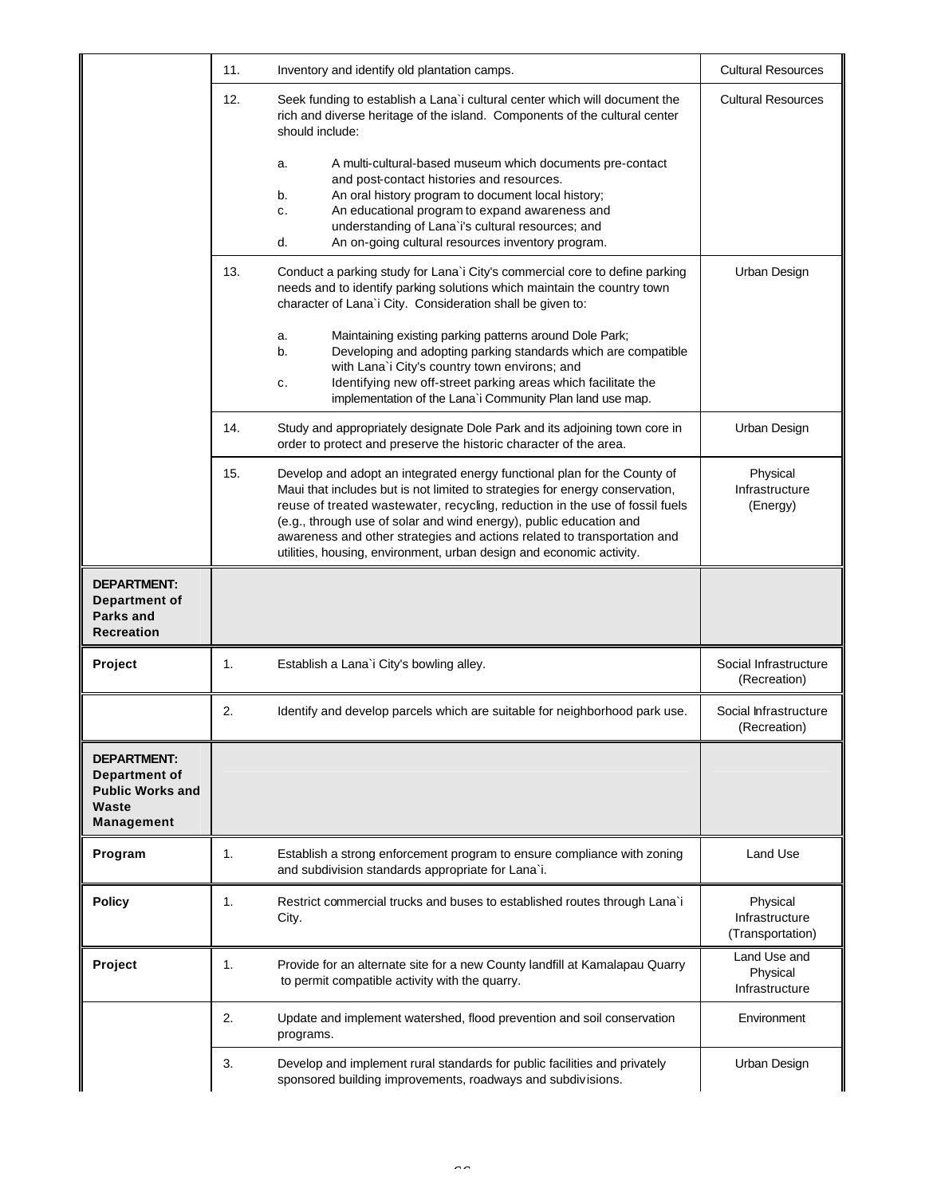| | | | |
|---|---|---|---|
| | 11. | Inventory and identify old plantation camps. | Cultural Resources |
| | 12. | Seek funding to establish a Lana`i cultural center which will document the rich and diverse heritage of the island. Components of the cultural center should include:<br><br>a. A multi-cultural-based museum which documents pre-contact and post-contact histories and resources.<br>b. An oral history program to document local history;<br>c. An educational program to expand awareness and understanding of Lana`i's cultural resources; and<br>d. An on-going cultural resources inventory program. | Cultural Resources |
| | 13. | Conduct a parking study for Lana`i City's commercial core to define parking needs and to identify parking solutions which maintain the country town character of Lana`i City. Consideration shall be given to:<br><br>a. Maintaining existing parking patterns around Dole Park;<br>b. Developing and adopting parking standards which are compatible with Lana`i City's country town environs; and<br>c. Identifying new off-street parking areas which facilitate the implementation of the Lana`i Community Plan land use map. | Urban Design |
| | 14. | Study and appropriately designate Dole Park and its adjoining town core in order to protect and preserve the historic character of the area. | Urban Design |
| | 15. | Develop and adopt an integrated energy functional plan for the County of Maui that includes but is not limited to strategies for energy conservation, reuse of treated wastewater, recycling, reduction in the use of fossil fuels (e.g., through use of solar and wind energy), public education and awareness and other strategies and actions related to transportation and utilities, housing, environment, urban design and economic activity. | Physical Infrastructure (Energy) |
| **DEPARTMENT: Department of Parks and Recreation** | | | |
| **Project** | 1. | Establish a Lana`i City's bowling alley. | Social Infrastructure (Recreation) |
| | 2. | Identify and develop parcels which are suitable for neighborhood park use. | Social Infrastructure (Recreation) |
| **DEPARTMENT: Department of Public Works and Waste Management** | | | |
| **Program** | 1. | Establish a strong enforcement program to ensure compliance with zoning and subdivision standards appropriate for Lana`i. | Land Use |
| **Policy** | 1. | Restrict commercial trucks and buses to established routes through Lana`i City. | Physical Infrastructure (Transportation) |
| **Project** | 1. | Provide for an alternate site for a new County landfill at Kamalapau Quarry to permit compatible activity with the quarry. | Land Use and Physical Infrastructure |
| | 2. | Update and implement watershed, flood prevention and soil conservation programs. | Environment |
| | 3. | Develop and implement rural standards for public facilities and privately sponsored building improvements, roadways and subdivisions. | Urban Design |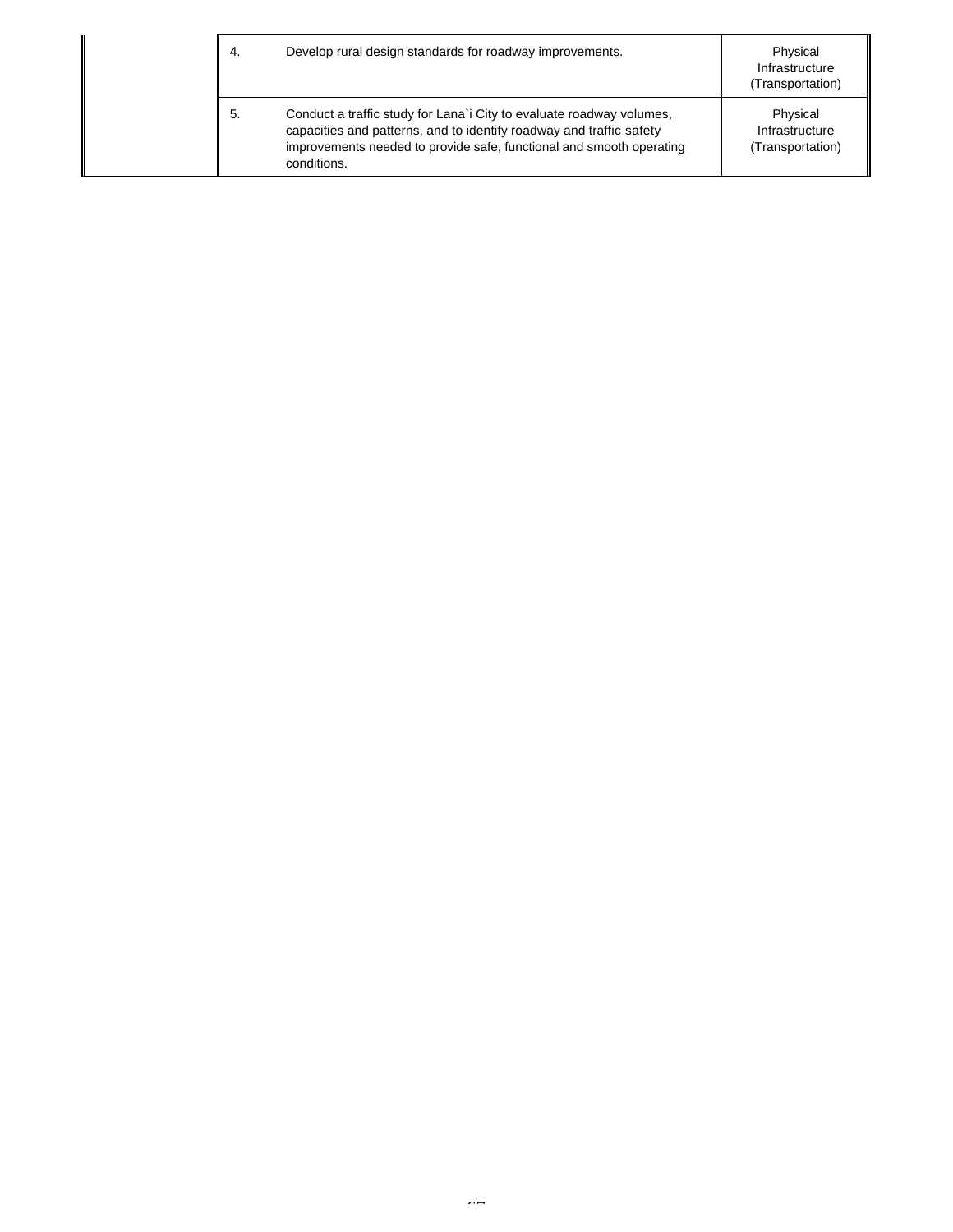| | | | |
|---|---|---|---|
| | 4. | Develop rural design standards for roadway improvements. | Physical Infrastructure (Transportation) |
| | 5. | Conduct a traffic study for Lana`i City to evaluate roadway volumes, capacities and patterns, and to identify roadway and traffic safety improvements needed to provide safe, functional and smooth operating conditions. | Physical Infrastructure (Transportation) |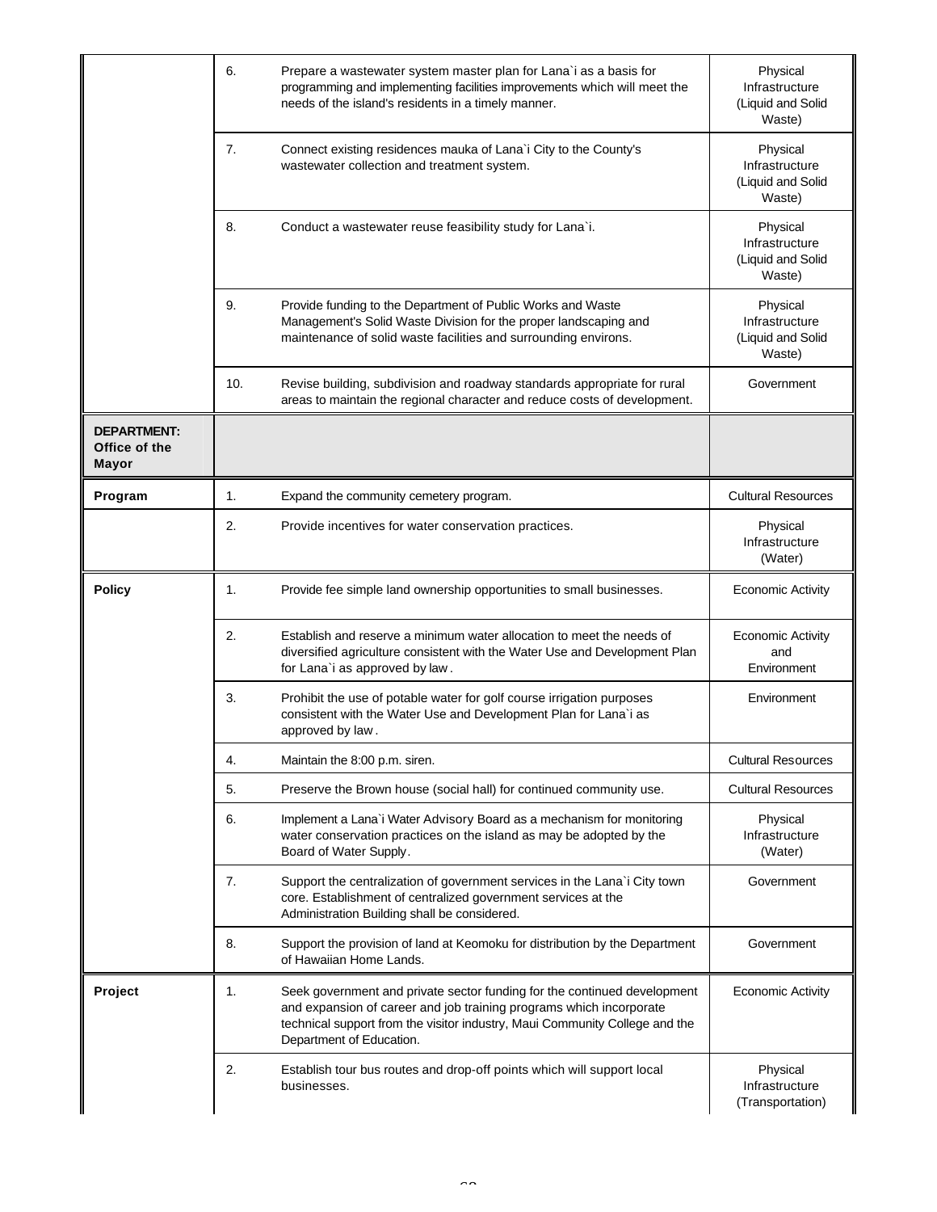| | | | |
|---|---|---|---|
| | 6. | Prepare a wastewater system master plan for Lana`i as a basis for programming and implementing facilities improvements which will meet the needs of the island's residents in a timely manner. | Physical Infrastructure (Liquid and Solid Waste) |
| | 7. | Connect existing residences mauka of Lana`i City to the County's wastewater collection and treatment system. | Physical Infrastructure (Liquid and Solid Waste) |
| | 8. | Conduct a wastewater reuse feasibility study for Lana`i. | Physical Infrastructure (Liquid and Solid Waste) |
| | 9. | Provide funding to the Department of Public Works and Waste Management's Solid Waste Division for the proper landscaping and maintenance of solid waste facilities and surrounding environs. | Physical Infrastructure (Liquid and Solid Waste) |
| | 10. | Revise building, subdivision and roadway standards appropriate for rural areas to maintain the regional character and reduce costs of development. | Government |
| **DEPARTMENT: Office of the Mayor** | | | |
| **Program** | 1. | Expand the community cemetery program. | Cultural Resources |
| | 2. | Provide incentives for water conservation practices. | Physical Infrastructure (Water) |
| **Policy** | 1. | Provide fee simple land ownership opportunities to small businesses. | Economic Activity |
| | 2. | Establish and reserve a minimum water allocation to meet the needs of diversified agriculture consistent with the Water Use and Development Plan for Lana`i as approved by law. | Economic Activity and Environment |
| | 3. | Prohibit the use of potable water for golf course irrigation purposes consistent with the Water Use and Development Plan for Lana`i as approved by law. | Environment |
| | 4. | Maintain the 8:00 p.m. siren. | Cultural Resources |
| | 5. | Preserve the Brown house (social hall) for continued community use. | Cultural Resources |
| | 6. | Implement a Lana`i Water Advisory Board as a mechanism for monitoring water conservation practices on the island as may be adopted by the Board of Water Supply. | Physical Infrastructure (Water) |
| | 7. | Support the centralization of government services in the Lana`i City town core. Establishment of centralized government services at the Administration Building shall be considered. | Government |
| | 8. | Support the provision of land at Keomoku for distribution by the Department of Hawaiian Home Lands. | Government |
| **Project** | 1. | Seek government and private sector funding for the continued development and expansion of career and job training programs which incorporate technical support from the visitor industry, Maui Community College and the Department of Education. | Economic Activity |
| | 2. | Establish tour bus routes and drop-off points which will support local businesses. | Physical Infrastructure (Transportation) |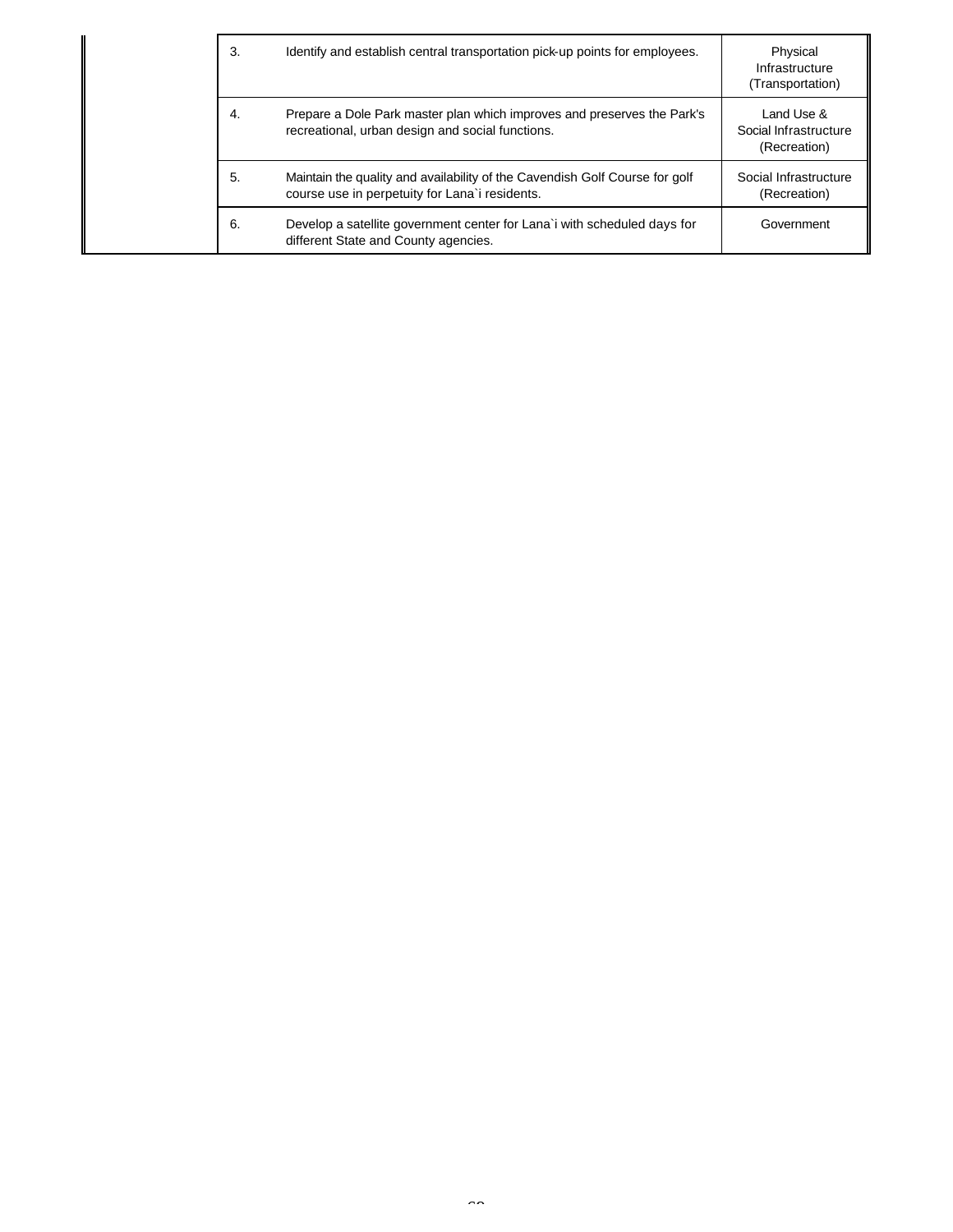| | | | |
|---|---|---|---|
| | 3. | Identify and establish central transportation pick-up points for employees. | Physical Infrastructure (Transportation) |
| | 4. | Prepare a Dole Park master plan which improves and preserves the Park's recreational, urban design and social functions. | Land Use & Social Infrastructure (Recreation) |
| | 5. | Maintain the quality and availability of the Cavendish Golf Course for golf course use in perpetuity for Lana`i residents. | Social Infrastructure (Recreation) |
| | 6. | Develop a satellite government center for Lana`i with scheduled days for different State and County agencies. | Government |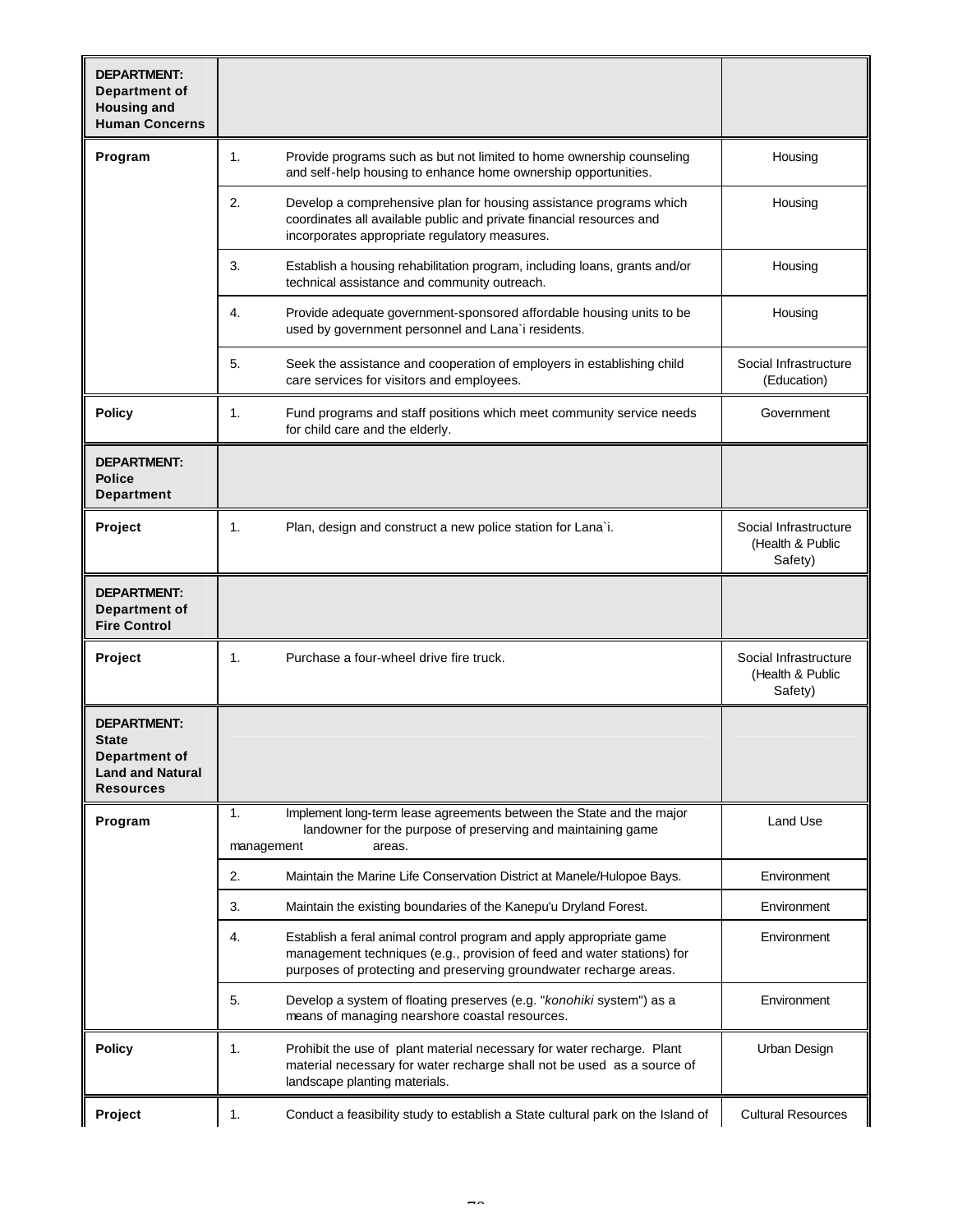| DEPARTMENT: Department of Housing and Human Concerns | | |
|---|---|---|
| **Program** | 1. Provide programs such as but not limited to home ownership counseling and self-help housing to enhance home ownership opportunities. | Housing |
| | 2. Develop a comprehensive plan for housing assistance programs which coordinates all available public and private financial resources and incorporates appropriate regulatory measures. | Housing |
| | 3. Establish a housing rehabilitation program, including loans, grants and/or technical assistance and community outreach. | Housing |
| | 4. Provide adequate government-sponsored affordable housing units to be used by government personnel and Lana`i residents. | Housing |
| | 5. Seek the assistance and cooperation of employers in establishing child care services for visitors and employees. | Social Infrastructure (Education) |
| **Policy** | 1. Fund programs and staff positions which meet community service needs for child care and the elderly. | Government |
| **DEPARTMENT: Police Department** | | |
| **Project** | 1. Plan, design and construct a new police station for Lana`i. | Social Infrastructure (Health & Public Safety) |
| **DEPARTMENT: Department of Fire Control** | | |
| **Project** | 1. Purchase a four-wheel drive fire truck. | Social Infrastructure (Health & Public Safety) |
| **DEPARTMENT: State Department of Land and Natural Resources** | | |
| **Program** | 1. Implement long-term lease agreements between the State and the major landowner for the purpose of preserving and maintaining game management areas. | Land Use |
| | 2. Maintain the Marine Life Conservation District at Manele/Hulopoe Bays. | Environment |
| | 3. Maintain the existing boundaries of the Kanepu'u Dryland Forest. | Environment |
| | 4. Establish a feral animal control program and apply appropriate game management techniques (e.g., provision of feed and water stations) for purposes of protecting and preserving groundwater recharge areas. | Environment |
| | 5. Develop a system of floating preserves (e.g. "*konohiki* system") as a means of managing nearshore coastal resources. | Environment |
| **Policy** | 1. Prohibit the use of plant material necessary for water recharge. Plant material necessary for water recharge shall not be used as a source of landscape planting materials. | Urban Design |
| **Project** | 1. Conduct a feasibility study to establish a State cultural park on the Island of | Cultural Resources |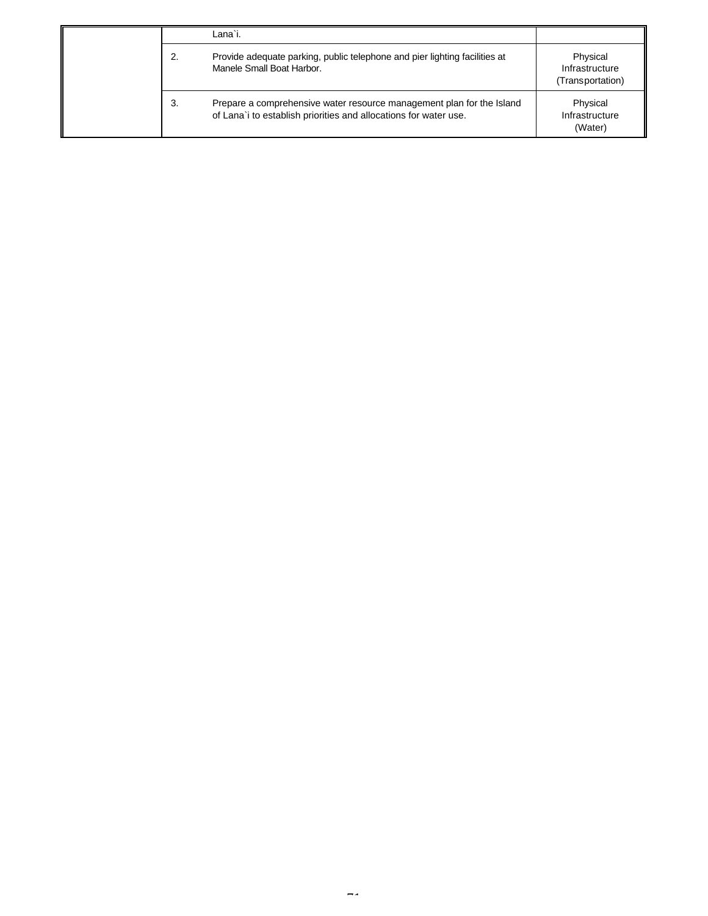| | | | |
|---|---|---|---|
| | | Lana`i. | |
| | 2. | Provide adequate parking, public telephone and pier lighting facilities at Manele Small Boat Harbor. | Physical Infrastructure (Transportation) |
| | 3. | Prepare a comprehensive water resource management plan for the Island of Lana`i to establish priorities and allocations for water use. | Physical Infrastructure (Water) |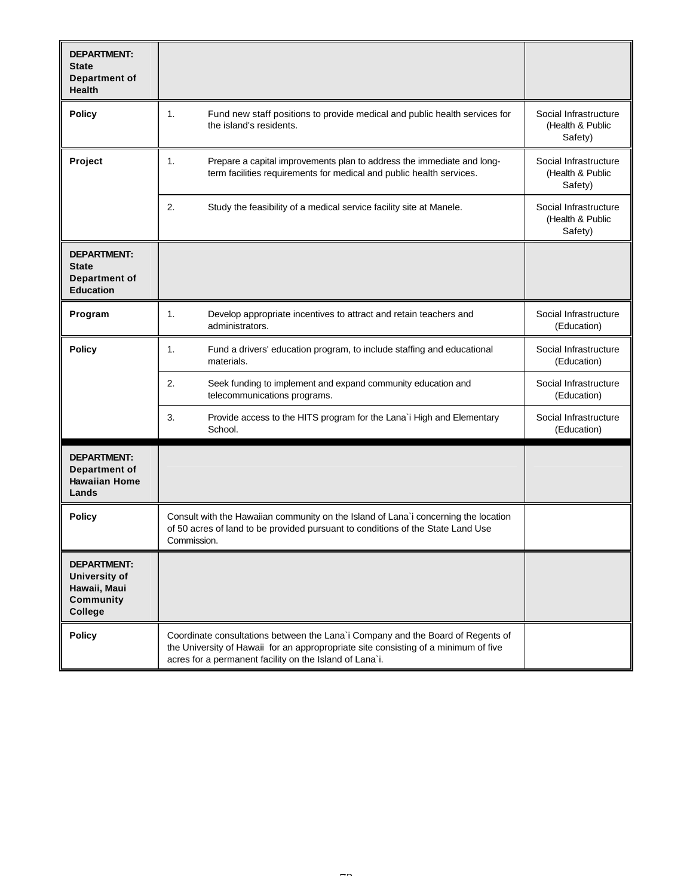| DEPARTMENT: State Department of Health | | |
|---|---|---|
| **Policy** | 1. Fund new staff positions to provide medical and public health services for the island's residents. | Social Infrastructure (Health & Public Safety) |
| **Project** | 1. Prepare a capital improvements plan to address the immediate and long-term facilities requirements for medical and public health services. | Social Infrastructure (Health & Public Safety) |
| | 2. Study the feasibility of a medical service facility site at Manele. | Social Infrastructure (Health & Public Safety) |
| **DEPARTMENT: State Department of Education** | | |
| **Program** | 1. Develop appropriate incentives to attract and retain teachers and administrators. | Social Infrastructure (Education) |
| **Policy** | 1. Fund a drivers' education program, to include staffing and educational materials. | Social Infrastructure (Education) |
| | 2. Seek funding to implement and expand community education and telecommunications programs. | Social Infrastructure (Education) |
| | 3. Provide access to the HITS program for the Lana`i High and Elementary School. | Social Infrastructure (Education) |
| **DEPARTMENT: Department of Hawaiian Home Lands** | | |
| **Policy** | Consult with the Hawaiian community on the Island of Lana`i concerning the location of 50 acres of land to be provided pursuant to conditions of the State Land Use Commission. | |
| **DEPARTMENT: University of Hawaii, Maui Community College** | | |
| **Policy** | Coordinate consultations between the Lana`i Company and the Board of Regents of the University of Hawaii for an appropropriate site consisting of a minimum of five acres for a permanent facility on the Island of Lana`i. | |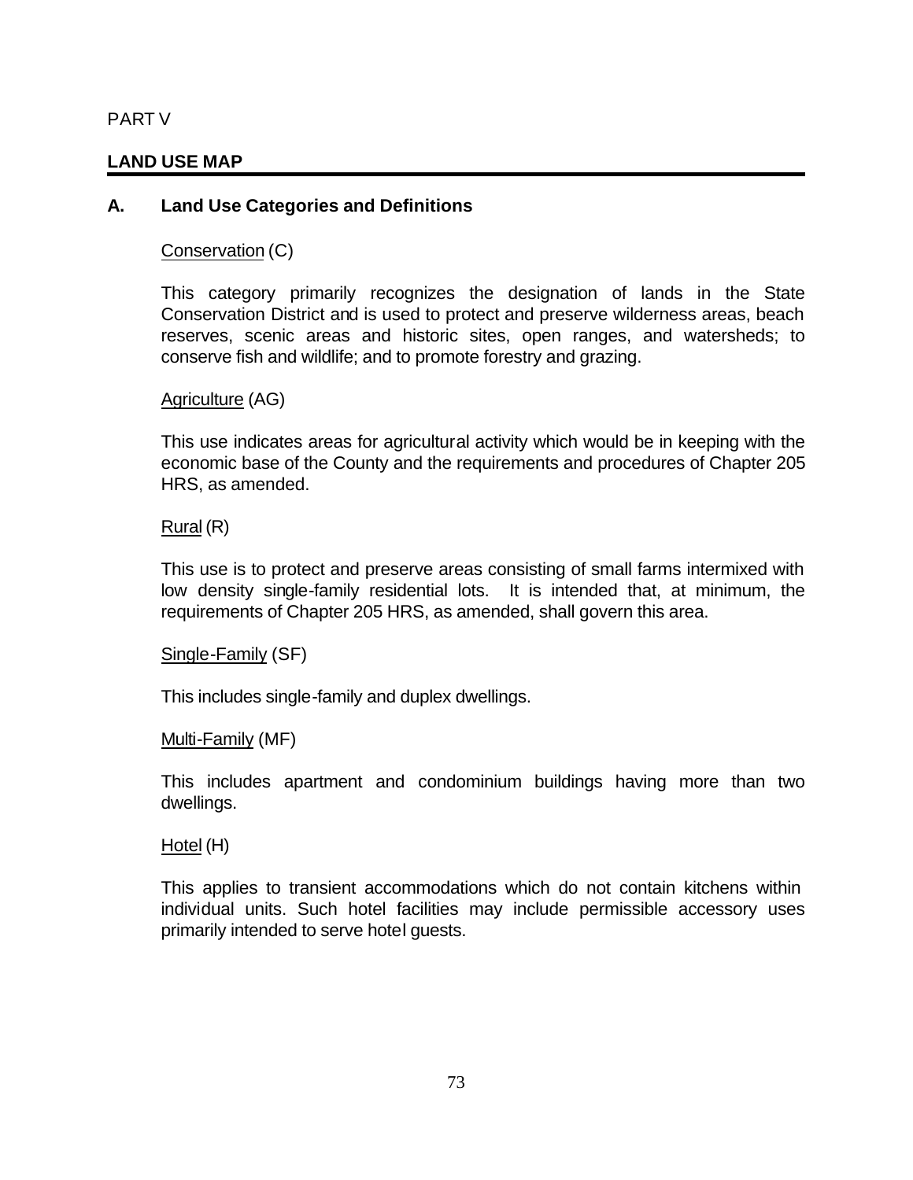PART V

## LAND USE MAP

### A. Land Use Categories and Definitions

Conservation (C)

This category primarily recognizes the designation of lands in the State Conservation District and is used to protect and preserve wilderness areas, beach reserves, scenic areas and historic sites, open ranges, and watersheds; to conserve fish and wildlife; and to promote forestry and grazing.

Agriculture (AG)

This use indicates areas for agricultural activity which would be in keeping with the economic base of the County and the requirements and procedures of Chapter 205 HRS, as amended.

Rural (R)

This use is to protect and preserve areas consisting of small farms intermixed with low density single-family residential lots. It is intended that, at minimum, the requirements of Chapter 205 HRS, as amended, shall govern this area.

Single-Family (SF)

This includes single-family and duplex dwellings.

Multi-Family (MF)

This includes apartment and condominium buildings having more than two dwellings.

Hotel (H)

This applies to transient accommodations which do not contain kitchens within individual units. Such hotel facilities may include permissible accessory uses primarily intended to serve hotel guests.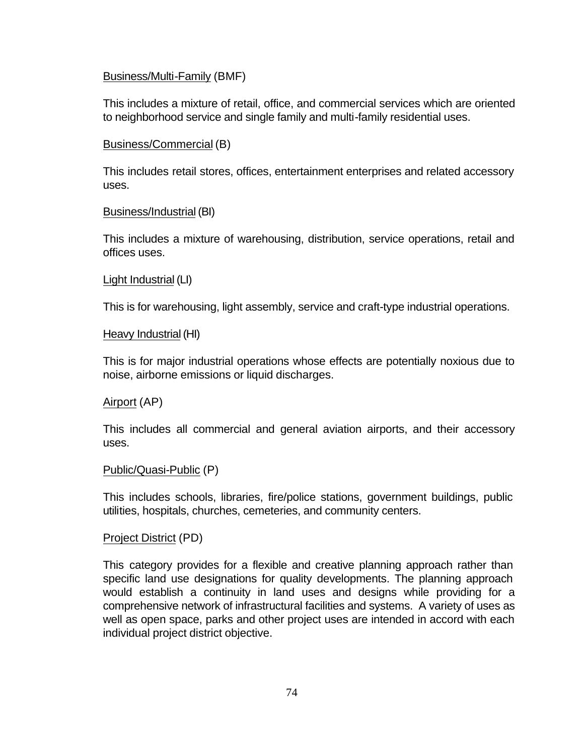Business/Multi-Family (BMF)

This includes a mixture of retail, office, and commercial services which are oriented to neighborhood service and single family and multi-family residential uses.

Business/Commercial (B)

This includes retail stores, offices, entertainment enterprises and related accessory uses.

Business/Industrial (BI)

This includes a mixture of warehousing, distribution, service operations, retail and offices uses.

Light Industrial (LI)

This is for warehousing, light assembly, service and craft-type industrial operations.

Heavy Industrial (HI)

This is for major industrial operations whose effects are potentially noxious due to noise, airborne emissions or liquid discharges.

Airport (AP)

This includes all commercial and general aviation airports, and their accessory uses.

Public/Quasi-Public (P)

This includes schools, libraries, fire/police stations, government buildings, public utilities, hospitals, churches, cemeteries, and community centers.

Project District (PD)

This category provides for a flexible and creative planning approach rather than specific land use designations for quality developments. The planning approach would establish a continuity in land uses and designs while providing for a comprehensive network of infrastructural facilities and systems. A variety of uses as well as open space, parks and other project uses are intended in accord with each individual project district objective.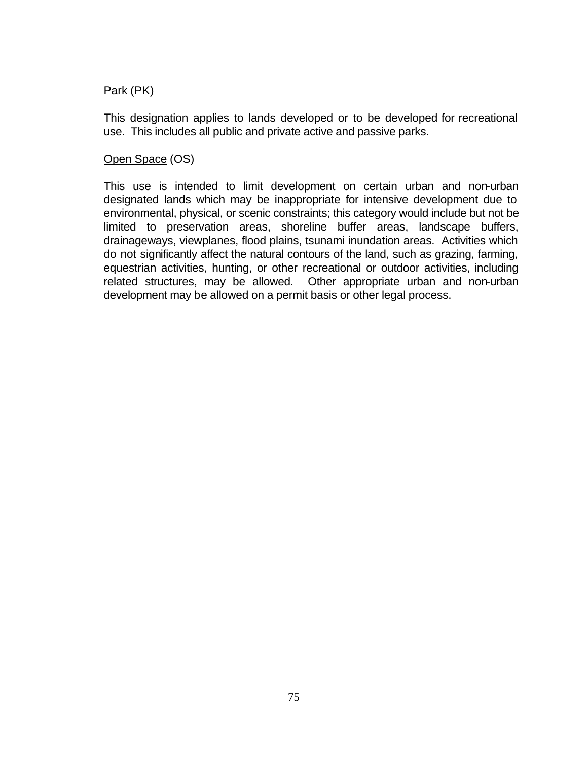<u>Park</u> (PK)

This designation applies to lands developed or to be developed for recreational use. This includes all public and private active and passive parks.

<u>Open Space</u> (OS)

This use is intended to limit development on certain urban and non-urban designated lands which may be inappropriate for intensive development due to environmental, physical, or scenic constraints; this category would include but not be limited to preservation areas, shoreline buffer areas, landscape buffers, drainageways, viewplanes, flood plains, tsunami inundation areas. Activities which do not significantly affect the natural contours of the land, such as grazing, farming, equestrian activities, hunting, or other recreational or outdoor activities, including related structures, may be allowed. Other appropriate urban and non-urban development may be allowed on a permit basis or other legal process.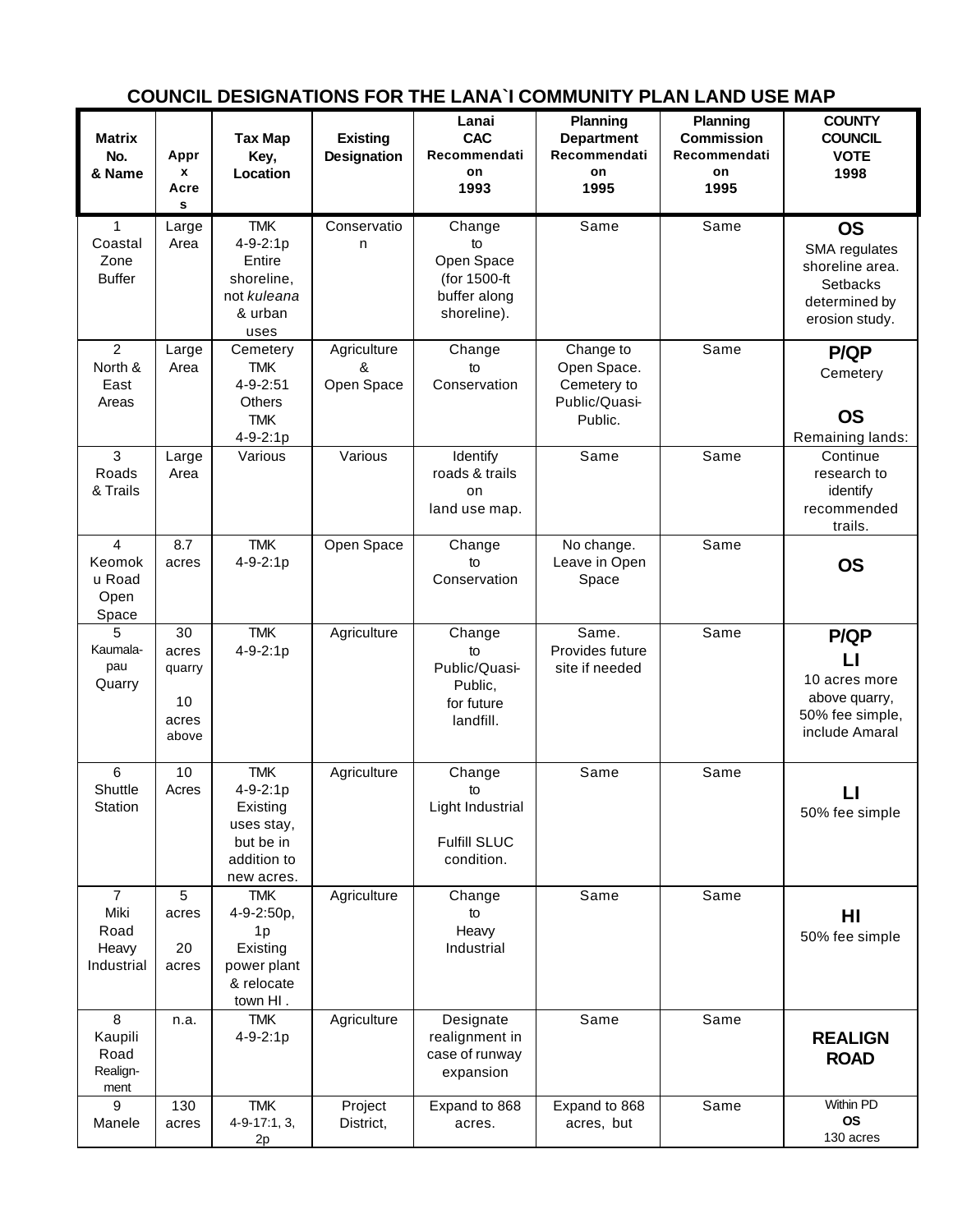## COUNCIL DESIGNATIONS FOR THE LANA`I COMMUNITY PLAN LAND USE MAP

| Matrix No. & Name | Approx Acres | Tax Map Key, Location | Existing Designation | Lanai CAC Recommendation 1993 | Planning Department Recommendation 1995 | Planning Commission Recommendation 1995 | COUNTY COUNCIL VOTE 1998 |
|---|---|---|---|---|---|---|---|
| 1 Coastal Zone Buffer | Large Area | TMK 4-9-2:1p Entire shoreline, not *kuleana* & urban uses | Conservation | Change to Open Space (for 1500-ft buffer along shoreline). | Same | Same | **OS** SMA regulates shoreline area. Setbacks determined by erosion study. |
| 2 North & East Areas | Large Area | Cemetery TMK 4-9-2:51 Others TMK 4-9-2:1p | Agriculture & Open Space | Change to Conservation | Change to Open Space. Cemetery to Public/Quasi-Public. | Same | **P/QP** Cemetery **OS** Remaining lands: |
| 3 Roads & Trails | Large Area | Various | Various | Identify roads & trails on land use map. | Same | Same | Continue research to identify recommended trails. |
| 4 Keomoku Road Open Space | 8.7 acres | TMK 4-9-2:1p | Open Space | Change to Conservation | No change. Leave in Open Space | Same | **OS** |
| 5 Kaumalapau Quarry | 30 acres quarry 10 acres above | TMK 4-9-2:1p | Agriculture | Change to Public/Quasi-Public, for future landfill. | Same. Provides future site if needed | Same | **P/QP** **LI** 10 acres more above quarry, 50% fee simple, include Amaral |
| 6 Shuttle Station | 10 Acres | TMK 4-9-2:1p Existing uses stay, but be in addition to new acres. | Agriculture | Change to Light Industrial Fulfill SLUC condition. | Same | Same | **LI** 50% fee simple |
| 7 Miki Road Heavy Industrial | 5 acres 20 acres | TMK 4-9-2:50p, 1p Existing power plant & relocate town HI . | Agriculture | Change to Heavy Industrial | Same | Same | **HI** 50% fee simple |
| 8 Kaupili Road Realignment | n.a. | TMK 4-9-2:1p | Agriculture | Designate realignment in case of runway expansion | Same | Same | **REALIGN ROAD** |
| 9 Manele | 130 acres | TMK 4-9-17:1, 3, 2p | Project District, | Expand to 868 acres. | Expand to 868 acres, but | Same | Within PD **OS** 130 acres |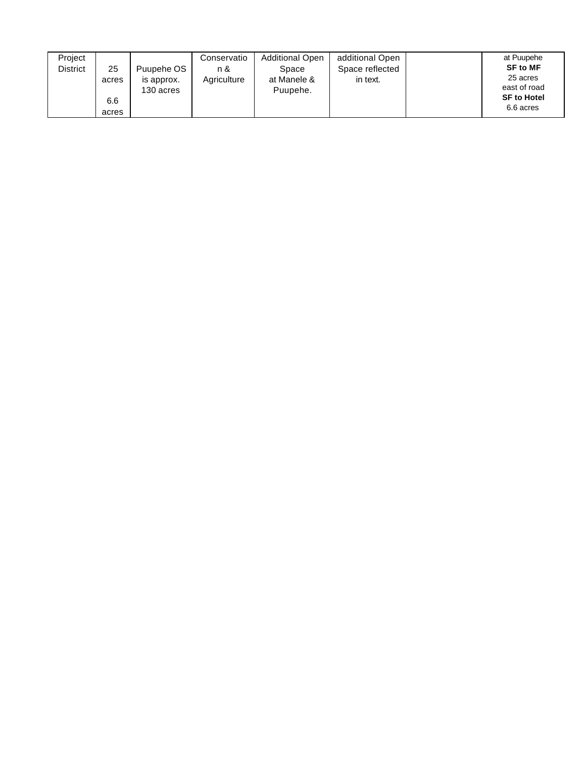| | | | | | | | |
|---|---|---|---|---|---|---|---|
| Project District | 25 acres<br><br>6.6 acres | Puupehe OS is approx. 130 acres | Conservation & Agriculture | Additional Open Space at Manele & Puupehe. | additional Open Space reflected in text. | | at Puupehe<br>**SF to MF**<br>25 acres east of road<br>**SF to Hotel**<br>6.6 acres |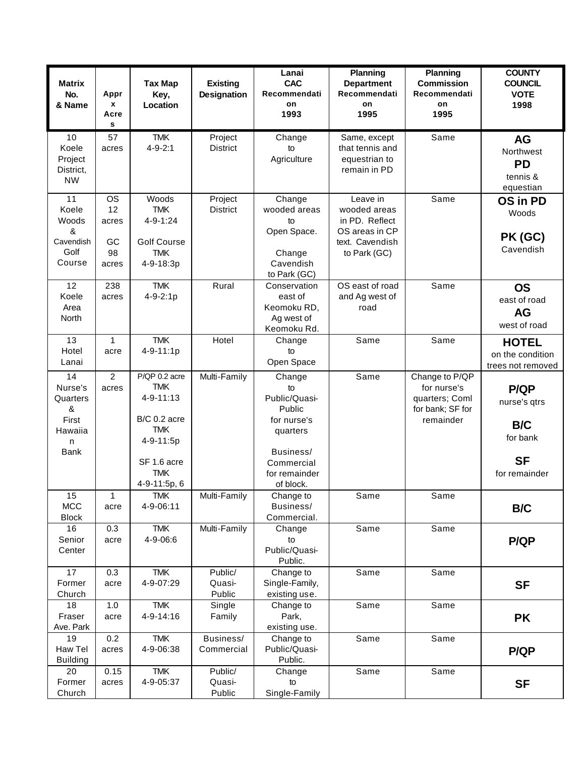| Matrix No. & Name | Appr x Acres | Tax Map Key, Location | Existing Designation | Lanai CAC Recommendation 1993 | Planning Department Recommendation 1995 | Planning Commission Recommendation 1995 | COUNTY COUNCIL VOTE 1998 |
|---|---|---|---|---|---|---|---|
| 10 Koele Project District, NW | 57 acres | TMK 4-9-2:1 | Project District | Change to Agriculture | Same, except that tennis and equestrian to remain in PD | Same | **AG** Northwest **PD** tennis & equestrian |
| 11 Koele Woods & Cavendish Golf Course | OS 12 acres GC 98 acres | Woods TMK 4-9-1:24 Golf Course TMK 4-9-18:3p | Project District | Change wooded areas to Open Space. Change Cavendish to Park (GC) | Leave in wooded areas in PD. Reflect OS areas in CP text. Cavendish to Park (GC) | Same | **OS in PD** Woods **PK (GC)** Cavendish |
| 12 Koele Area North | 238 acres | TMK 4-9-2:1p | Rural | Conservation east of Keomoku RD, Ag west of Keomoku Rd. | OS east of road and Ag west of road | Same | **OS** east of road **AG** west of road |
| 13 Hotel Lanai | 1 acre | TMK 4-9-11:1p | Hotel | Change to Open Space | Same | Same | **HOTEL** on the condition trees not removed |
| 14 Nurse's Quarters & First Hawaiian Bank | 2 acres | P/QP 0.2 acre TMK 4-9-11:13 B/C 0.2 acre TMK 4-9-11:5p SF 1.6 acre TMK 4-9-11:5p, 6 | Multi-Family | Change to Public/Quasi-Public for nurse's quarters Business/ Commercial for remainder of block. | Same | Change to P/QP for nurse's quarters; Coml for bank; SF for remainder | **P/QP** nurse's qtrs **B/C** for bank **SF** for remainder |
| 15 MCC Block | 1 acre | TMK 4-9-06:11 | Multi-Family | Change to Business/ Commercial. | Same | Same | **B/C** |
| 16 Senior Center | 0.3 acre | TMK 4-9-06:6 | Multi-Family | Change to Public/Quasi-Public. | Same | Same | **P/QP** |
| 17 Former Church | 0.3 acre | TMK 4-9-07:29 | Public/ Quasi-Public | Change to Single-Family, existing use. | Same | Same | **SF** |
| 18 Fraser Ave. Park | 1.0 acre | TMK 4-9-14:16 | Single Family | Change to Park, existing use. | Same | Same | **PK** |
| 19 Haw Tel Building | 0.2 acres | TMK 4-9-06:38 | Business/ Commercial | Change to Public/Quasi-Public. | Same | Same | **P/QP** |
| 20 Former Church | 0.15 acres | TMK 4-9-05:37 | Public/ Quasi-Public | Change to Single-Family | Same | Same | **SF** |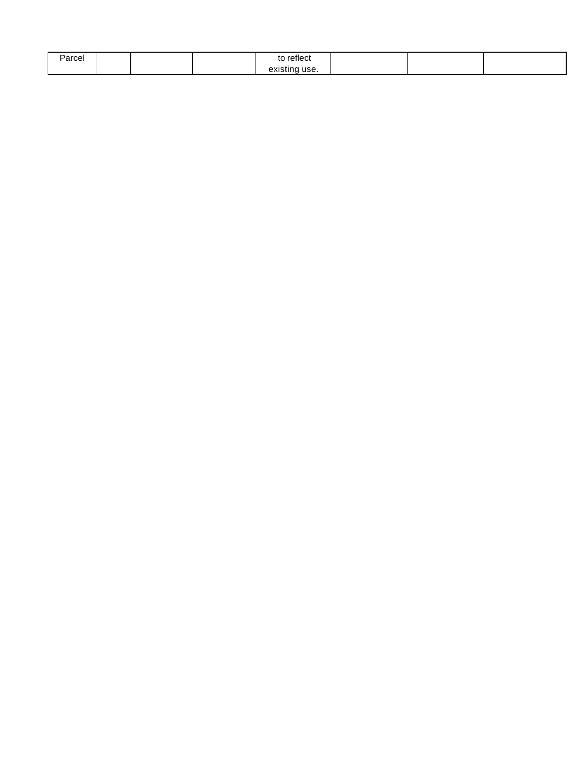| Parcel | | | | to reflect existing use. | | | |
|---|---|---|---|---|---|---|---|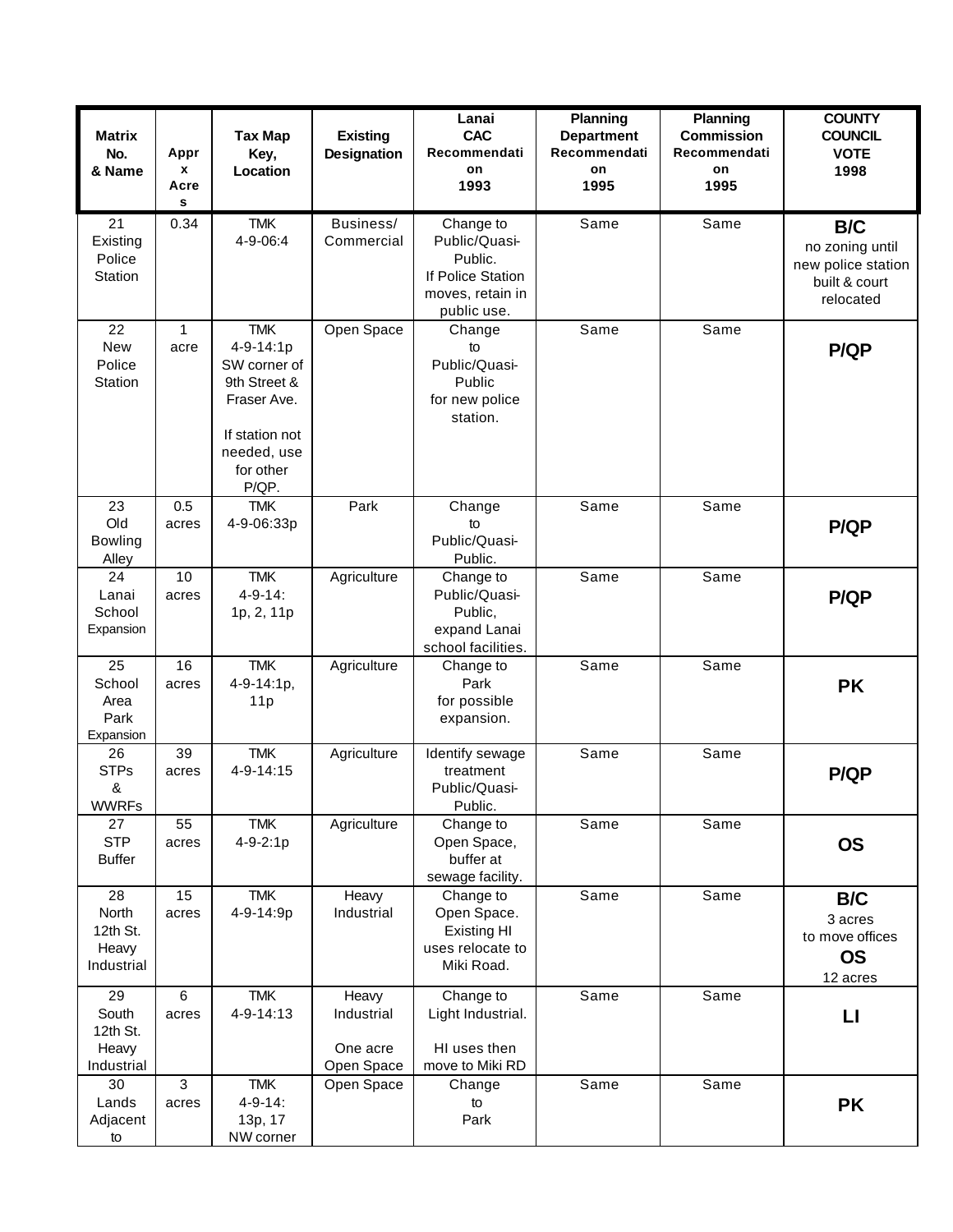| Matrix No. & Name | Approx Acres | Tax Map Key, Location | Existing Designation | Lanai CAC Recommendation 1993 | Planning Department Recommendation 1995 | Planning Commission Recommendation 1995 | COUNTY COUNCIL VOTE 1998 |
|---|---|---|---|---|---|---|---|
| 21 Existing Police Station | 0.34 | TMK 4-9-06:4 | Business/ Commercial | Change to Public/Quasi-Public. If Police Station moves, retain in public use. | Same | Same | **B/C** no zoning until new police station built & court relocated |
| 22 New Police Station | 1 acre | TMK 4-9-14:1p SW corner of 9th Street & Fraser Ave. If station not needed, use for other P/QP. | Open Space | Change to Public/Quasi-Public for new police station. | Same | Same | **P/QP** |
| 23 Old Bowling Alley | 0.5 acres | TMK 4-9-06:33p | Park | Change to Public/Quasi-Public. | Same | Same | **P/QP** |
| 24 Lanai School Expansion | 10 acres | TMK 4-9-14: 1p, 2, 11p | Agriculture | Change to Public/Quasi-Public, expand Lanai school facilities. | Same | Same | **P/QP** |
| 25 School Area Park Expansion | 16 acres | TMK 4-9-14:1p, 11p | Agriculture | Change to Park for possible expansion. | Same | Same | **PK** |
| 26 STPs & WWRFs | 39 acres | TMK 4-9-14:15 | Agriculture | Identify sewage treatment Public/Quasi-Public. | Same | Same | **P/QP** |
| 27 STP Buffer | 55 acres | TMK 4-9-2:1p | Agriculture | Change to Open Space, buffer at sewage facility. | Same | Same | **OS** |
| 28 North 12th St. Heavy Industrial | 15 acres | TMK 4-9-14:9p | Heavy Industrial | Change to Open Space. Existing HI uses relocate to Miki Road. | Same | Same | **B/C** 3 acres to move offices **OS** 12 acres |
| 29 South 12th St. Heavy Industrial | 6 acres | TMK 4-9-14:13 | Heavy Industrial One acre Open Space | Change to Light Industrial. HI uses then move to Miki RD | Same | Same | **LI** |
| 30 Lands Adjacent to | 3 acres | TMK 4-9-14: 13p, 17 NW corner | Open Space | Change to Park | Same | Same | **PK** |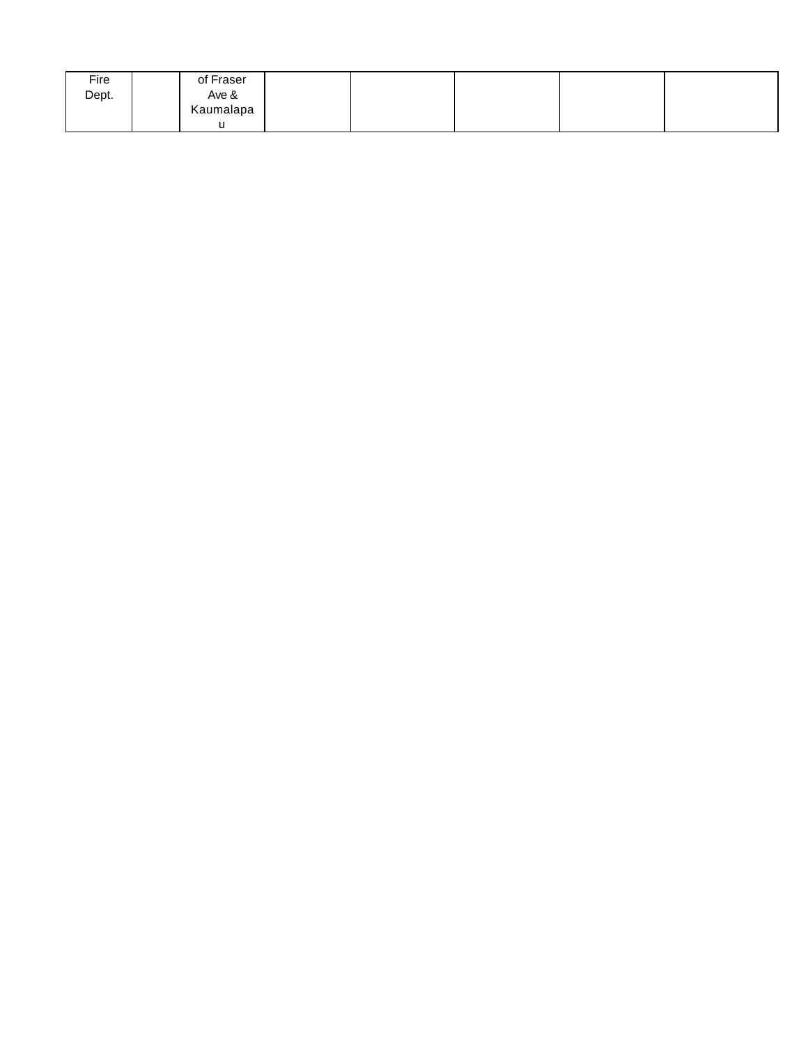| | | | | | | | |
|---|---|---|---|---|---|---|---|
| Fire Dept. | | of Fraser Ave & Kaumalapau | | | | | |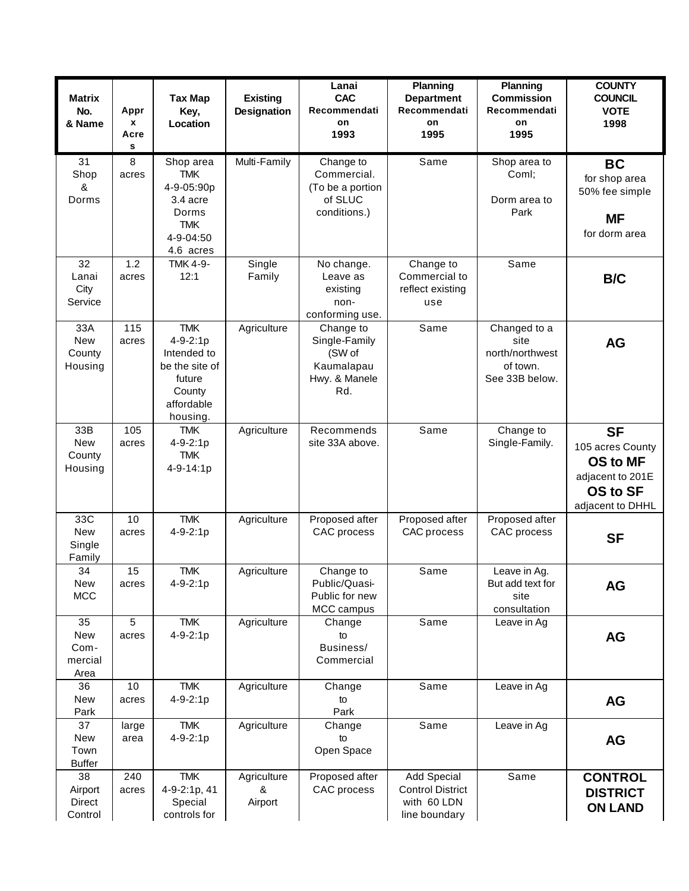| Matrix No. & Name | Approx Acres | Tax Map Key, Location | Existing Designation | Lanai CAC Recommendation 1993 | Planning Department Recommendation 1995 | Planning Commission Recommendation 1995 | COUNTY COUNCIL VOTE 1998 |
|---|---|---|---|---|---|---|---|
| 31 Shop & Dorms | 8 acres | Shop area TMK 4-9-05:90p 3.4 acre Dorms TMK 4-9-04:50 4.6 acres | Multi-Family | Change to Commercial. (To be a portion of SLUC conditions.) | Same | Shop area to Coml; Dorm area to Park | **BC** for shop area 50% fee simple **MF** for dorm area |
| 32 Lanai City Service | 1.2 acres | TMK 4-9-12:1 | Single Family | No change. Leave as existing non-conforming use. | Change to Commercial to reflect existing use | Same | **B/C** |
| 33A New County Housing | 115 acres | TMK 4-9-2:1p Intended to be the site of future County affordable housing. | Agriculture | Change to Single-Family (SW of Kaumalapau Hwy. & Manele Rd. | Same | Changed to a site north/northwest of town. See 33B below. | **AG** |
| 33B New County Housing | 105 acres | TMK 4-9-2:1p TMK 4-9-14:1p | Agriculture | Recommends site 33A above. | Same | Change to Single-Family. | **SF** 105 acres County **OS to MF** adjacent to 201E **OS to SF** adjacent to DHHL |
| 33C New Single Family | 10 acres | TMK 4-9-2:1p | Agriculture | Proposed after CAC process | Proposed after CAC process | Proposed after CAC process | **SF** |
| 34 New MCC | 15 acres | TMK 4-9-2:1p | Agriculture | Change to Public/Quasi-Public for new MCC campus | Same | Leave in Ag. But add text for site consultation | **AG** |
| 35 New Commercial Area | 5 acres | TMK 4-9-2:1p | Agriculture | Change to Business/ Commercial | Same | Leave in Ag | **AG** |
| 36 New Park | 10 acres | TMK 4-9-2:1p | Agriculture | Change to Park | Same | Leave in Ag | **AG** |
| 37 New Town Buffer | large area | TMK 4-9-2:1p | Agriculture | Change to Open Space | Same | Leave in Ag | **AG** |
| 38 Airport Direct Control | 240 acres | TMK 4-9-2:1p, 41 Special controls for | Agriculture & Airport | Proposed after CAC process | Add Special Control District with 60 LDN line boundary | Same | **CONTROL DISTRICT ON LAND** |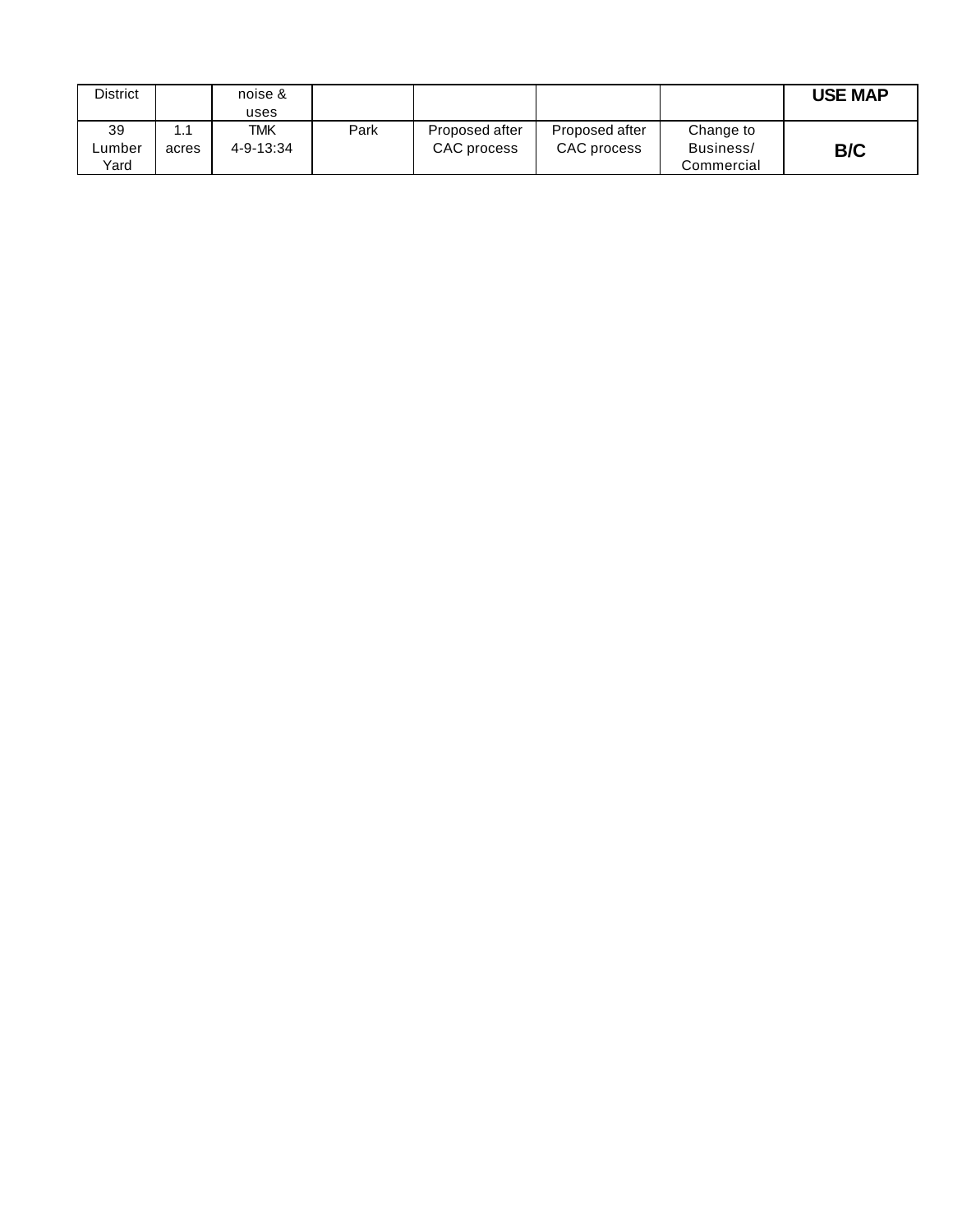| District | | noise & uses | | | | | **USE MAP** |
|---|---|---|---|---|---|---|---|
| 39 Lumber Yard | 1.1 acres | TMK 4-9-13:34 | Park | Proposed after CAC process | Proposed after CAC process | Change to Business/ Commercial | **B/C** |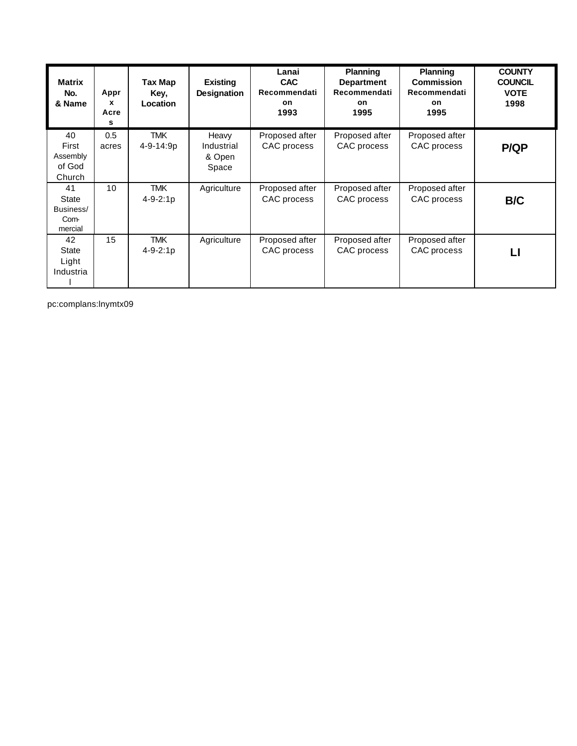| Matrix No. & Name | Appr x Acre s | Tax Map Key, Location | Existing Designation | Lanai CAC Recommendation 1993 | Planning Department Recommendation 1995 | Planning Commission Recommendation 1995 | COUNTY COUNCIL VOTE 1998 |
|---|---|---|---|---|---|---|---|
| 40 First Assembly of God Church | 0.5 acres | TMK 4-9-14:9p | Heavy Industrial & Open Space | Proposed after CAC process | Proposed after CAC process | Proposed after CAC process | **P/QP** |
| 41 State Business/ Com-mercial | 10 | TMK 4-9-2:1p | Agriculture | Proposed after CAC process | Proposed after CAC process | Proposed after CAC process | **B/C** |
| 42 State Light Industrial | 15 | TMK 4-9-2:1p | Agriculture | Proposed after CAC process | Proposed after CAC process | Proposed after CAC process | **LI** |

pc:complans:lnymtx09